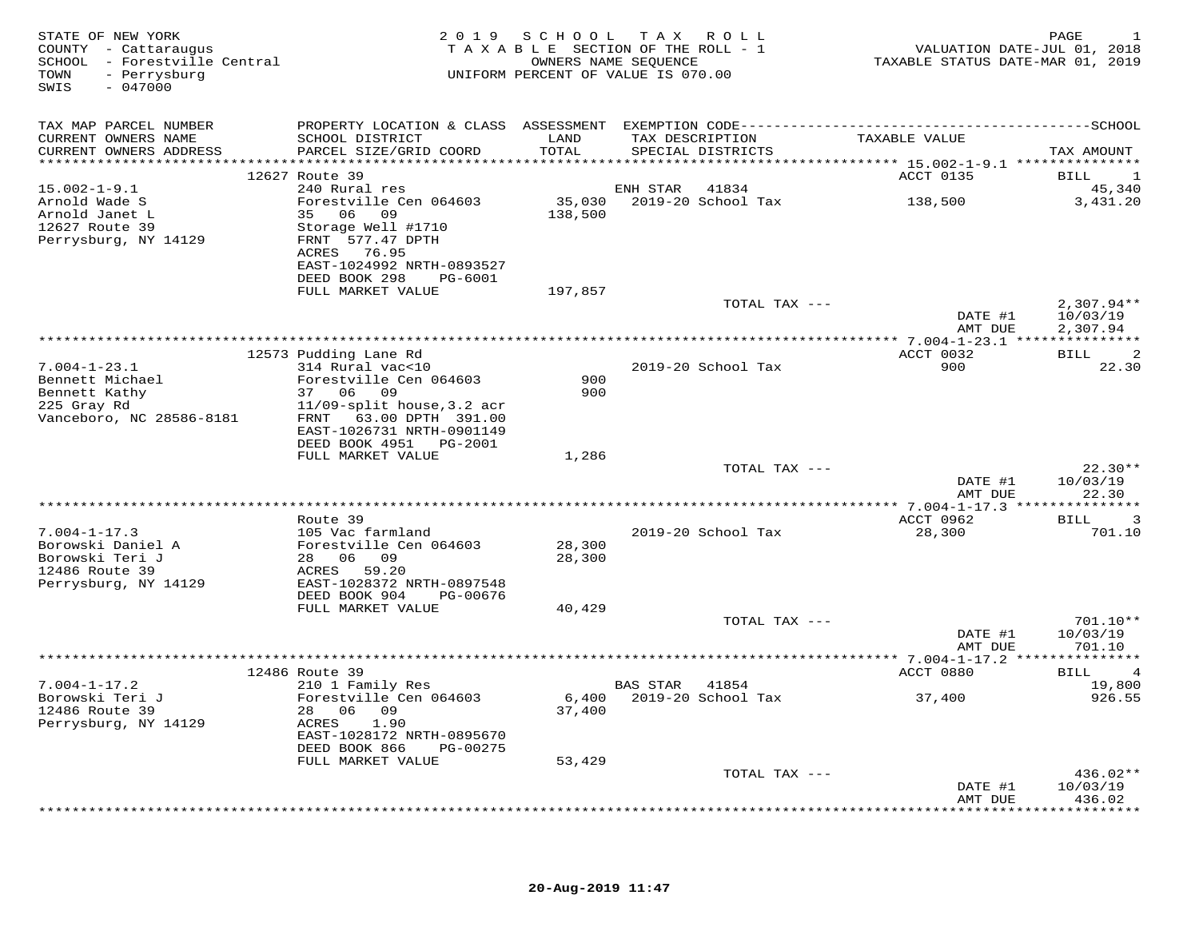STATE OF NEW YORK
COUNTY - Cattaraugus
SCHOOL - Forestville Central
TOWN - Perrysburg
SWIS - 047000

2019 SCHOOL TAX ROLL
TAXABLE SECTION OF THE ROLL - 1
OWNERS NAME SEQUENCE
UNIFORM PERCENT OF VALUE IS 070.00

VALUATION DATE-JUL 01, 2018
TAXABLE STATUS DATE-MAR 01, 2019

| TAX MAP PARCEL NUMBER / CURRENT OWNERS NAME / CURRENT OWNERS ADDRESS | PROPERTY LOCATION & CLASS / SCHOOL DISTRICT / PARCEL SIZE/GRID COORD | ASSESSMENT LAND / TOTAL | EXEMPTION CODE / TAX DESCRIPTION / SPECIAL DISTRICTS | TAXABLE VALUE | SCHOOL TAX AMOUNT |
|---|---|---|---|---|---|
| 15.002-1-9.1 | 12627 Route 39 | | | ACCT 0135 | BILL 1 |
| Arnold Wade S | 240 Rural res | | ENH STAR 41834 | | 45,340 |
| Arnold Janet L | Forestville Cen 064603 | 35,030 | 2019-20 School Tax | 138,500 | 3,431.20 |
| 12627 Route 39 | 35 06 09 | 138,500 | | | |
| Perrysburg, NY 14129 | Storage Well #1710 | | | | |
| | FRNT 577.47 DPTH | | | | |
| | ACRES 76.95 | | | | |
| | EAST-1024992 NRTH-0893527 | | | | |
| | DEED BOOK 298 PG-6001 | | | | |
| | FULL MARKET VALUE | 197,857 | | | |
| | | | TOTAL TAX --- | | 2,307.94** |
| | | | | DATE #1 | 10/03/19 |
| | | | | AMT DUE | 2,307.94 |
| 7.004-1-23.1 | 12573 Pudding Lane Rd | | | ACCT 0032 | BILL 2 |
| Bennett Michael | 314 Rural vac<10 | | 2019-20 School Tax | 900 | 22.30 |
| Bennett Kathy | Forestville Cen 064603 | 900 | | | |
| 225 Gray Rd | 37 06 09 | 900 | | | |
| Vanceboro, NC 28586-8181 | 11/09-split house,3.2 acr | | | | |
| | FRNT 63.00 DPTH 391.00 | | | | |
| | EAST-1026731 NRTH-0901149 | | | | |
| | DEED BOOK 4951 PG-2001 | | | | |
| | FULL MARKET VALUE | 1,286 | | | |
| | | | TOTAL TAX --- | | 22.30** |
| | | | | DATE #1 | 10/03/19 |
| | | | | AMT DUE | 22.30 |
| 7.004-1-17.3 | Route 39 | | | ACCT 0962 | BILL 3 |
| Borowski Daniel A | 105 Vac farmland | | 2019-20 School Tax | 28,300 | 701.10 |
| Borowski Teri J | Forestville Cen 064603 | 28,300 | | | |
| 12486 Route 39 | 28 06 09 | 28,300 | | | |
| Perrysburg, NY 14129 | ACRES 59.20 | | | | |
| | EAST-1028372 NRTH-0897548 | | | | |
| | DEED BOOK 904 PG-00676 | | | | |
| | FULL MARKET VALUE | 40,429 | | | |
| | | | TOTAL TAX --- | | 701.10** |
| | | | | DATE #1 | 10/03/19 |
| | | | | AMT DUE | 701.10 |
| 7.004-1-17.2 | 12486 Route 39 | | | ACCT 0880 | BILL 4 |
| Borowski Teri J | 210 1 Family Res | | BAS STAR 41854 | | 19,800 |
| 12486 Route 39 | Forestville Cen 064603 | 6,400 | 2019-20 School Tax | 37,400 | 926.55 |
| Perrysburg, NY 14129 | 28 06 09 | 37,400 | | | |
| | ACRES 1.90 | | | | |
| | EAST-1028172 NRTH-0895670 | | | | |
| | DEED BOOK 866 PG-00275 | | | | |
| | FULL MARKET VALUE | 53,429 | | | |
| | | | TOTAL TAX --- | | 436.02** |
| | | | | DATE #1 | 10/03/19 |
| | | | | AMT DUE | 436.02 |

20-Aug-2019 11:47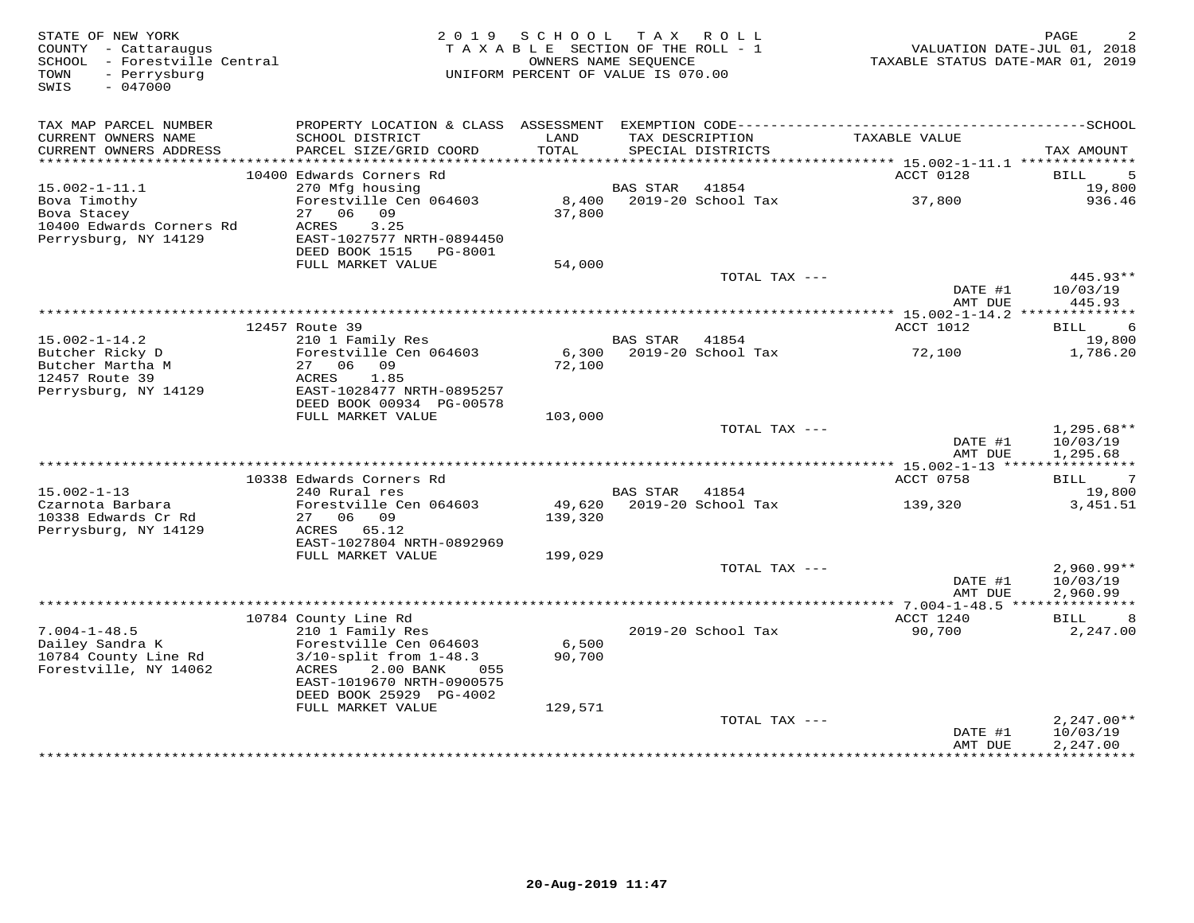STATE OF NEW YORK
COUNTY - Cattaraugus
SCHOOL - Forestville Central
TOWN - Perrysburg
SWIS - 047000

2 0 1 9 S C H O O L T A X R O L L
T A X A B L E SECTION OF THE ROLL - 1
OWNERS NAME SEQUENCE
UNIFORM PERCENT OF VALUE IS 070.00

VALUATION DATE-JUL 01, 2018
TAXABLE STATUS DATE-MAR 01, 2019

| TAX MAP PARCEL NUMBER / CURRENT OWNERS NAME / CURRENT OWNERS ADDRESS | PROPERTY LOCATION & CLASS / SCHOOL DISTRICT / PARCEL SIZE/GRID COORD | ASSESSMENT LAND / TOTAL | EXEMPTION CODE / TAX DESCRIPTION / SPECIAL DISTRICTS | TAXABLE VALUE | TAX AMOUNT |
|---|---|---|---|---|---|
| **15.002-1-11.1** | 10400 Edwards Corners Rd | | | ACCT 0128 | BILL 5 |
| 15.002-1-11.1 | 270 Mfg housing | | BAS STAR 41854 | | 19,800 |
| Bova Timothy | Forestville Cen 064603 | 8,400 | 2019-20 School Tax | 37,800 | 936.46 |
| Bova Stacey | 27 06 09 | 37,800 | | | |
| 10400 Edwards Corners Rd | ACRES 3.25 | | | | |
| Perrysburg, NY 14129 | EAST-1027577 NRTH-0894450 | | | | |
| | DEED BOOK 1515 PG-8001 | | | | |
| | FULL MARKET VALUE | 54,000 | | | |
| | | | TOTAL TAX --- | | 445.93** |
| | | | | DATE #1 | 10/03/19 |
| | | | | AMT DUE | 445.93 |
| **15.002-1-14.2** | 12457 Route 39 | | | ACCT 1012 | BILL 6 |
| 15.002-1-14.2 | 210 1 Family Res | | BAS STAR 41854 | | 19,800 |
| Butcher Ricky D | Forestville Cen 064603 | 6,300 | 2019-20 School Tax | 72,100 | 1,786.20 |
| Butcher Martha M | 27 06 09 | 72,100 | | | |
| 12457 Route 39 | ACRES 1.85 | | | | |
| Perrysburg, NY 14129 | EAST-1028477 NRTH-0895257 | | | | |
| | DEED BOOK 00934 PG-00578 | | | | |
| | FULL MARKET VALUE | 103,000 | | | |
| | | | TOTAL TAX --- | | 1,295.68** |
| | | | | DATE #1 | 10/03/19 |
| | | | | AMT DUE | 1,295.68 |
| **15.002-1-13** | 10338 Edwards Corners Rd | | | ACCT 0758 | BILL 7 |
| 15.002-1-13 | 240 Rural res | | BAS STAR 41854 | | 19,800 |
| Czarnota Barbara | Forestville Cen 064603 | 49,620 | 2019-20 School Tax | 139,320 | 3,451.51 |
| 10338 Edwards Cr Rd | 27 06 09 | 139,320 | | | |
| Perrysburg, NY 14129 | ACRES 65.12 | | | | |
| | EAST-1027804 NRTH-0892969 | | | | |
| | FULL MARKET VALUE | 199,029 | | | |
| | | | TOTAL TAX --- | | 2,960.99** |
| | | | | DATE #1 | 10/03/19 |
| | | | | AMT DUE | 2,960.99 |
| **7.004-1-48.5** | 10784 County Line Rd | | | ACCT 1240 | BILL 8 |
| 7.004-1-48.5 | 210 1 Family Res | | 2019-20 School Tax | 90,700 | 2,247.00 |
| Dailey Sandra K | Forestville Cen 064603 | 6,500 | | | |
| 10784 County Line Rd | 3/10-split from 1-48.3 | 90,700 | | | |
| Forestville, NY 14062 | ACRES 2.00 BANK 055 | | | | |
| | EAST-1019670 NRTH-0900575 | | | | |
| | DEED BOOK 25929 PG-4002 | | | | |
| | FULL MARKET VALUE | 129,571 | | | |
| | | | TOTAL TAX --- | | 2,247.00** |
| | | | | DATE #1 | 10/03/19 |
| | | | | AMT DUE | 2,247.00 |

20-Aug-2019 11:47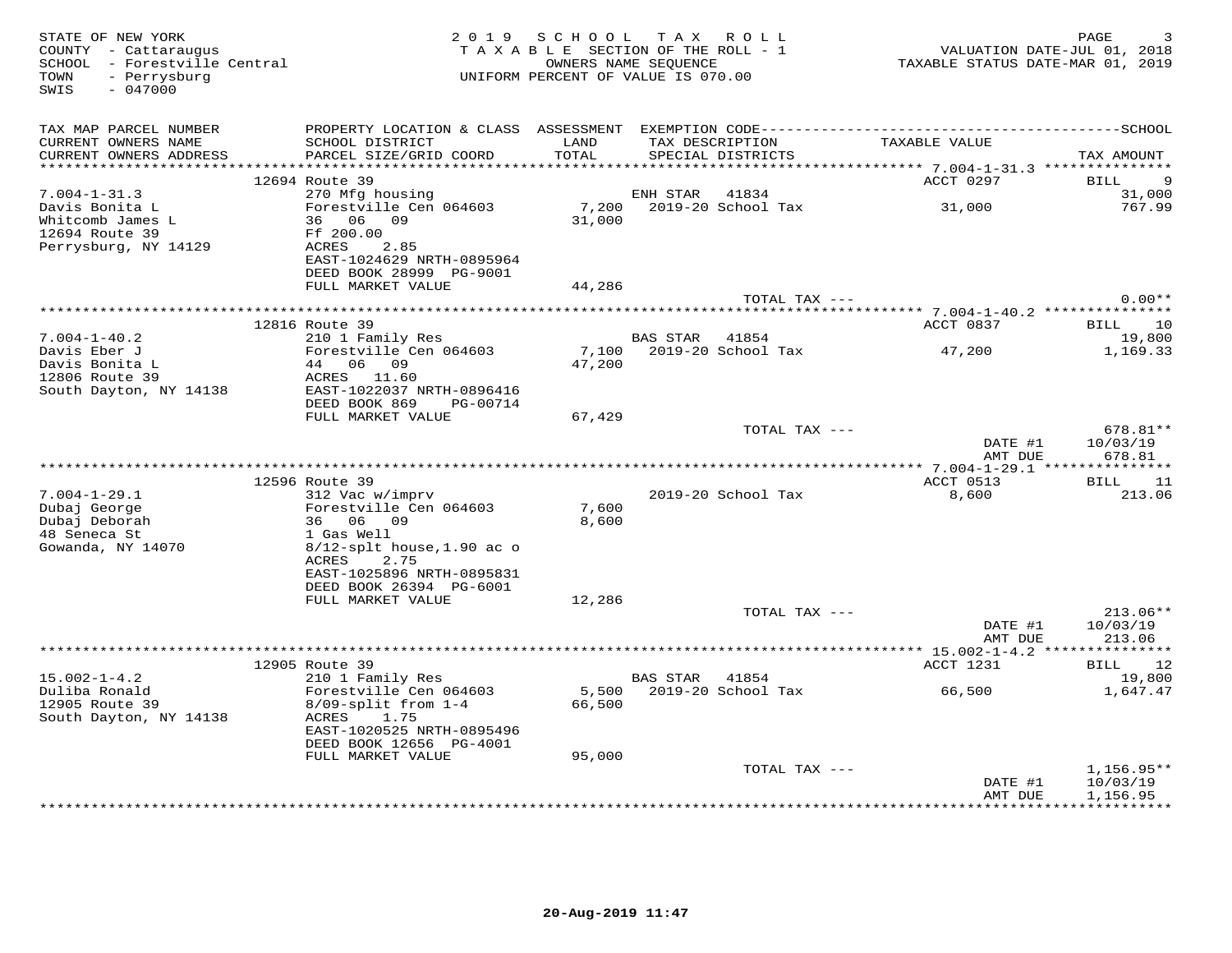STATE OF NEW YORK
COUNTY - Cattaraugus
SCHOOL - Forestville Central
TOWN - Perrysburg
SWIS - 047000

2019 SCHOOL TAX ROLL
TAXABLE SECTION OF THE ROLL - 1
OWNERS NAME SEQUENCE
UNIFORM PERCENT OF VALUE IS 070.00

VALUATION DATE-JUL 01, 2018
TAXABLE STATUS DATE-MAR 01, 2019

| TAX MAP PARCEL NUMBER / CURRENT OWNERS NAME / CURRENT OWNERS ADDRESS | PROPERTY LOCATION & CLASS / SCHOOL DISTRICT / PARCEL SIZE/GRID COORD | ASSESSMENT LAND / TOTAL | EXEMPTION CODE / TAX DESCRIPTION / SPECIAL DISTRICTS | TAXABLE VALUE | TAX AMOUNT |
|---|---|---|---|---|---|
| | 12694 Route 39 | | | ACCT 0297 | BILL 9 |
| 7.004-1-31.3 | 270 Mfg housing | | ENH STAR 41834 | | 31,000 |
| Davis Bonita L | Forestville Cen 064603 | 7,200 | 2019-20 School Tax | 31,000 | 767.99 |
| Whitcomb James L | 36 06 09 | 31,000 | | | |
| 12694 Route 39 | Ff 200.00 | | | | |
| Perrysburg, NY 14129 | ACRES 2.85 | | | | |
| | EAST-1024629 NRTH-0895964 | | | | |
| | DEED BOOK 28999 PG-9001 | | | | |
| | FULL MARKET VALUE | 44,286 | | | |
| | | | TOTAL TAX --- | | 0.00** |
| | 12816 Route 39 | | | ACCT 0837 | BILL 10 |
| 7.004-1-40.2 | 210 1 Family Res | | BAS STAR 41854 | | 19,800 |
| Davis Eber J | Forestville Cen 064603 | 7,100 | 2019-20 School Tax | 47,200 | 1,169.33 |
| Davis Bonita L | 44 06 09 | 47,200 | | | |
| 12806 Route 39 | ACRES 11.60 | | | | |
| South Dayton, NY 14138 | EAST-1022037 NRTH-0896416 | | | | |
| | DEED BOOK 869 PG-00714 | | | | |
| | FULL MARKET VALUE | 67,429 | | | |
| | | | TOTAL TAX --- | | 678.81** |
| | | | | DATE #1 | 10/03/19 |
| | | | | AMT DUE | 678.81 |
| | 12596 Route 39 | | | ACCT 0513 | BILL 11 |
| 7.004-1-29.1 | 312 Vac w/imprv | | 2019-20 School Tax | 8,600 | 213.06 |
| Dubaj George | Forestville Cen 064603 | 7,600 | | | |
| Dubaj Deborah | 36 06 09 | 8,600 | | | |
| 48 Seneca St | 1 Gas Well | | | | |
| Gowanda, NY 14070 | 8/12-splt house,1.90 ac o | | | | |
| | ACRES 2.75 | | | | |
| | EAST-1025896 NRTH-0895831 | | | | |
| | DEED BOOK 26394 PG-6001 | | | | |
| | FULL MARKET VALUE | 12,286 | | | |
| | | | TOTAL TAX --- | | 213.06** |
| | | | | DATE #1 | 10/03/19 |
| | | | | AMT DUE | 213.06 |
| | 12905 Route 39 | | | ACCT 1231 | BILL 12 |
| 15.002-1-4.2 | 210 1 Family Res | | BAS STAR 41854 | | 19,800 |
| Duliba Ronald | Forestville Cen 064603 | 5,500 | 2019-20 School Tax | 66,500 | 1,647.47 |
| 12905 Route 39 | 8/09-split from 1-4 | 66,500 | | | |
| South Dayton, NY 14138 | ACRES 1.75 | | | | |
| | EAST-1020525 NRTH-0895496 | | | | |
| | DEED BOOK 12656 PG-4001 | | | | |
| | FULL MARKET VALUE | 95,000 | | | |
| | | | TOTAL TAX --- | | 1,156.95** |
| | | | | DATE #1 | 10/03/19 |
| | | | | AMT DUE | 1,156.95 |

20-Aug-2019 11:47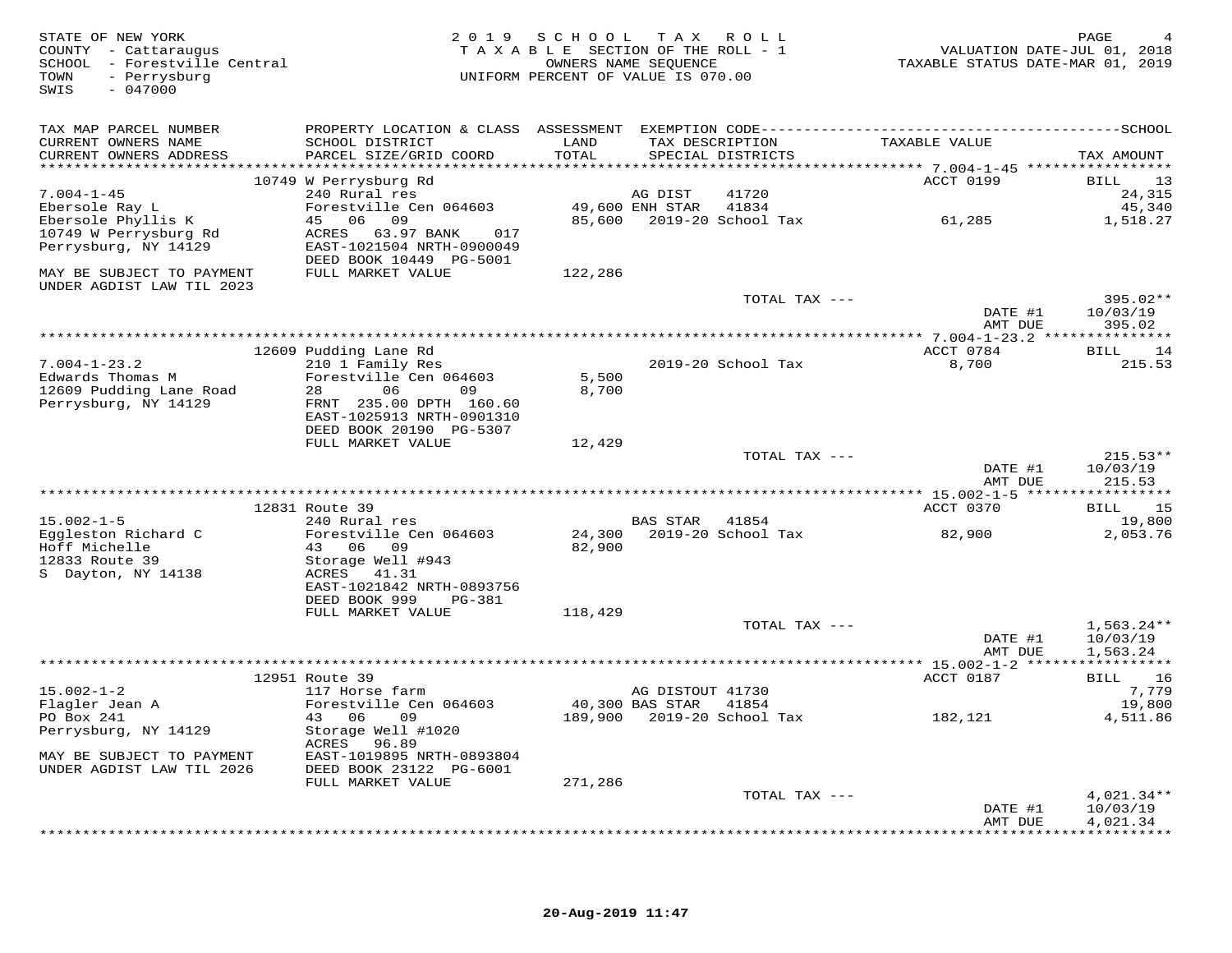STATE OF NEW YORK
COUNTY - Cattaraugus
SCHOOL - Forestville Central
TOWN - Perrysburg
SWIS - 047000

2019 SCHOOL TAX ROLL
TAXABLE SECTION OF THE ROLL - 1
OWNERS NAME SEQUENCE
UNIFORM PERCENT OF VALUE IS 070.00

VALUATION DATE-JUL 01, 2018
TAXABLE STATUS DATE-MAR 01, 2019

| TAX MAP PARCEL NUMBER / CURRENT OWNERS NAME / CURRENT OWNERS ADDRESS | PROPERTY LOCATION & CLASS / SCHOOL DISTRICT / PARCEL SIZE/GRID COORD | ASSESSMENT LAND / TOTAL | EXEMPTION CODE / TAX DESCRIPTION / SPECIAL DISTRICTS | TAXABLE VALUE | TAX AMOUNT |
|---|---|---|---|---|---|
| **7.004-1-45** | 10749 W Perrysburg Rd | | | ACCT 0199 | BILL 13 |
| 7.004-1-45 | 240 Rural res | | AG DIST 41720 | | 24,315 |
| Ebersole Ray L | Forestville Cen 064603 | 49,600 | ENH STAR 41834 | | 45,340 |
| Ebersole Phyllis K | 45 06 09 | 85,600 | 2019-20 School Tax | 61,285 | 1,518.27 |
| 10749 W Perrysburg Rd | ACRES 63.97 BANK 017 | | | | |
| Perrysburg, NY 14129 | EAST-1021504 NRTH-0900049 | | | | |
| | DEED BOOK 10449 PG-5001 | | | | |
| MAY BE SUBJECT TO PAYMENT UNDER AGDIST LAW TIL 2023 | FULL MARKET VALUE | 122,286 | | | |
| | | | TOTAL TAX --- | | 395.02** |
| | | | | DATE #1 | 10/03/19 |
| | | | | AMT DUE | 395.02 |
| **7.004-1-23.2** | 12609 Pudding Lane Rd | | | ACCT 0784 | BILL 14 |
| 7.004-1-23.2 | 210 1 Family Res | | 2019-20 School Tax | 8,700 | 215.53 |
| Edwards Thomas M | Forestville Cen 064603 | 5,500 | | | |
| 12609 Pudding Lane Road | 28 06 09 | 8,700 | | | |
| Perrysburg, NY 14129 | FRNT 235.00 DPTH 160.60 | | | | |
| | EAST-1025913 NRTH-0901310 | | | | |
| | DEED BOOK 20190 PG-5307 | | | | |
| | FULL MARKET VALUE | 12,429 | | | |
| | | | TOTAL TAX --- | | 215.53** |
| | | | | DATE #1 | 10/03/19 |
| | | | | AMT DUE | 215.53 |
| **15.002-1-5** | 12831 Route 39 | | | ACCT 0370 | BILL 15 |
| 15.002-1-5 | 240 Rural res | | BAS STAR 41854 | | 19,800 |
| Eggleston Richard C | Forestville Cen 064603 | 24,300 | 2019-20 School Tax | 82,900 | 2,053.76 |
| Hoff Michelle | 43 06 09 | 82,900 | | | |
| 12833 Route 39 | Storage Well #943 | | | | |
| S Dayton, NY 14138 | ACRES 41.31 | | | | |
| | EAST-1021842 NRTH-0893756 | | | | |
| | DEED BOOK 999 PG-381 | | | | |
| | FULL MARKET VALUE | 118,429 | | | |
| | | | TOTAL TAX --- | | 1,563.24** |
| | | | | DATE #1 | 10/03/19 |
| | | | | AMT DUE | 1,563.24 |
| **15.002-1-2** | 12951 Route 39 | | | ACCT 0187 | BILL 16 |
| 15.002-1-2 | 117 Horse farm | | AG DISTOUT 41730 | | 7,779 |
| Flagler Jean A | Forestville Cen 064603 | 40,300 | BAS STAR 41854 | | 19,800 |
| PO Box 241 | 43 06 09 | 189,900 | 2019-20 School Tax | 182,121 | 4,511.86 |
| Perrysburg, NY 14129 | Storage Well #1020 | | | | |
| | ACRES 96.89 | | | | |
| MAY BE SUBJECT TO PAYMENT UNDER AGDIST LAW TIL 2026 | EAST-1019895 NRTH-0893804 | | | | |
| | DEED BOOK 23122 PG-6001 | | | | |
| | FULL MARKET VALUE | 271,286 | | | |
| | | | TOTAL TAX --- | | 4,021.34** |
| | | | | DATE #1 | 10/03/19 |
| | | | | AMT DUE | 4,021.34 |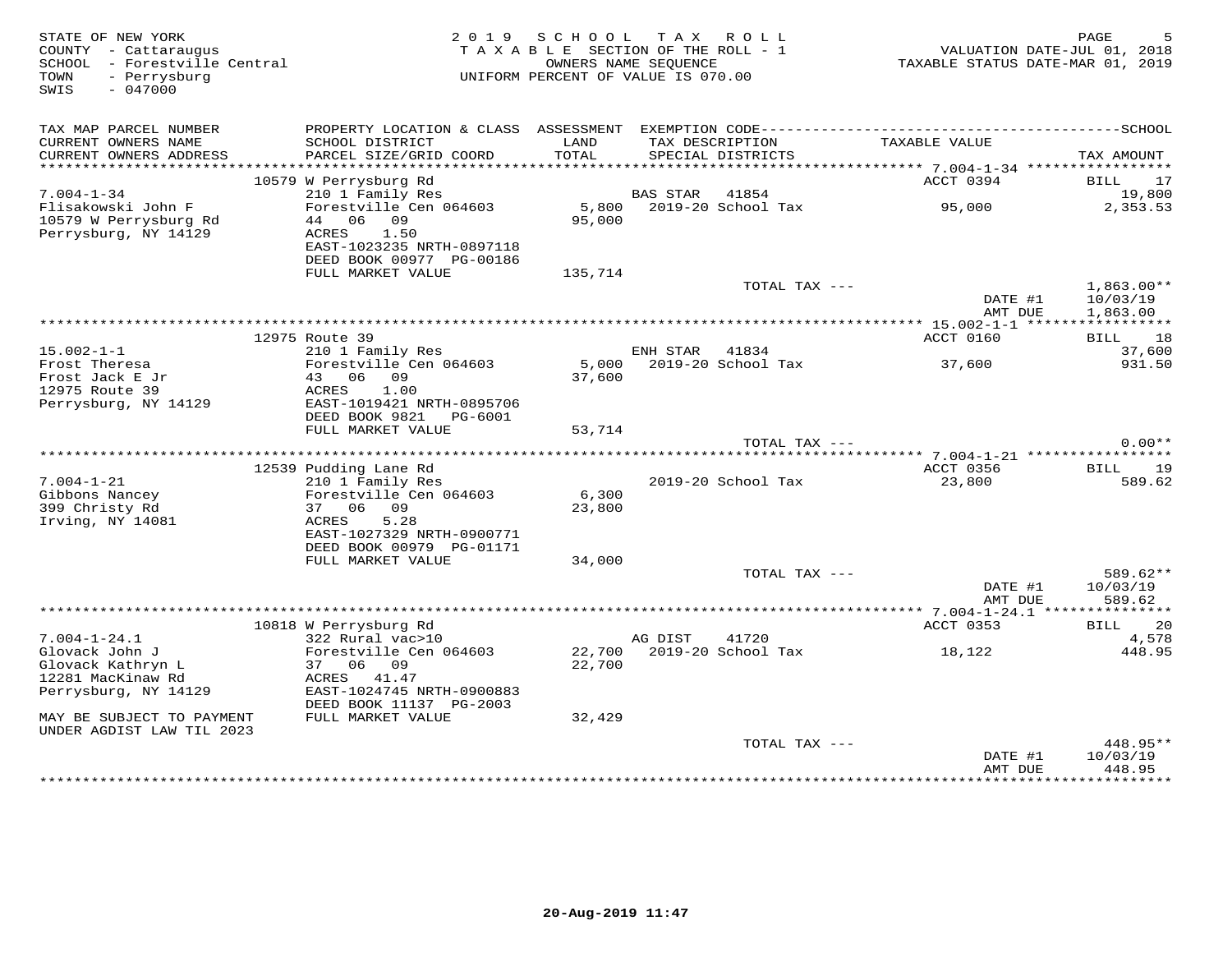STATE OF NEW YORK
COUNTY - Cattaraugus
SCHOOL - Forestville Central
TOWN - Perrysburg
SWIS - 047000

2019 SCHOOL TAX ROLL
TAXABLE SECTION OF THE ROLL - 1
OWNERS NAME SEQUENCE
UNIFORM PERCENT OF VALUE IS 070.00

VALUATION DATE-JUL 01, 2018
TAXABLE STATUS DATE-MAR 01, 2019

| TAX MAP PARCEL NUMBER / CURRENT OWNERS NAME / CURRENT OWNERS ADDRESS | PROPERTY LOCATION & CLASS / SCHOOL DISTRICT / PARCEL SIZE/GRID COORD | ASSESSMENT LAND / TOTAL | EXEMPTION CODE / TAX DESCRIPTION / SPECIAL DISTRICTS | TAXABLE VALUE | TAX AMOUNT |
|---|---|---|---|---|---|
| | 10579 W Perrysburg Rd | | | ACCT 0394 | BILL 17 |
| 7.004-1-34 | 210 1 Family Res | | BAS STAR 41854 | | 19,800 |
| Flisakowski John F | Forestville Cen 064603 | 5,800 | 2019-20 School Tax | 95,000 | 2,353.53 |
| 10579 W Perrysburg Rd | 44 06 09 | 95,000 | | | |
| Perrysburg, NY 14129 | ACRES 1.50 | | | | |
| | EAST-1023235 NRTH-0897118 | | | | |
| | DEED BOOK 00977 PG-00186 | | | | |
| | FULL MARKET VALUE | 135,714 | | | |
| | | | TOTAL TAX --- | | 1,863.00** |
| | | | | DATE #1 | 10/03/19 |
| | | | | AMT DUE | 1,863.00 |
| | 12975 Route 39 | | | ACCT 0160 | BILL 18 |
| 15.002-1-1 | 210 1 Family Res | | ENH STAR 41834 | | 37,600 |
| Frost Theresa | Forestville Cen 064603 | 5,000 | 2019-20 School Tax | 37,600 | 931.50 |
| Frost Jack E Jr | 43 06 09 | 37,600 | | | |
| 12975 Route 39 | ACRES 1.00 | | | | |
| Perrysburg, NY 14129 | EAST-1019421 NRTH-0895706 | | | | |
| | DEED BOOK 9821 PG-6001 | | | | |
| | FULL MARKET VALUE | 53,714 | | | |
| | | | TOTAL TAX --- | | 0.00** |
| | 12539 Pudding Lane Rd | | | ACCT 0356 | BILL 19 |
| 7.004-1-21 | 210 1 Family Res | | 2019-20 School Tax | 23,800 | 589.62 |
| Gibbons Nancey | Forestville Cen 064603 | 6,300 | | | |
| 399 Christy Rd | 37 06 09 | 23,800 | | | |
| Irving, NY 14081 | ACRES 5.28 | | | | |
| | EAST-1027329 NRTH-0900771 | | | | |
| | DEED BOOK 00979 PG-01171 | | | | |
| | FULL MARKET VALUE | 34,000 | | | |
| | | | TOTAL TAX --- | | 589.62** |
| | | | | DATE #1 | 10/03/19 |
| | | | | AMT DUE | 589.62 |
| | 10818 W Perrysburg Rd | | | ACCT 0353 | BILL 20 |
| 7.004-1-24.1 | 322 Rural vac>10 | | AG DIST 41720 | | 4,578 |
| Glovack John J | Forestville Cen 064603 | 22,700 | 2019-20 School Tax | 18,122 | 448.95 |
| Glovack Kathryn L | 37 06 09 | 22,700 | | | |
| 12281 MacKinaw Rd | ACRES 41.47 | | | | |
| Perrysburg, NY 14129 | EAST-1024745 NRTH-0900883 | | | | |
| | DEED BOOK 11137 PG-2003 | | | | |
| MAY BE SUBJECT TO PAYMENT | FULL MARKET VALUE | 32,429 | | | |
| UNDER AGDIST LAW TIL 2023 | | | | | |
| | | | TOTAL TAX --- | | 448.95** |
| | | | | DATE #1 | 10/03/19 |
| | | | | AMT DUE | 448.95 |

20-Aug-2019 11:47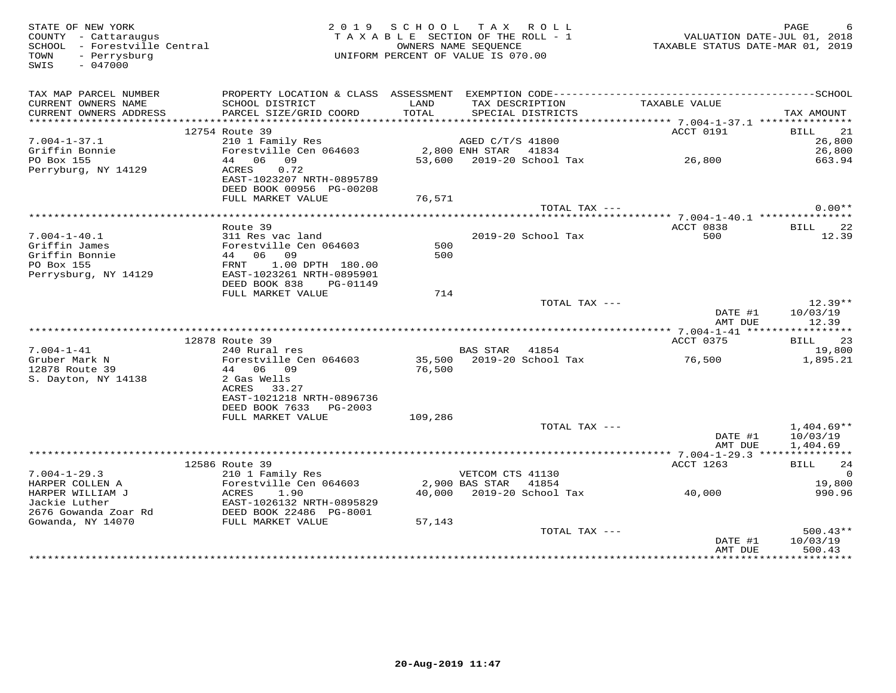STATE OF NEW YORK
COUNTY - Cattaraugus
SCHOOL - Forestville Central
TOWN - Perrysburg
SWIS - 047000

2019 SCHOOL TAX ROLL
TAXABLE SECTION OF THE ROLL - 1
OWNERS NAME SEQUENCE
UNIFORM PERCENT OF VALUE IS 070.00

VALUATION DATE-JUL 01, 2018
TAXABLE STATUS DATE-MAR 01, 2019

| TAX MAP PARCEL NUMBER / CURRENT OWNERS NAME / CURRENT OWNERS ADDRESS | PROPERTY LOCATION & CLASS / SCHOOL DISTRICT / PARCEL SIZE/GRID COORD | ASSESSMENT LAND / TOTAL | EXEMPTION CODE / TAX DESCRIPTION / SPECIAL DISTRICTS | TAXABLE VALUE | SCHOOL TAX AMOUNT |
|---|---|---|---|---|---|
| 7.004-1-37.1 | 12754 Route 39 | | | ACCT 0191 | BILL 21 |
| | 210 1 Family Res | | AGED C/T/S 41800 | | 26,800 |
| Griffin Bonnie | Forestville Cen 064603 | 2,800 | ENH STAR 41834 | | 26,800 |
| PO Box 155 | 44 06 09 | 53,600 | 2019-20 School Tax | 26,800 | 663.94 |
| Perryburg, NY 14129 | ACRES 0.72 | | | | |
| | EAST-1023207 NRTH-0895789 | | | | |
| | DEED BOOK 00956 PG-00208 | | | | |
| | FULL MARKET VALUE | 76,571 | | | |
| | | | TOTAL TAX --- | | 0.00** |
| 7.004-1-40.1 | Route 39 | | | ACCT 0838 | BILL 22 |
| | 311 Res vac land | | 2019-20 School Tax | 500 | 12.39 |
| Griffin James | Forestville Cen 064603 | 500 | | | |
| Griffin Bonnie | 44 06 09 | 500 | | | |
| PO Box 155 | FRNT 1.00 DPTH 180.00 | | | | |
| Perrysburg, NY 14129 | EAST-1023261 NRTH-0895901 | | | | |
| | DEED BOOK 838 PG-01149 | | | | |
| | FULL MARKET VALUE | 714 | | | |
| | | | TOTAL TAX --- | | 12.39** |
| | | | | DATE #1 | 10/03/19 |
| | | | | AMT DUE | 12.39 |
| 7.004-1-41 | 12878 Route 39 | | | ACCT 0375 | BILL 23 |
| | 240 Rural res | | BAS STAR 41854 | | 19,800 |
| Gruber Mark N | Forestville Cen 064603 | 35,500 | 2019-20 School Tax | 76,500 | 1,895.21 |
| 12878 Route 39 | 44 06 09 | 76,500 | | | |
| S. Dayton, NY 14138 | 2 Gas Wells | | | | |
| | ACRES 33.27 | | | | |
| | EAST-1021218 NRTH-0896736 | | | | |
| | DEED BOOK 7633 PG-2003 | | | | |
| | FULL MARKET VALUE | 109,286 | | | |
| | | | TOTAL TAX --- | | 1,404.69** |
| | | | | DATE #1 | 10/03/19 |
| | | | | AMT DUE | 1,404.69 |
| 7.004-1-29.3 | 12586 Route 39 | | | ACCT 1263 | BILL 24 |
| | 210 1 Family Res | | VETCOM CTS 41130 | | 0 |
| HARPER COLLEN A | Forestville Cen 064603 | 2,900 | BAS STAR 41854 | | 19,800 |
| HARPER WILLIAM J | ACRES 1.90 | 40,000 | 2019-20 School Tax | 40,000 | 990.96 |
| Jackie Luther | EAST-1026132 NRTH-0895829 | | | | |
| 2676 Gowanda Zoar Rd | DEED BOOK 22486 PG-8001 | | | | |
| Gowanda, NY 14070 | FULL MARKET VALUE | 57,143 | | | |
| | | | TOTAL TAX --- | | 500.43** |
| | | | | DATE #1 | 10/03/19 |
| | | | | AMT DUE | 500.43 |

20-Aug-2019 11:47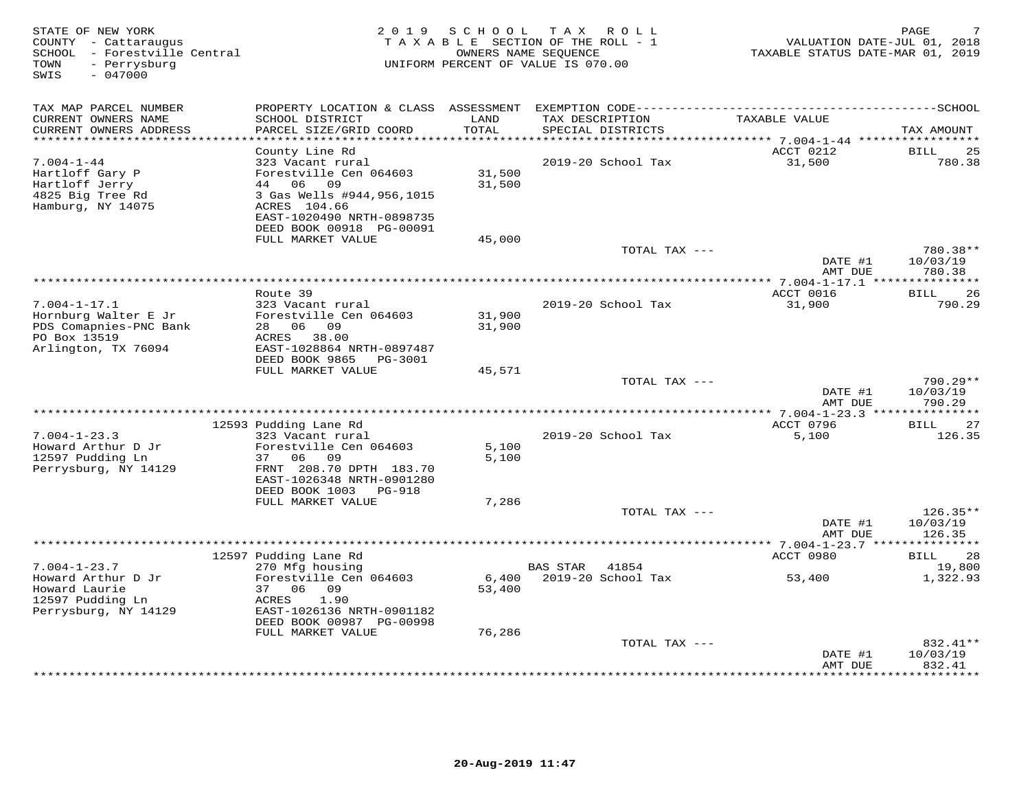STATE OF NEW YORK
COUNTY - Cattaraugus
SCHOOL - Forestville Central
TOWN - Perrysburg
SWIS - 047000

2019 SCHOOL TAX ROLL
TAXABLE SECTION OF THE ROLL - 1
OWNERS NAME SEQUENCE
UNIFORM PERCENT OF VALUE IS 070.00

VALUATION DATE-JUL 01, 2018
TAXABLE STATUS DATE-MAR 01, 2019

| TAX MAP PARCEL NUMBER / CURRENT OWNERS NAME / CURRENT OWNERS ADDRESS | PROPERTY LOCATION & CLASS / SCHOOL DISTRICT / PARCEL SIZE/GRID COORD | ASSESSMENT LAND / TOTAL | EXEMPTION CODE / TAX DESCRIPTION / SPECIAL DISTRICTS | TAXABLE VALUE | TAX AMOUNT |
|---|---|---|---|---|---|
| 7.004-1-44 | County Line Rd | | | ACCT 0212 | BILL 25 |
| Hartloff Gary P | 323 Vacant rural | | 2019-20 School Tax | 31,500 | 780.38 |
| Hartloff Jerry | Forestville Cen 064603 | 31,500 | | | |
| 4825 Big Tree Rd | 44 06 09 | 31,500 | | | |
| Hamburg, NY 14075 | 3 Gas Wells #944,956,1015 | | | | |
| | ACRES 104.66 | | | | |
| | EAST-1020490 NRTH-0898735 | | | | |
| | DEED BOOK 00918 PG-00091 | | | | |
| | FULL MARKET VALUE | 45,000 | | | |
| | | | TOTAL TAX --- | | 780.38** |
| | | | | DATE #1 | 10/03/19 |
| | | | | AMT DUE | 780.38 |
| 7.004-1-17.1 | Route 39 | | | ACCT 0016 | BILL 26 |
| Hornburg Walter E Jr | 323 Vacant rural | | 2019-20 School Tax | 31,900 | 790.29 |
| PDS Comapnies-PNC Bank | Forestville Cen 064603 | 31,900 | | | |
| PO Box 13519 | 28 06 09 | 31,900 | | | |
| Arlington, TX 76094 | ACRES 38.00 | | | | |
| | EAST-1028864 NRTH-0897487 | | | | |
| | DEED BOOK 9865 PG-3001 | | | | |
| | FULL MARKET VALUE | 45,571 | | | |
| | | | TOTAL TAX --- | | 790.29** |
| | | | | DATE #1 | 10/03/19 |
| | | | | AMT DUE | 790.29 |
| 7.004-1-23.3 | 12593 Pudding Lane Rd | | | ACCT 0796 | BILL 27 |
| Howard Arthur D Jr | 323 Vacant rural | | 2019-20 School Tax | 5,100 | 126.35 |
| 12597 Pudding Ln | Forestville Cen 064603 | 5,100 | | | |
| Perrysburg, NY 14129 | 37 06 09 | 5,100 | | | |
| | FRNT 208.70 DPTH 183.70 | | | | |
| | EAST-1026348 NRTH-0901280 | | | | |
| | DEED BOOK 1003 PG-918 | | | | |
| | FULL MARKET VALUE | 7,286 | | | |
| | | | TOTAL TAX --- | | 126.35** |
| | | | | DATE #1 | 10/03/19 |
| | | | | AMT DUE | 126.35 |
| 7.004-1-23.7 | 12597 Pudding Lane Rd | | | ACCT 0980 | BILL 28 |
| Howard Arthur D Jr | 270 Mfg housing | | BAS STAR 41854 | | 19,800 |
| Howard Laurie | Forestville Cen 064603 | 6,400 | 2019-20 School Tax | 53,400 | 1,322.93 |
| 12597 Pudding Ln | 37 06 09 | 53,400 | | | |
| Perrysburg, NY 14129 | ACRES 1.90 | | | | |
| | EAST-1026136 NRTH-0901182 | | | | |
| | DEED BOOK 00987 PG-00998 | | | | |
| | FULL MARKET VALUE | 76,286 | | | |
| | | | TOTAL TAX --- | | 832.41** |
| | | | | DATE #1 | 10/03/19 |
| | | | | AMT DUE | 832.41 |

20-Aug-2019 11:47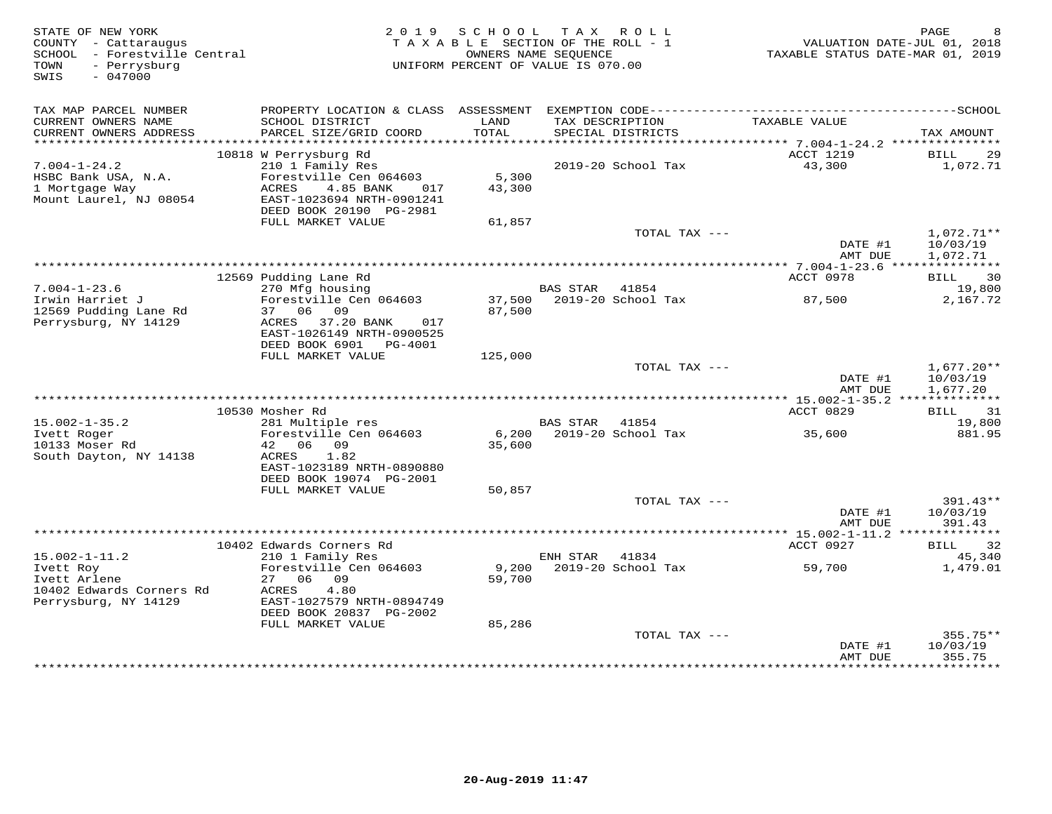STATE OF NEW YORK
COUNTY - Cattaraugus
SCHOOL - Forestville Central
TOWN - Perrysburg
SWIS - 047000

2019 SCHOOL TAX ROLL
TAXABLE SECTION OF THE ROLL - 1
OWNERS NAME SEQUENCE
UNIFORM PERCENT OF VALUE IS 070.00

VALUATION DATE-JUL 01, 2018
TAXABLE STATUS DATE-MAR 01, 2019

| TAX MAP PARCEL NUMBER / CURRENT OWNERS NAME / CURRENT OWNERS ADDRESS | PROPERTY LOCATION & CLASS / SCHOOL DISTRICT / PARCEL SIZE/GRID COORD | ASSESSMENT LAND / TOTAL | EXEMPTION CODE / TAX DESCRIPTION / SPECIAL DISTRICTS | TAXABLE VALUE | TAX AMOUNT |
|---|---|---|---|---|---|
| 7.004-1-24.2 | 10818 W Perrysburg Rd | | | ACCT 1219 | BILL 29 |
| | 210 1 Family Res | | 2019-20 School Tax | 43,300 | 1,072.71 |
| HSBC Bank USA, N.A. | Forestville Cen 064603 | 5,300 | | | |
| 1 Mortgage Way | ACRES 4.85 BANK 017 | 43,300 | | | |
| Mount Laurel, NJ 08054 | EAST-1023694 NRTH-0901241 | | | | |
| | DEED BOOK 20190 PG-2981 | | | | |
| | FULL MARKET VALUE | 61,857 | | | |
| | | | TOTAL TAX --- | | 1,072.71** |
| | | | | DATE #1 | 10/03/19 |
| | | | | AMT DUE | 1,072.71 |
| 7.004-1-23.6 | 12569 Pudding Lane Rd | | | ACCT 0978 | BILL 30 |
| | 270 Mfg housing | | BAS STAR 41854 | | 19,800 |
| Irwin Harriet J | Forestville Cen 064603 | 37,500 | 2019-20 School Tax | 87,500 | 2,167.72 |
| 12569 Pudding Lane Rd | 37 06 09 | 87,500 | | | |
| Perrysburg, NY 14129 | ACRES 37.20 BANK 017 | | | | |
| | EAST-1026149 NRTH-0900525 | | | | |
| | DEED BOOK 6901 PG-4001 | | | | |
| | FULL MARKET VALUE | 125,000 | | | |
| | | | TOTAL TAX --- | | 1,677.20** |
| | | | | DATE #1 | 10/03/19 |
| | | | | AMT DUE | 1,677.20 |
| 15.002-1-35.2 | 10530 Mosher Rd | | | ACCT 0829 | BILL 31 |
| | 281 Multiple res | | BAS STAR 41854 | | 19,800 |
| Ivett Roger | Forestville Cen 064603 | 6,200 | 2019-20 School Tax | 35,600 | 881.95 |
| 10133 Moser Rd | 42 06 09 | 35,600 | | | |
| South Dayton, NY 14138 | ACRES 1.82 | | | | |
| | EAST-1023189 NRTH-0890880 | | | | |
| | DEED BOOK 19074 PG-2001 | | | | |
| | FULL MARKET VALUE | 50,857 | | | |
| | | | TOTAL TAX --- | | 391.43** |
| | | | | DATE #1 | 10/03/19 |
| | | | | AMT DUE | 391.43 |
| 15.002-1-11.2 | 10402 Edwards Corners Rd | | | ACCT 0927 | BILL 32 |
| | 210 1 Family Res | | ENH STAR 41834 | | 45,340 |
| Ivett Roy | Forestville Cen 064603 | 9,200 | 2019-20 School Tax | 59,700 | 1,479.01 |
| Ivett Arlene | 27 06 09 | 59,700 | | | |
| 10402 Edwards Corners Rd | ACRES 4.80 | | | | |
| Perrysburg, NY 14129 | EAST-1027579 NRTH-0894749 | | | | |
| | DEED BOOK 20837 PG-2002 | | | | |
| | FULL MARKET VALUE | 85,286 | | | |
| | | | TOTAL TAX --- | | 355.75** |
| | | | | DATE #1 | 10/03/19 |
| | | | | AMT DUE | 355.75 |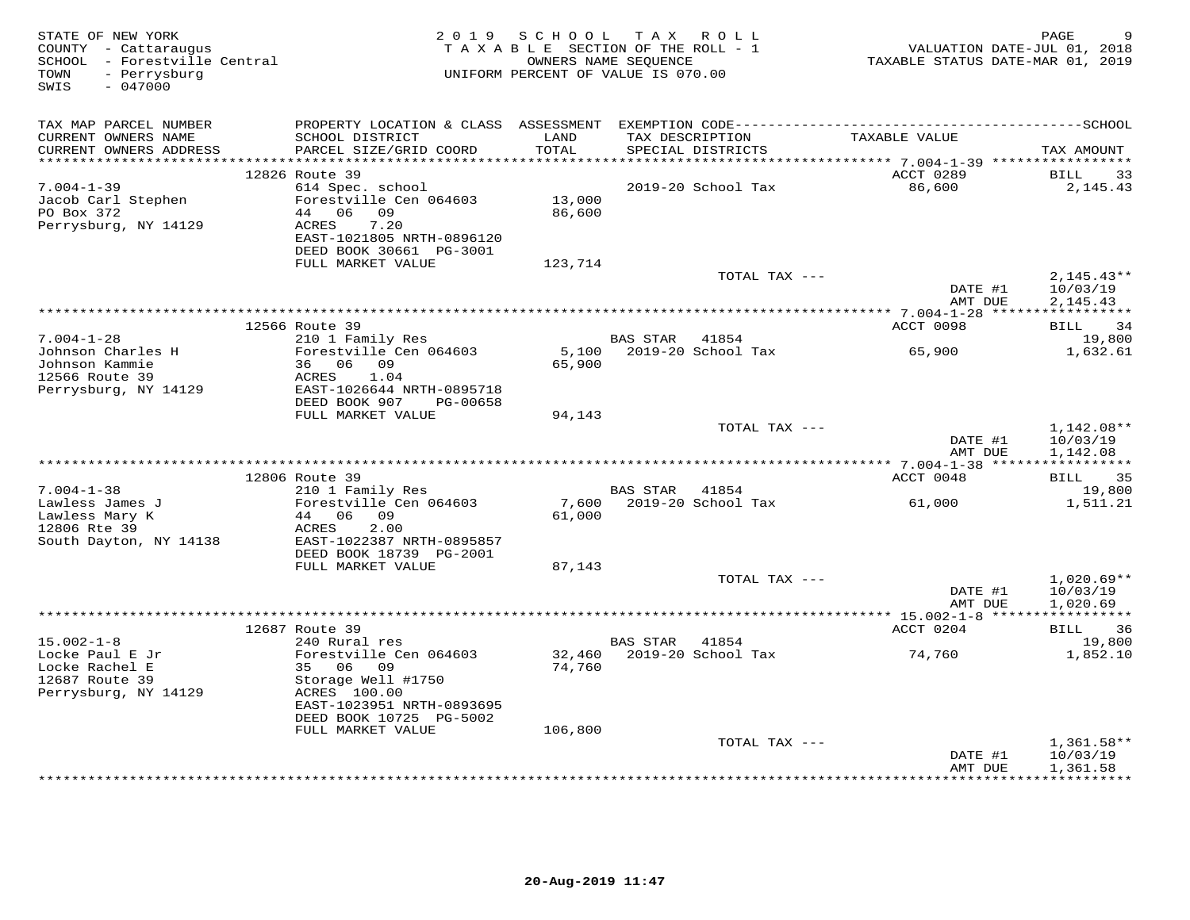STATE OF NEW YORK
COUNTY - Cattaraugus
SCHOOL - Forestville Central
TOWN - Perrysburg
SWIS - 047000

2019 SCHOOL TAX ROLL
TAXABLE SECTION OF THE ROLL - 1
OWNERS NAME SEQUENCE
UNIFORM PERCENT OF VALUE IS 070.00

VALUATION DATE-JUL 01, 2018
TAXABLE STATUS DATE-MAR 01, 2019

| TAX MAP PARCEL NUMBER / CURRENT OWNERS NAME / CURRENT OWNERS ADDRESS | PROPERTY LOCATION & CLASS / SCHOOL DISTRICT / PARCEL SIZE/GRID COORD | ASSESSMENT LAND / TOTAL | EXEMPTION CODE / TAX DESCRIPTION / SPECIAL DISTRICTS | TAXABLE VALUE | TAX AMOUNT |
|---|---|---|---|---|---|
| 7.004-1-39 | 12826 Route 39 | | | ACCT 0289 | BILL 33 |
| Jacob Carl Stephen | 614 Spec. school | | 2019-20 School Tax | 86,600 | 2,145.43 |
| PO Box 372 | Forestville Cen 064603 | 13,000 | | | |
| Perrysburg, NY 14129 | 44 06 09 | 86,600 | | | |
| | ACRES 7.20 | | | | |
| | EAST-1021805 NRTH-0896120 | | | | |
| | DEED BOOK 30661 PG-3001 | | | | |
| | FULL MARKET VALUE | 123,714 | | | |
| | | | TOTAL TAX --- | | 2,145.43** |
| | | | | DATE #1 | 10/03/19 |
| | | | | AMT DUE | 2,145.43 |
| 7.004-1-28 | 12566 Route 39 | | | ACCT 0098 | BILL 34 |
| Johnson Charles H | 210 1 Family Res | | BAS STAR 41854 | | 19,800 |
| Johnson Kammie | Forestville Cen 064603 | 5,100 | 2019-20 School Tax | 65,900 | 1,632.61 |
| 12566 Route 39 | 36 06 09 | 65,900 | | | |
| Perrysburg, NY 14129 | ACRES 1.04 | | | | |
| | EAST-1026644 NRTH-0895718 | | | | |
| | DEED BOOK 907 PG-00658 | | | | |
| | FULL MARKET VALUE | 94,143 | | | |
| | | | TOTAL TAX --- | | 1,142.08** |
| | | | | DATE #1 | 10/03/19 |
| | | | | AMT DUE | 1,142.08 |
| 7.004-1-38 | 12806 Route 39 | | | ACCT 0048 | BILL 35 |
| Lawless James J | 210 1 Family Res | | BAS STAR 41854 | | 19,800 |
| Lawless Mary K | Forestville Cen 064603 | 7,600 | 2019-20 School Tax | 61,000 | 1,511.21 |
| 12806 Rte 39 | 44 06 09 | 61,000 | | | |
| South Dayton, NY 14138 | ACRES 2.00 | | | | |
| | EAST-1022387 NRTH-0895857 | | | | |
| | DEED BOOK 18739 PG-2001 | | | | |
| | FULL MARKET VALUE | 87,143 | | | |
| | | | TOTAL TAX --- | | 1,020.69** |
| | | | | DATE #1 | 10/03/19 |
| | | | | AMT DUE | 1,020.69 |
| 15.002-1-8 | 12687 Route 39 | | | ACCT 0204 | BILL 36 |
| Locke Paul E Jr | 240 Rural res | | BAS STAR 41854 | | 19,800 |
| Locke Rachel E | Forestville Cen 064603 | 32,460 | 2019-20 School Tax | 74,760 | 1,852.10 |
| 12687 Route 39 | 35 06 09 | 74,760 | | | |
| Perrysburg, NY 14129 | Storage Well #1750 | | | | |
| | ACRES 100.00 | | | | |
| | EAST-1023951 NRTH-0893695 | | | | |
| | DEED BOOK 10725 PG-5002 | | | | |
| | FULL MARKET VALUE | 106,800 | | | |
| | | | TOTAL TAX --- | | 1,361.58** |
| | | | | DATE #1 | 10/03/19 |
| | | | | AMT DUE | 1,361.58 |

20-Aug-2019 11:47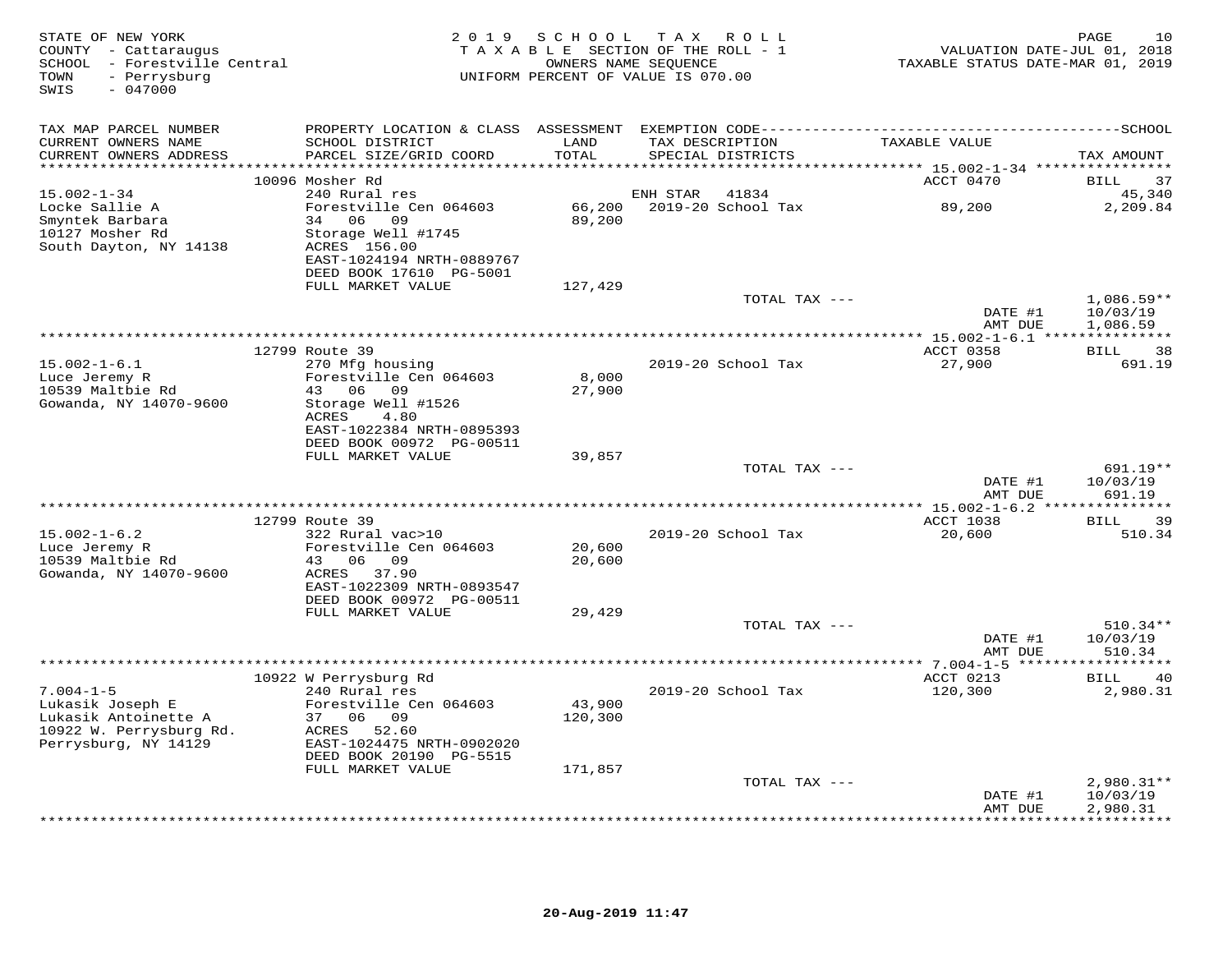STATE OF NEW YORK
COUNTY - Cattaraugus
SCHOOL - Forestville Central
TOWN - Perrysburg
SWIS - 047000

2019 SCHOOL TAX ROLL
TAXABLE SECTION OF THE ROLL - 1
OWNERS NAME SEQUENCE
UNIFORM PERCENT OF VALUE IS 070.00

VALUATION DATE-JUL 01, 2018
TAXABLE STATUS DATE-MAR 01, 2019

| TAX MAP PARCEL NUMBER / CURRENT OWNERS NAME / CURRENT OWNERS ADDRESS | PROPERTY LOCATION & CLASS / SCHOOL DISTRICT / PARCEL SIZE/GRID COORD | ASSESSMENT LAND | ASSESSMENT TOTAL | EXEMPTION CODE / TAX DESCRIPTION / SPECIAL DISTRICTS | TAXABLE VALUE | TAX AMOUNT |
|---|---|---|---|---|---|---|
| | 10096 Mosher Rd | | | | ACCT 0470 | BILL 37 |
| 15.002-1-34 | 240 Rural res | | | ENH STAR 41834 | | 45,340 |
| Locke Sallie A | Forestville Cen 064603 | 66,200 | | 2019-20 School Tax | 89,200 | 2,209.84 |
| Smyntek Barbara | 34 06 09 | | 89,200 | | | |
| 10127 Mosher Rd | Storage Well #1745 | | | | | |
| South Dayton, NY 14138 | ACRES 156.00 | | | | | |
| | EAST-1024194 NRTH-0889767 | | | | | |
| | DEED BOOK 17610 PG-5001 | | | | | |
| | FULL MARKET VALUE | | 127,429 | | | |
| | | | | TOTAL TAX --- | | 1,086.59** |
| | | | | | DATE #1 | 10/03/19 |
| | | | | | AMT DUE | 1,086.59 |
| | 12799 Route 39 | | | | ACCT 0358 | BILL 38 |
| 15.002-1-6.1 | 270 Mfg housing | | | 2019-20 School Tax | 27,900 | 691.19 |
| Luce Jeremy R | Forestville Cen 064603 | 8,000 | | | | |
| 10539 Maltbie Rd | 43 06 09 | | 27,900 | | | |
| Gowanda, NY 14070-9600 | Storage Well #1526 | | | | | |
| | ACRES 4.80 | | | | | |
| | EAST-1022384 NRTH-0895393 | | | | | |
| | DEED BOOK 00972 PG-00511 | | | | | |
| | FULL MARKET VALUE | | 39,857 | | | |
| | | | | TOTAL TAX --- | | 691.19** |
| | | | | | DATE #1 | 10/03/19 |
| | | | | | AMT DUE | 691.19 |
| | 12799 Route 39 | | | | ACCT 1038 | BILL 39 |
| 15.002-1-6.2 | 322 Rural vac>10 | | | 2019-20 School Tax | 20,600 | 510.34 |
| Luce Jeremy R | Forestville Cen 064603 | 20,600 | | | | |
| 10539 Maltbie Rd | 43 06 09 | | 20,600 | | | |
| Gowanda, NY 14070-9600 | ACRES 37.90 | | | | | |
| | EAST-1022309 NRTH-0893547 | | | | | |
| | DEED BOOK 00972 PG-00511 | | | | | |
| | FULL MARKET VALUE | | 29,429 | | | |
| | | | | TOTAL TAX --- | | 510.34** |
| | | | | | DATE #1 | 10/03/19 |
| | | | | | AMT DUE | 510.34 |
| | 10922 W Perrysburg Rd | | | | ACCT 0213 | BILL 40 |
| 7.004-1-5 | 240 Rural res | | | 2019-20 School Tax | 120,300 | 2,980.31 |
| Lukasik Joseph E | Forestville Cen 064603 | 43,900 | | | | |
| Lukasik Antoinette A | 37 06 09 | | 120,300 | | | |
| 10922 W. Perrysburg Rd. | ACRES 52.60 | | | | | |
| Perrysburg, NY 14129 | EAST-1024475 NRTH-0902020 | | | | | |
| | DEED BOOK 20190 PG-5515 | | | | | |
| | FULL MARKET VALUE | | 171,857 | | | |
| | | | | TOTAL TAX --- | | 2,980.31** |
| | | | | | DATE #1 | 10/03/19 |
| | | | | | AMT DUE | 2,980.31 |

20-Aug-2019 11:47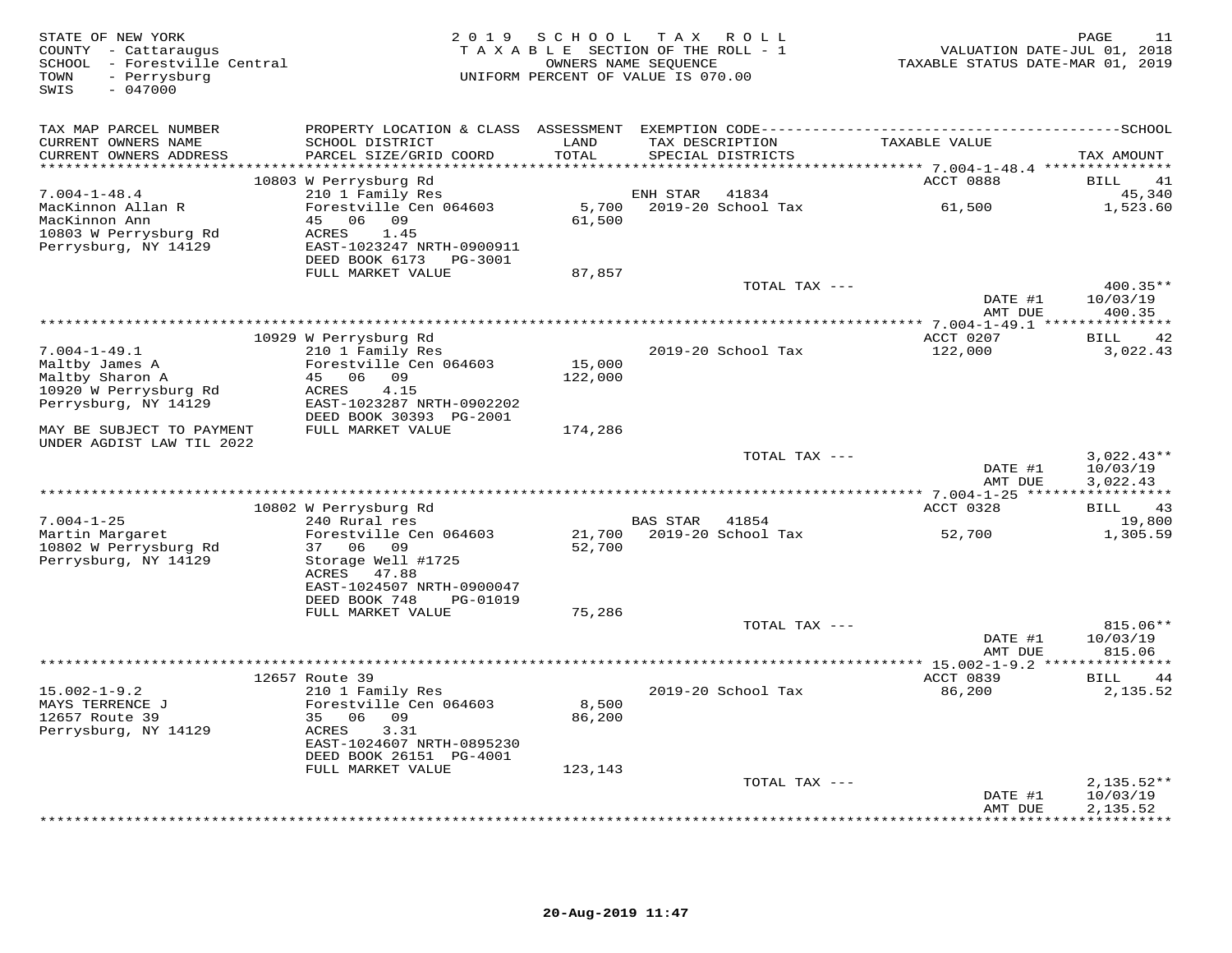STATE OF NEW YORK
COUNTY - Cattaraugus
SCHOOL - Forestville Central
TOWN - Perrysburg
SWIS - 047000

2019 SCHOOL TAX ROLL
TAXABLE SECTION OF THE ROLL - 1
OWNERS NAME SEQUENCE
UNIFORM PERCENT OF VALUE IS 070.00

VALUATION DATE-JUL 01, 2018
TAXABLE STATUS DATE-MAR 01, 2019

| TAX MAP PARCEL NUMBER / CURRENT OWNERS NAME / CURRENT OWNERS ADDRESS | PROPERTY LOCATION & CLASS / SCHOOL DISTRICT / PARCEL SIZE/GRID COORD | ASSESSMENT LAND / TOTAL | EXEMPTION CODE / TAX DESCRIPTION / SPECIAL DISTRICTS | TAXABLE VALUE | TAX AMOUNT |
|---|---|---|---|---|---|
| | 10803 W Perrysburg Rd | | | ACCT 0888 | BILL 41 |
| 7.004-1-48.4 | 210 1 Family Res | | ENH STAR 41834 | | 45,340 |
| MacKinnon Allan R | Forestville Cen 064603 | 5,700 | 2019-20 School Tax | 61,500 | 1,523.60 |
| MacKinnon Ann | 45 06 09 | 61,500 | | | |
| 10803 W Perrysburg Rd | ACRES 1.45 | | | | |
| Perrysburg, NY 14129 | EAST-1023247 NRTH-0900911 | | | | |
| | DEED BOOK 6173 PG-3001 | | | | |
| | FULL MARKET VALUE | 87,857 | | | |
| | | | TOTAL TAX --- | | 400.35** |
| | | | | DATE #1 | 10/03/19 |
| | | | | AMT DUE | 400.35 |
| | 10929 W Perrysburg Rd | | | ACCT 0207 | BILL 42 |
| 7.004-1-49.1 | 210 1 Family Res | | 2019-20 School Tax | 122,000 | 3,022.43 |
| Maltby James A | Forestville Cen 064603 | 15,000 | | | |
| Maltby Sharon A | 45 06 09 | 122,000 | | | |
| 10920 W Perrysburg Rd | ACRES 4.15 | | | | |
| Perrysburg, NY 14129 | EAST-1023287 NRTH-0902202 | | | | |
| | DEED BOOK 30393 PG-2001 | | | | |
| MAY BE SUBJECT TO PAYMENT UNDER AGDIST LAW TIL 2022 | FULL MARKET VALUE | 174,286 | | | |
| | | | TOTAL TAX --- | | 3,022.43** |
| | | | | DATE #1 | 10/03/19 |
| | | | | AMT DUE | 3,022.43 |
| | 10802 W Perrysburg Rd | | | ACCT 0328 | BILL 43 |
| 7.004-1-25 | 240 Rural res | | BAS STAR 41854 | | 19,800 |
| Martin Margaret | Forestville Cen 064603 | 21,700 | 2019-20 School Tax | 52,700 | 1,305.59 |
| 10802 W Perrysburg Rd | 37 06 09 | 52,700 | | | |
| Perrysburg, NY 14129 | Storage Well #1725 | | | | |
| | ACRES 47.88 | | | | |
| | EAST-1024507 NRTH-0900047 | | | | |
| | DEED BOOK 748 PG-01019 | | | | |
| | FULL MARKET VALUE | 75,286 | | | |
| | | | TOTAL TAX --- | | 815.06** |
| | | | | DATE #1 | 10/03/19 |
| | | | | AMT DUE | 815.06 |
| | 12657 Route 39 | | | ACCT 0839 | BILL 44 |
| 15.002-1-9.2 | 210 1 Family Res | | 2019-20 School Tax | 86,200 | 2,135.52 |
| MAYS TERRENCE J | Forestville Cen 064603 | 8,500 | | | |
| 12657 Route 39 | 35 06 09 | 86,200 | | | |
| Perrysburg, NY 14129 | ACRES 3.31 | | | | |
| | EAST-1024607 NRTH-0895230 | | | | |
| | DEED BOOK 26151 PG-4001 | | | | |
| | FULL MARKET VALUE | 123,143 | | | |
| | | | TOTAL TAX --- | | 2,135.52** |
| | | | | DATE #1 | 10/03/19 |
| | | | | AMT DUE | 2,135.52 |

20-Aug-2019 11:47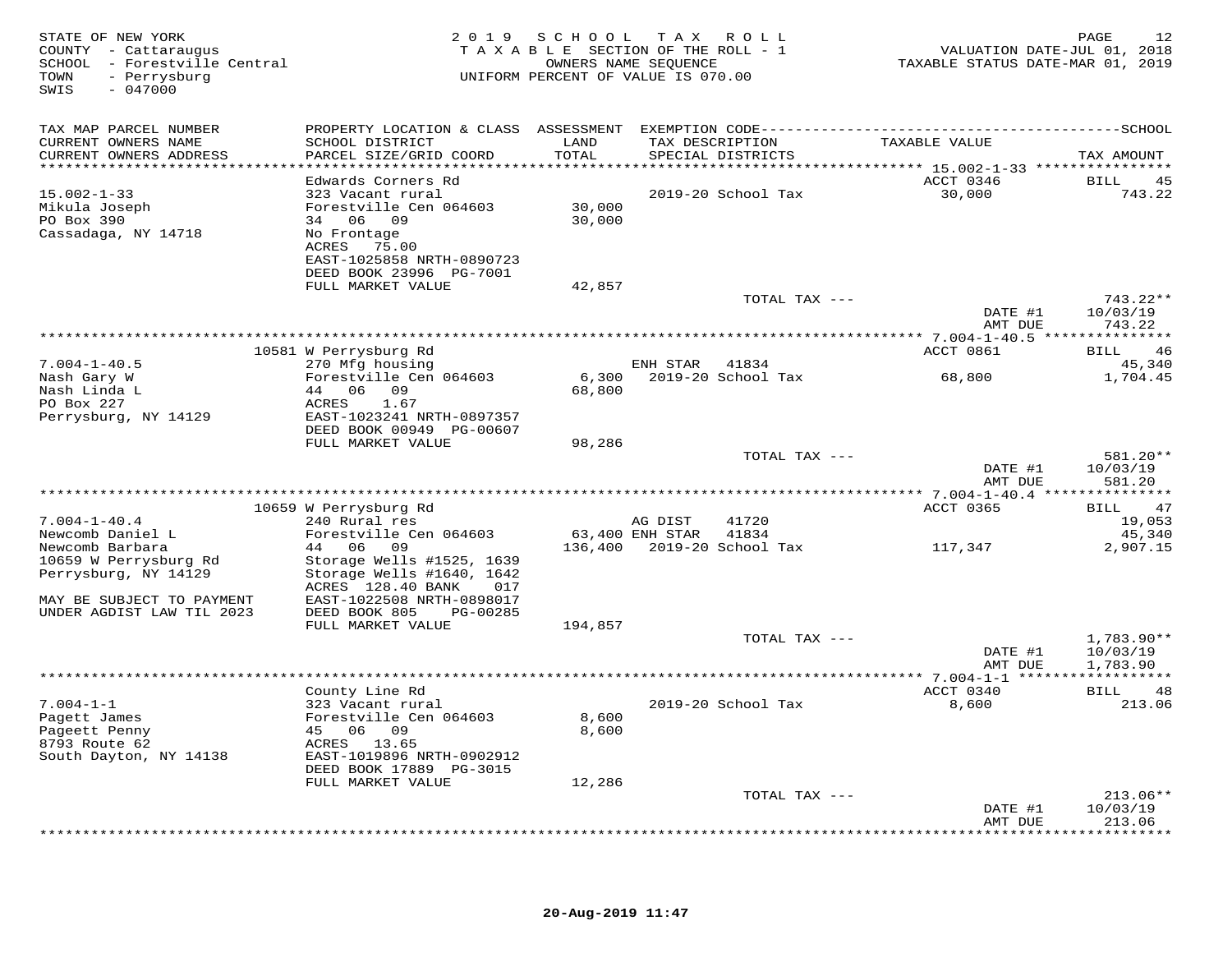STATE OF NEW YORK
COUNTY - Cattaraugus
SCHOOL - Forestville Central
TOWN - Perrysburg
SWIS - 047000

2019 SCHOOL TAX ROLL
TAXABLE SECTION OF THE ROLL - 1
OWNERS NAME SEQUENCE
UNIFORM PERCENT OF VALUE IS 070.00

VALUATION DATE-JUL 01, 2018
TAXABLE STATUS DATE-MAR 01, 2019

| TAX MAP PARCEL NUMBER / CURRENT OWNERS NAME / CURRENT OWNERS ADDRESS | PROPERTY LOCATION & CLASS / SCHOOL DISTRICT / PARCEL SIZE/GRID COORD | ASSESSMENT LAND / TOTAL | EXEMPTION CODE / TAX DESCRIPTION / SPECIAL DISTRICTS | TAXABLE VALUE | TAX AMOUNT |
|---|---|---|---|---|---|
| **15.002-1-33** | Edwards Corners Rd | | | ACCT 0346 | BILL 45 |
| 15.002-1-33 | 323 Vacant rural | | 2019-20 School Tax | 30,000 | 743.22 |
| Mikula Joseph | Forestville Cen 064603 | 30,000 | | | |
| PO Box 390 | 34 06 09 | 30,000 | | | |
| Cassadaga, NY 14718 | No Frontage | | | | |
| | ACRES 75.00 | | | | |
| | EAST-1025858 NRTH-0890723 | | | | |
| | DEED BOOK 23996 PG-7001 | | | | |
| | FULL MARKET VALUE | 42,857 | | | |
| | | | TOTAL TAX --- | | 743.22** |
| | | | | DATE #1 | 10/03/19 |
| | | | | AMT DUE | 743.22 |
| **7.004-1-40.5** | 10581 W Perrysburg Rd | | | ACCT 0861 | BILL 46 |
| 7.004-1-40.5 | 270 Mfg housing | | ENH STAR 41834 | | 45,340 |
| Nash Gary W | Forestville Cen 064603 | 6,300 | 2019-20 School Tax | 68,800 | 1,704.45 |
| Nash Linda L | 44 06 09 | 68,800 | | | |
| PO Box 227 | ACRES 1.67 | | | | |
| Perrysburg, NY 14129 | EAST-1023241 NRTH-0897357 | | | | |
| | DEED BOOK 00949 PG-00607 | | | | |
| | FULL MARKET VALUE | 98,286 | | | |
| | | | TOTAL TAX --- | | 581.20** |
| | | | | DATE #1 | 10/03/19 |
| | | | | AMT DUE | 581.20 |
| **7.004-1-40.4** | 10659 W Perrysburg Rd | | | ACCT 0365 | BILL 47 |
| 7.004-1-40.4 | 240 Rural res | | AG DIST 41720 | | 19,053 |
| Newcomb Daniel L | Forestville Cen 064603 | 63,400 | ENH STAR 41834 | | 45,340 |
| Newcomb Barbara | 44 06 09 | 136,400 | 2019-20 School Tax | 117,347 | 2,907.15 |
| 10659 W Perrysburg Rd | Storage Wells #1525, 1639 | | | | |
| Perrysburg, NY 14129 | Storage Wells #1640, 1642 | | | | |
| | ACRES 128.40 BANK 017 | | | | |
| MAY BE SUBJECT TO PAYMENT | EAST-1022508 NRTH-0898017 | | | | |
| UNDER AGDIST LAW TIL 2023 | DEED BOOK 805 PG-00285 | | | | |
| | FULL MARKET VALUE | 194,857 | | | |
| | | | TOTAL TAX --- | | 1,783.90** |
| | | | | DATE #1 | 10/03/19 |
| | | | | AMT DUE | 1,783.90 |
| **7.004-1-1** | County Line Rd | | | ACCT 0340 | BILL 48 |
| 7.004-1-1 | 323 Vacant rural | | 2019-20 School Tax | 8,600 | 213.06 |
| Pagett James | Forestville Cen 064603 | 8,600 | | | |
| Pageett Penny | 45 06 09 | 8,600 | | | |
| 8793 Route 62 | ACRES 13.65 | | | | |
| South Dayton, NY 14138 | EAST-1019896 NRTH-0902912 | | | | |
| | DEED BOOK 17889 PG-3015 | | | | |
| | FULL MARKET VALUE | 12,286 | | | |
| | | | TOTAL TAX --- | | 213.06** |
| | | | | DATE #1 | 10/03/19 |
| | | | | AMT DUE | 213.06 |

20-Aug-2019 11:47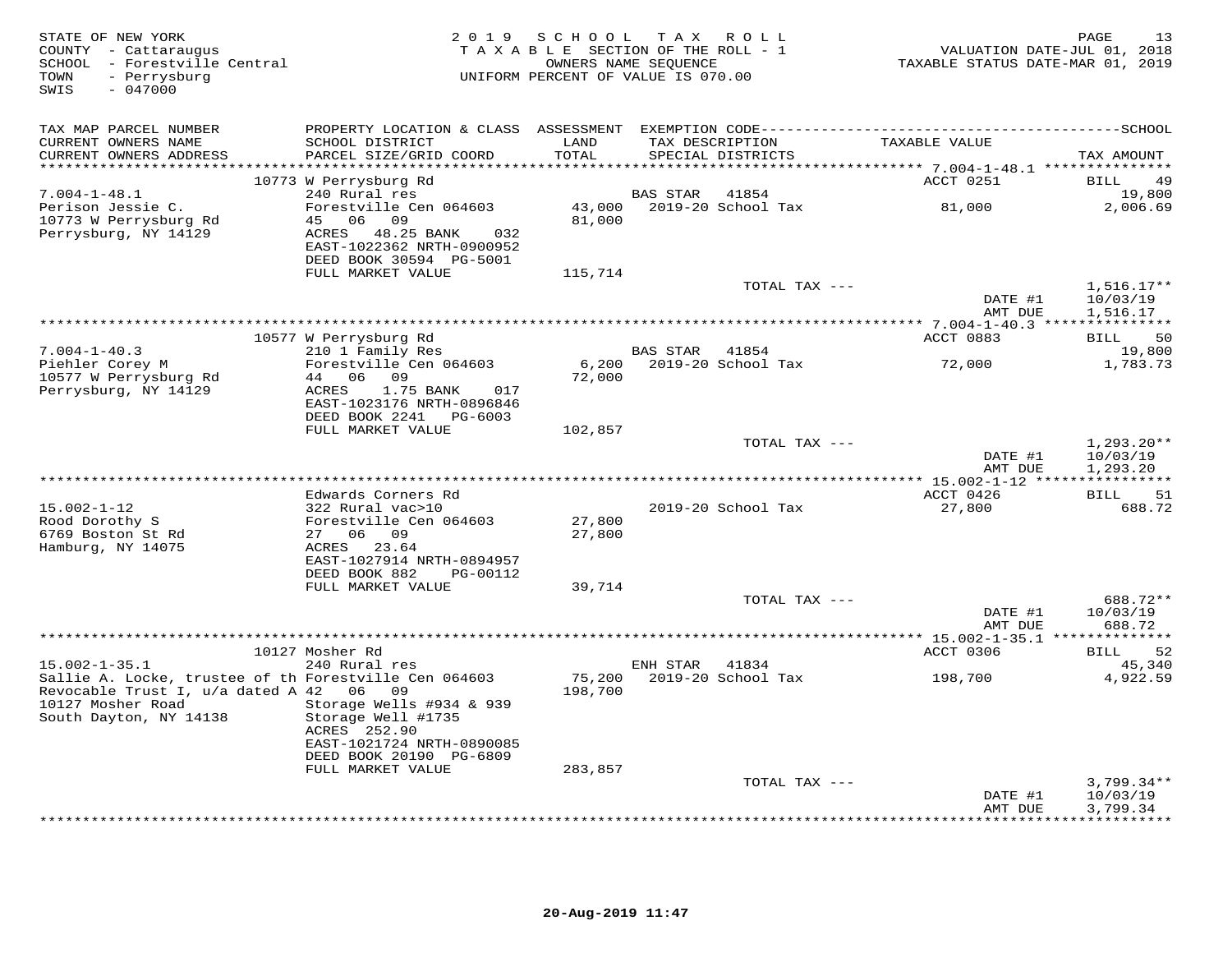STATE OF NEW YORK
COUNTY - Cattaraugus
SCHOOL - Forestville Central
TOWN - Perrysburg
SWIS - 047000

2019 SCHOOL TAX ROLL
TAXABLE SECTION OF THE ROLL - 1
OWNERS NAME SEQUENCE
UNIFORM PERCENT OF VALUE IS 070.00

VALUATION DATE-JUL 01, 2018
TAXABLE STATUS DATE-MAR 01, 2019

| TAX MAP PARCEL NUMBER / CURRENT OWNERS NAME / CURRENT OWNERS ADDRESS | PROPERTY LOCATION & CLASS / SCHOOL DISTRICT / PARCEL SIZE/GRID COORD | ASSESSMENT LAND / TOTAL | EXEMPTION CODE / TAX DESCRIPTION / SPECIAL DISTRICTS | TAXABLE VALUE | TAX AMOUNT |
|---|---|---|---|---|---|
| | 10773 W Perrysburg Rd | | | ACCT 0251 | BILL 49 |
| 7.004-1-48.1 | 240 Rural res | | BAS STAR 41854 | | 19,800 |
| Perison Jessie C. | Forestville Cen 064603 | 43,000 | 2019-20 School Tax | 81,000 | 2,006.69 |
| 10773 W Perrysburg Rd | 45 06 09 | 81,000 | | | |
| Perrysburg, NY 14129 | ACRES 48.25 BANK 032 | | | | |
| | EAST-1022362 NRTH-0900952 | | | | |
| | DEED BOOK 30594 PG-5001 | | | | |
| | FULL MARKET VALUE | 115,714 | | | |
| | | | TOTAL TAX --- | | 1,516.17** |
| | | | | DATE #1 | 10/03/19 |
| | | | | AMT DUE | 1,516.17 |
| | 10577 W Perrysburg Rd | | | ACCT 0883 | BILL 50 |
| 7.004-1-40.3 | 210 1 Family Res | | BAS STAR 41854 | | 19,800 |
| Piehler Corey M | Forestville Cen 064603 | 6,200 | 2019-20 School Tax | 72,000 | 1,783.73 |
| 10577 W Perrysburg Rd | 44 06 09 | 72,000 | | | |
| Perrysburg, NY 14129 | ACRES 1.75 BANK 017 | | | | |
| | EAST-1023176 NRTH-0896846 | | | | |
| | DEED BOOK 2241 PG-6003 | | | | |
| | FULL MARKET VALUE | 102,857 | | | |
| | | | TOTAL TAX --- | | 1,293.20** |
| | | | | DATE #1 | 10/03/19 |
| | | | | AMT DUE | 1,293.20 |
| | Edwards Corners Rd | | | ACCT 0426 | BILL 51 |
| 15.002-1-12 | 322 Rural vac>10 | | 2019-20 School Tax | 27,800 | 688.72 |
| Rood Dorothy S | Forestville Cen 064603 | 27,800 | | | |
| 6769 Boston St Rd | 27 06 09 | 27,800 | | | |
| Hamburg, NY 14075 | ACRES 23.64 | | | | |
| | EAST-1027914 NRTH-0894957 | | | | |
| | DEED BOOK 882 PG-00112 | | | | |
| | FULL MARKET VALUE | 39,714 | | | |
| | | | TOTAL TAX --- | | 688.72** |
| | | | | DATE #1 | 10/03/19 |
| | | | | AMT DUE | 688.72 |
| | 10127 Mosher Rd | | | ACCT 0306 | BILL 52 |
| 15.002-1-35.1 | 240 Rural res | | ENH STAR 41834 | | 45,340 |
| Sallie A. Locke, trustee of th | Forestville Cen 064603 | 75,200 | 2019-20 School Tax | 198,700 | 4,922.59 |
| Revocable Trust I, u/a dated A | 42 06 09 | 198,700 | | | |
| 10127 Mosher Road | Storage Wells #934 & 939 | | | | |
| South Dayton, NY 14138 | Storage Well #1735 | | | | |
| | ACRES 252.90 | | | | |
| | EAST-1021724 NRTH-0890085 | | | | |
| | DEED BOOK 20190 PG-6809 | | | | |
| | FULL MARKET VALUE | 283,857 | | | |
| | | | TOTAL TAX --- | | 3,799.34** |
| | | | | DATE #1 | 10/03/19 |
| | | | | AMT DUE | 3,799.34 |

20-Aug-2019 11:47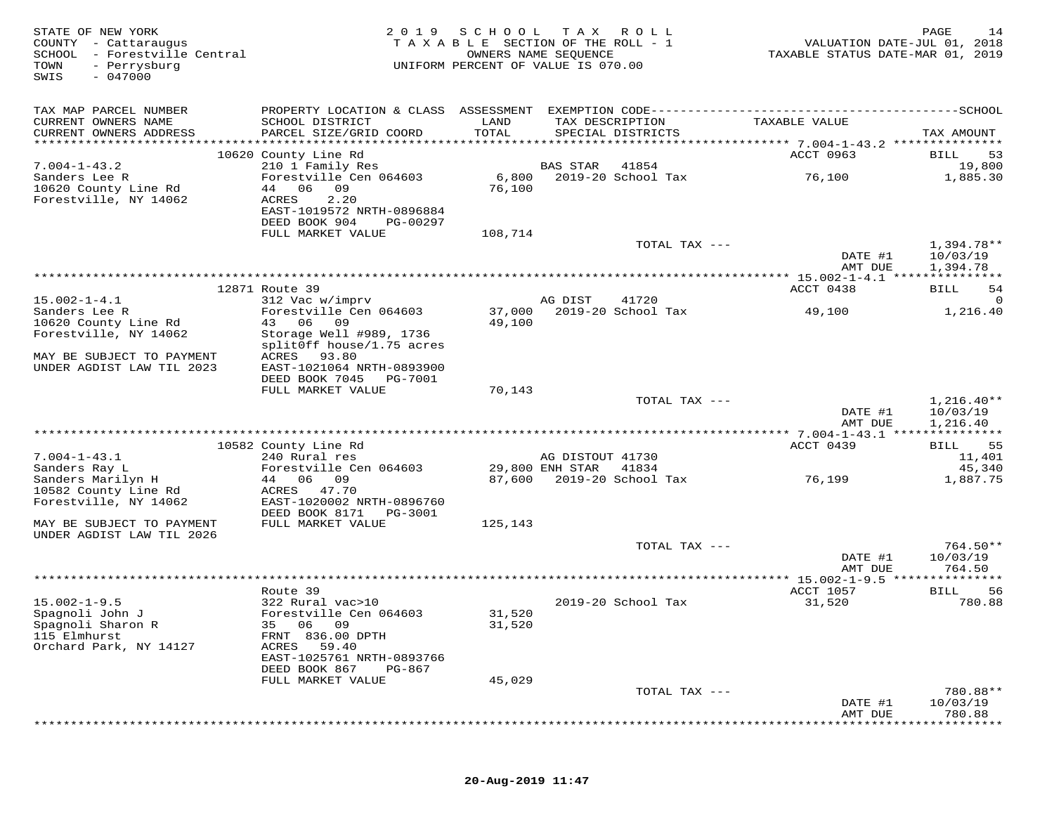STATE OF NEW YORK
COUNTY - Cattaraugus
SCHOOL - Forestville Central
TOWN - Perrysburg
SWIS - 047000

2019 SCHOOL TAX ROLL
TAXABLE SECTION OF THE ROLL - 1
OWNERS NAME SEQUENCE
UNIFORM PERCENT OF VALUE IS 070.00

VALUATION DATE-JUL 01, 2018
TAXABLE STATUS DATE-MAR 01, 2019

| TAX MAP PARCEL NUMBER / CURRENT OWNERS NAME / CURRENT OWNERS ADDRESS | PROPERTY LOCATION & CLASS / SCHOOL DISTRICT / PARCEL SIZE/GRID COORD | ASSESSMENT LAND / TOTAL | EXEMPTION CODE / TAX DESCRIPTION / SPECIAL DISTRICTS | TAXABLE VALUE | TAX AMOUNT |
|---|---|---|---|---|---|
| **7.004-1-43.2** | 10620 County Line Rd | | | ACCT 0963 | BILL 53 |
| 7.004-1-43.2 | 210 1 Family Res | | BAS STAR 41854 | | 19,800 |
| Sanders Lee R | Forestville Cen 064603 | 6,800 | 2019-20 School Tax | 76,100 | 1,885.30 |
| 10620 County Line Rd | 44 06 09 | 76,100 | | | |
| Forestville, NY 14062 | ACRES 2.20 | | | | |
| | EAST-1019572 NRTH-0896884 | | | | |
| | DEED BOOK 904 PG-00297 | | | | |
| | FULL MARKET VALUE | 108,714 | | | |
| | | | TOTAL TAX --- | | 1,394.78** |
| | | | | DATE #1 | 10/03/19 |
| | | | | AMT DUE | 1,394.78 |
| **15.002-1-4.1** | 12871 Route 39 | | | ACCT 0438 | BILL 54 |
| 15.002-1-4.1 | 312 Vac w/imprv | | AG DIST 41720 | | 0 |
| Sanders Lee R | Forestville Cen 064603 | 37,000 | 2019-20 School Tax | 49,100 | 1,216.40 |
| 10620 County Line Rd | 43 06 09 | 49,100 | | | |
| Forestville, NY 14062 | Storage Well #989, 1736 | | | | |
| | split0ff house/1.75 acres | | | | |
| MAY BE SUBJECT TO PAYMENT | ACRES 93.80 | | | | |
| UNDER AGDIST LAW TIL 2023 | EAST-1021064 NRTH-0893900 | | | | |
| | DEED BOOK 7045 PG-7001 | | | | |
| | FULL MARKET VALUE | 70,143 | | | |
| | | | TOTAL TAX --- | | 1,216.40** |
| | | | | DATE #1 | 10/03/19 |
| | | | | AMT DUE | 1,216.40 |
| **7.004-1-43.1** | 10582 County Line Rd | | | ACCT 0439 | BILL 55 |
| 7.004-1-43.1 | 240 Rural res | | AG DISTOUT 41730 | | 11,401 |
| Sanders Ray L | Forestville Cen 064603 | 29,800 | ENH STAR 41834 | | 45,340 |
| Sanders Marilyn H | 44 06 09 | 87,600 | 2019-20 School Tax | 76,199 | 1,887.75 |
| 10582 County Line Rd | ACRES 47.70 | | | | |
| Forestville, NY 14062 | EAST-1020002 NRTH-0896760 | | | | |
| | DEED BOOK 8171 PG-3001 | | | | |
| MAY BE SUBJECT TO PAYMENT | FULL MARKET VALUE | 125,143 | | | |
| UNDER AGDIST LAW TIL 2026 | | | | | |
| | | | TOTAL TAX --- | | 764.50** |
| | | | | DATE #1 | 10/03/19 |
| | | | | AMT DUE | 764.50 |
| **15.002-1-9.5** | Route 39 | | | ACCT 1057 | BILL 56 |
| 15.002-1-9.5 | 322 Rural vac>10 | | 2019-20 School Tax | 31,520 | 780.88 |
| Spagnoli John J | Forestville Cen 064603 | 31,520 | | | |
| Spagnoli Sharon R | 35 06 09 | 31,520 | | | |
| 115 Elmhurst | FRNT 836.00 DPTH | | | | |
| Orchard Park, NY 14127 | ACRES 59.40 | | | | |
| | EAST-1025761 NRTH-0893766 | | | | |
| | DEED BOOK 867 PG-867 | | | | |
| | FULL MARKET VALUE | 45,029 | | | |
| | | | TOTAL TAX --- | | 780.88** |
| | | | | DATE #1 | 10/03/19 |
| | | | | AMT DUE | 780.88 |

20-Aug-2019 11:47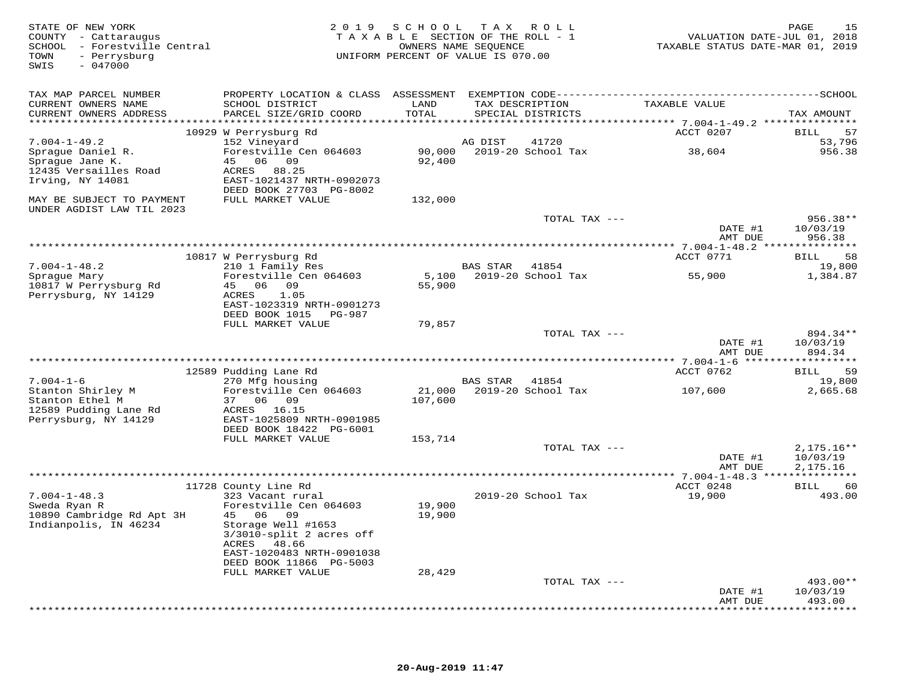STATE OF NEW YORK
COUNTY - Cattaraugus
SCHOOL - Forestville Central
TOWN - Perrysburg
SWIS - 047000

2019 SCHOOL TAX ROLL
TAXABLE SECTION OF THE ROLL - 1
OWNERS NAME SEQUENCE
UNIFORM PERCENT OF VALUE IS 070.00

VALUATION DATE-JUL 01, 2018
TAXABLE STATUS DATE-MAR 01, 2019

| TAX MAP PARCEL NUMBER / CURRENT OWNERS NAME / CURRENT OWNERS ADDRESS | PROPERTY LOCATION & CLASS / SCHOOL DISTRICT / PARCEL SIZE/GRID COORD | ASSESSMENT LAND / TOTAL | EXEMPTION CODE / TAX DESCRIPTION / SPECIAL DISTRICTS | TAXABLE VALUE | TAX AMOUNT |
|---|---|---|---|---|---|
| | 10929 W Perrysburg Rd | | | ACCT 0207 | BILL 57 |
| 7.004-1-49.2 | 152 Vineyard | | AG DIST 41720 | | 53,796 |
| Sprague Daniel R. | Forestville Cen 064603 | 90,000 | 2019-20 School Tax | 38,604 | 956.38 |
| Sprague Jane K. | 45 06 09 | 92,400 | | | |
| 12435 Versailles Road | ACRES 88.25 | | | | |
| Irving, NY 14081 | EAST-1021437 NRTH-0902073 | | | | |
| | DEED BOOK 27703 PG-8002 | | | | |
| MAY BE SUBJECT TO PAYMENT UNDER AGDIST LAW TIL 2023 | FULL MARKET VALUE | 132,000 | | | |
| | | | TOTAL TAX --- | | 956.38** |
| | | | | DATE #1 | 10/03/19 |
| | | | | AMT DUE | 956.38 |
| | 10817 W Perrysburg Rd | | | ACCT 0771 | BILL 58 |
| 7.004-1-48.2 | 210 1 Family Res | | BAS STAR 41854 | | 19,800 |
| Sprague Mary | Forestville Cen 064603 | 5,100 | 2019-20 School Tax | 55,900 | 1,384.87 |
| 10817 W Perrysburg Rd | 45 06 09 | 55,900 | | | |
| Perrysburg, NY 14129 | ACRES 1.05 | | | | |
| | EAST-1023319 NRTH-0901273 | | | | |
| | DEED BOOK 1015 PG-987 | | | | |
| | FULL MARKET VALUE | 79,857 | | | |
| | | | TOTAL TAX --- | | 894.34** |
| | | | | DATE #1 | 10/03/19 |
| | | | | AMT DUE | 894.34 |
| | 12589 Pudding Lane Rd | | | ACCT 0762 | BILL 59 |
| 7.004-1-6 | 270 Mfg housing | | BAS STAR 41854 | | 19,800 |
| Stanton Shirley M | Forestville Cen 064603 | 21,000 | 2019-20 School Tax | 107,600 | 2,665.68 |
| Stanton Ethel M | 37 06 09 | 107,600 | | | |
| 12589 Pudding Lane Rd | ACRES 16.15 | | | | |
| Perrysburg, NY 14129 | EAST-1025809 NRTH-0901985 | | | | |
| | DEED BOOK 18422 PG-6001 | | | | |
| | FULL MARKET VALUE | 153,714 | | | |
| | | | TOTAL TAX --- | | 2,175.16** |
| | | | | DATE #1 | 10/03/19 |
| | | | | AMT DUE | 2,175.16 |
| | 11728 County Line Rd | | | ACCT 0248 | BILL 60 |
| 7.004-1-48.3 | 323 Vacant rural | | 2019-20 School Tax | 19,900 | 493.00 |
| Sweda Ryan R | Forestville Cen 064603 | 19,900 | | | |
| 10890 Cambridge Rd Apt 3H | 45 06 09 | 19,900 | | | |
| Indianpolis, IN 46234 | Storage Well #1653 | | | | |
| | 3/3010-split 2 acres off | | | | |
| | ACRES 48.66 | | | | |
| | EAST-1020483 NRTH-0901038 | | | | |
| | DEED BOOK 11866 PG-5003 | | | | |
| | FULL MARKET VALUE | 28,429 | | | |
| | | | TOTAL TAX --- | | 493.00** |
| | | | | DATE #1 | 10/03/19 |
| | | | | AMT DUE | 493.00 |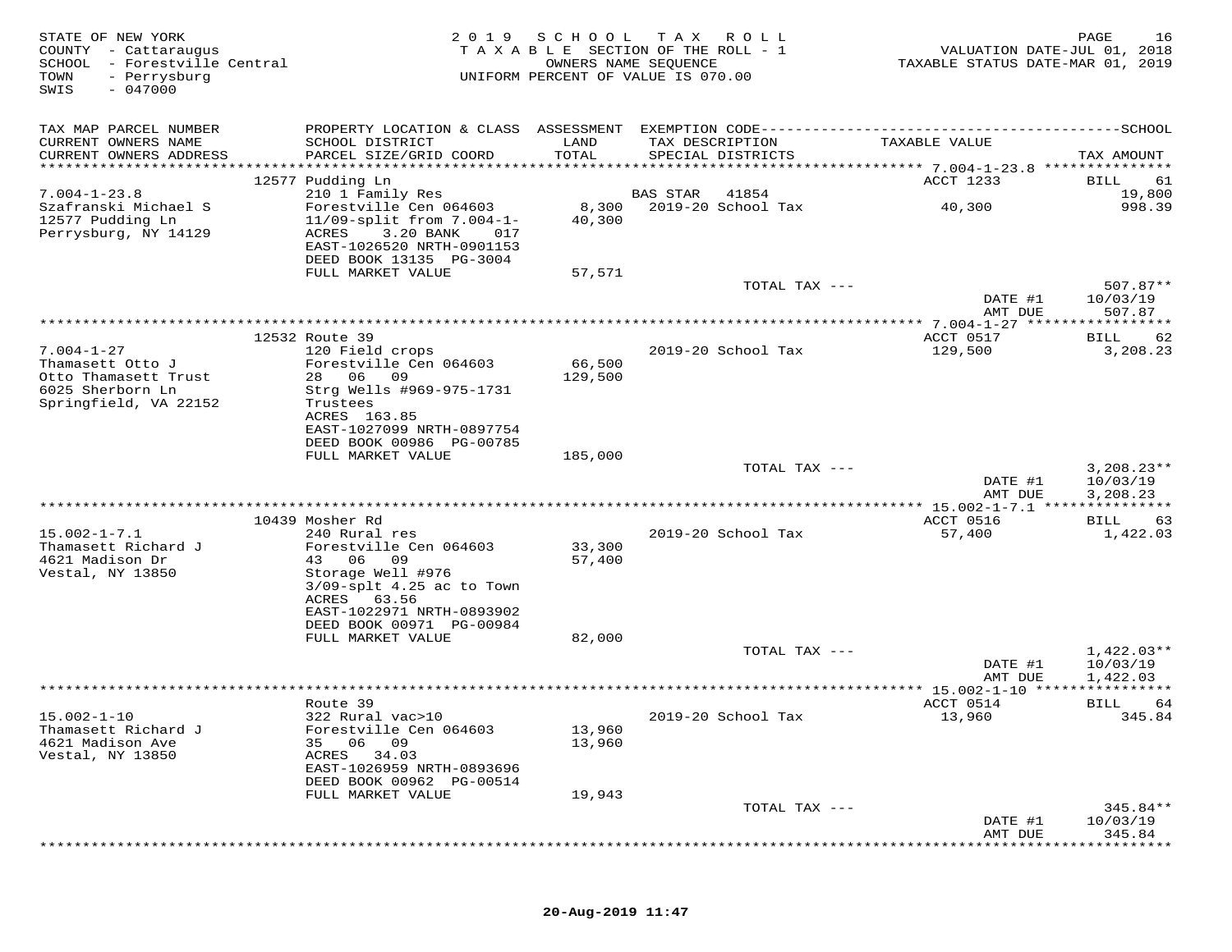STATE OF NEW YORK
COUNTY - Cattaraugus
SCHOOL - Forestville Central
TOWN - Perrysburg
SWIS - 047000

2019 SCHOOL TAX ROLL
TAXABLE SECTION OF THE ROLL - 1
OWNERS NAME SEQUENCE
UNIFORM PERCENT OF VALUE IS 070.00

VALUATION DATE-JUL 01, 2018
TAXABLE STATUS DATE-MAR 01, 2019

| TAX MAP PARCEL NUMBER / CURRENT OWNERS NAME / CURRENT OWNERS ADDRESS | PROPERTY LOCATION & CLASS / SCHOOL DISTRICT / PARCEL SIZE/GRID COORD | ASSESSMENT LAND / TOTAL | EXEMPTION CODE / TAX DESCRIPTION / SPECIAL DISTRICTS | TAXABLE VALUE | TAX AMOUNT |
|---|---|---|---|---|---|
| | 12577 Pudding Ln | | | ACCT 1233 | BILL 61 |
| 7.004-1-23.8 | 210 1 Family Res | | BAS STAR 41854 | | 19,800 |
| Szafranski Michael S | Forestville Cen 064603 | 8,300 | 2019-20 School Tax | 40,300 | 998.39 |
| 12577 Pudding Ln | 11/09-split from 7.004-1- | 40,300 | | | |
| Perrysburg, NY 14129 | ACRES 3.20 BANK 017 | | | | |
| | EAST-1026520 NRTH-0901153 | | | | |
| | DEED BOOK 13135 PG-3004 | | | | |
| | FULL MARKET VALUE | 57,571 | | | |
| | | | TOTAL TAX --- | | 507.87** |
| | | | | DATE #1 | 10/03/19 |
| | | | | AMT DUE | 507.87 |
| | 12532 Route 39 | | | ACCT 0517 | BILL 62 |
| 7.004-1-27 | 120 Field crops | | 2019-20 School Tax | 129,500 | 3,208.23 |
| Thamasett Otto J | Forestville Cen 064603 | 66,500 | | | |
| Otto Thamasett Trust | 28 06 09 | 129,500 | | | |
| 6025 Sherborn Ln | Strg Wells #969-975-1731 | | | | |
| Springfield, VA 22152 | Trustees | | | | |
| | ACRES 163.85 | | | | |
| | EAST-1027099 NRTH-0897754 | | | | |
| | DEED BOOK 00986 PG-00785 | | | | |
| | FULL MARKET VALUE | 185,000 | | | |
| | | | TOTAL TAX --- | | 3,208.23** |
| | | | | DATE #1 | 10/03/19 |
| | | | | AMT DUE | 3,208.23 |
| | 10439 Mosher Rd | | | ACCT 0516 | BILL 63 |
| 15.002-1-7.1 | 240 Rural res | | 2019-20 School Tax | 57,400 | 1,422.03 |
| Thamasett Richard J | Forestville Cen 064603 | 33,300 | | | |
| 4621 Madison Dr | 43 06 09 | 57,400 | | | |
| Vestal, NY 13850 | Storage Well #976 | | | | |
| | 3/09-splt 4.25 ac to Town | | | | |
| | ACRES 63.56 | | | | |
| | EAST-1022971 NRTH-0893902 | | | | |
| | DEED BOOK 00971 PG-00984 | | | | |
| | FULL MARKET VALUE | 82,000 | | | |
| | | | TOTAL TAX --- | | 1,422.03** |
| | | | | DATE #1 | 10/03/19 |
| | | | | AMT DUE | 1,422.03 |
| | Route 39 | | | ACCT 0514 | BILL 64 |
| 15.002-1-10 | 322 Rural vac>10 | | 2019-20 School Tax | 13,960 | 345.84 |
| Thamasett Richard J | Forestville Cen 064603 | 13,960 | | | |
| 4621 Madison Ave | 35 06 09 | 13,960 | | | |
| Vestal, NY 13850 | ACRES 34.03 | | | | |
| | EAST-1026959 NRTH-0893696 | | | | |
| | DEED BOOK 00962 PG-00514 | | | | |
| | FULL MARKET VALUE | 19,943 | | | |
| | | | TOTAL TAX --- | | 345.84** |
| | | | | DATE #1 | 10/03/19 |
| | | | | AMT DUE | 345.84 |

20-Aug-2019 11:47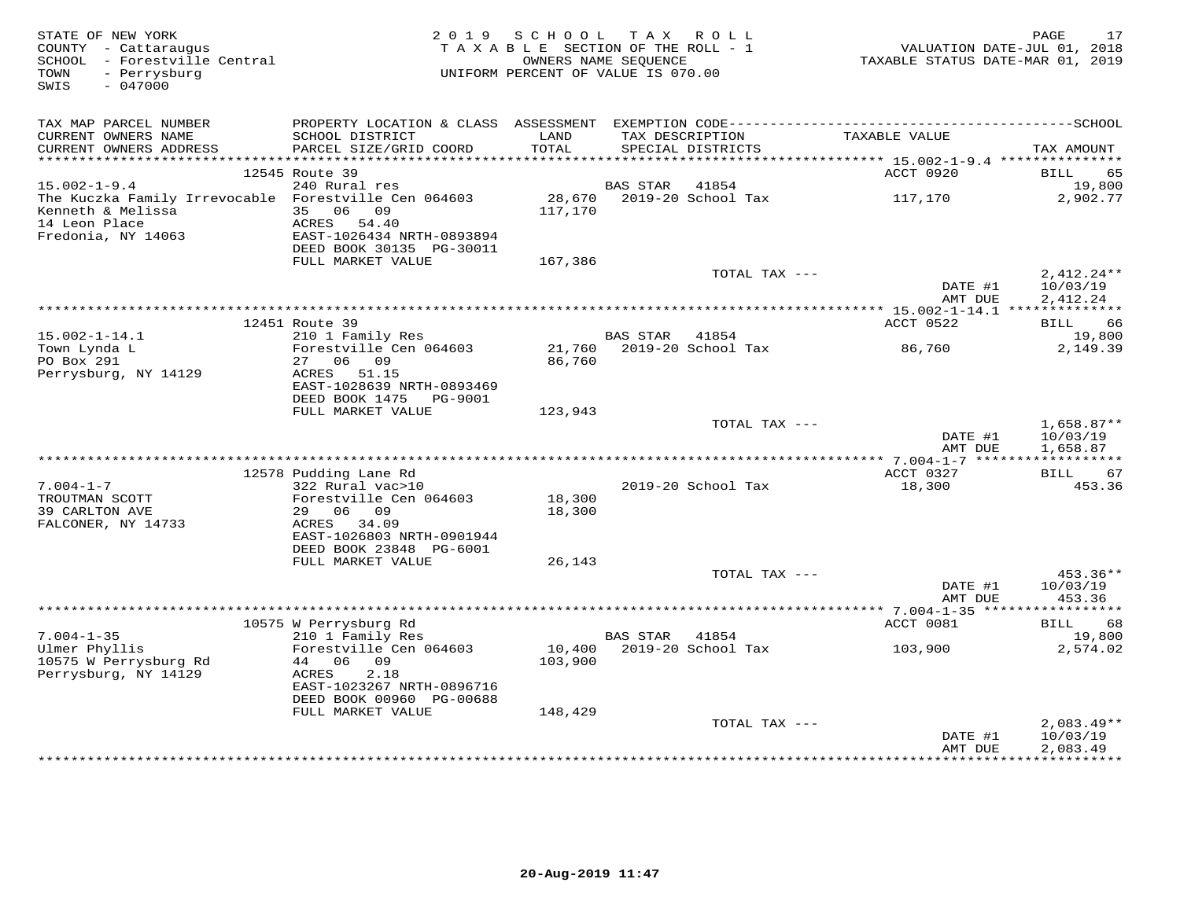STATE OF NEW YORK
COUNTY - Cattaraugus
SCHOOL - Forestville Central
TOWN - Perrysburg
SWIS - 047000

2019 SCHOOL TAX ROLL
TAXABLE SECTION OF THE ROLL - 1
OWNERS NAME SEQUENCE
UNIFORM PERCENT OF VALUE IS 070.00

VALUATION DATE-JUL 01, 2018
TAXABLE STATUS DATE-MAR 01, 2019

| TAX MAP PARCEL NUMBER / CURRENT OWNERS NAME / CURRENT OWNERS ADDRESS | PROPERTY LOCATION & CLASS / SCHOOL DISTRICT / PARCEL SIZE/GRID COORD | ASSESSMENT LAND / TOTAL | EXEMPTION CODE / TAX DESCRIPTION / SPECIAL DISTRICTS | TAXABLE VALUE | TAX AMOUNT |
|---|---|---|---|---|---|
| 15.002-1-9.4 | 12545 Route 39 | | | ACCT 0920 | BILL 65 |
| The Kuczka Family Irrevocable | 240 Rural res | | BAS STAR 41854 | | 19,800 |
| Kenneth & Melissa | Forestville Cen 064603 | 28,670 | 2019-20 School Tax | 117,170 | 2,902.77 |
| 14 Leon Place | 35 06 09 | 117,170 | | | |
| Fredonia, NY 14063 | ACRES 54.40 | | | | |
| | EAST-1026434 NRTH-0893894 | | | | |
| | DEED BOOK 30135 PG-30011 | | | | |
| | FULL MARKET VALUE | 167,386 | | | |
| | | | TOTAL TAX --- | | 2,412.24** |
| | | | | DATE #1 | 10/03/19 |
| | | | | AMT DUE | 2,412.24 |
| 15.002-1-14.1 | 12451 Route 39 | | | ACCT 0522 | BILL 66 |
| Town Lynda L | 210 1 Family Res | | BAS STAR 41854 | | 19,800 |
| PO Box 291 | Forestville Cen 064603 | 21,760 | 2019-20 School Tax | 86,760 | 2,149.39 |
| Perrysburg, NY 14129 | 27 06 09 | 86,760 | | | |
| | ACRES 51.15 | | | | |
| | EAST-1028639 NRTH-0893469 | | | | |
| | DEED BOOK 1475 PG-9001 | | | | |
| | FULL MARKET VALUE | 123,943 | | | |
| | | | TOTAL TAX --- | | 1,658.87** |
| | | | | DATE #1 | 10/03/19 |
| | | | | AMT DUE | 1,658.87 |
| 7.004-1-7 | 12578 Pudding Lane Rd | | | ACCT 0327 | BILL 67 |
| TROUTMAN SCOTT | 322 Rural vac>10 | | 2019-20 School Tax | 18,300 | 453.36 |
| 39 CARLTON AVE | Forestville Cen 064603 | 18,300 | | | |
| FALCONER, NY 14733 | 29 06 09 | 18,300 | | | |
| | ACRES 34.09 | | | | |
| | EAST-1026803 NRTH-0901944 | | | | |
| | DEED BOOK 23848 PG-6001 | | | | |
| | FULL MARKET VALUE | 26,143 | | | |
| | | | TOTAL TAX --- | | 453.36** |
| | | | | DATE #1 | 10/03/19 |
| | | | | AMT DUE | 453.36 |
| 7.004-1-35 | 10575 W Perrysburg Rd | | | ACCT 0081 | BILL 68 |
| Ulmer Phyllis | 210 1 Family Res | | BAS STAR 41854 | | 19,800 |
| 10575 W Perrysburg Rd | Forestville Cen 064603 | 10,400 | 2019-20 School Tax | 103,900 | 2,574.02 |
| Perrysburg, NY 14129 | 44 06 09 | 103,900 | | | |
| | ACRES 2.18 | | | | |
| | EAST-1023267 NRTH-0896716 | | | | |
| | DEED BOOK 00960 PG-00688 | | | | |
| | FULL MARKET VALUE | 148,429 | | | |
| | | | TOTAL TAX --- | | 2,083.49** |
| | | | | DATE #1 | 10/03/19 |
| | | | | AMT DUE | 2,083.49 |

20-Aug-2019 11:47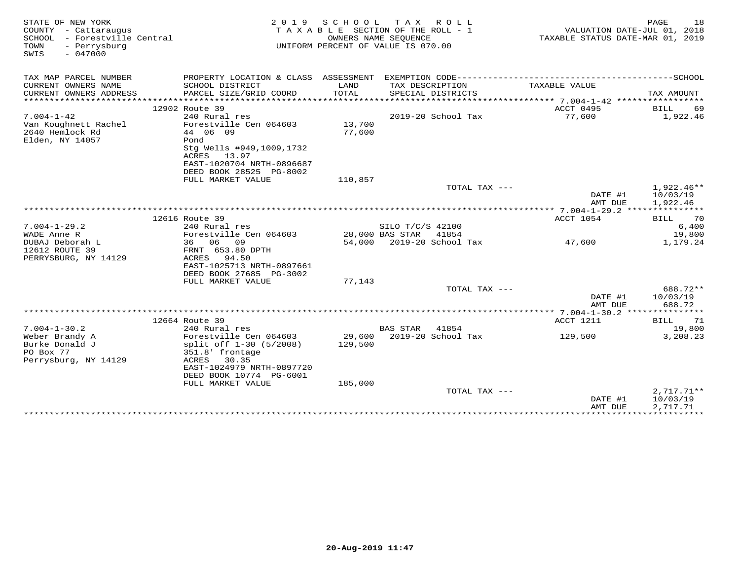STATE OF NEW YORK
COUNTY - Cattaraugus
SCHOOL - Forestville Central
TOWN - Perrysburg
SWIS - 047000

2019 SCHOOL TAX ROLL
TAXABLE SECTION OF THE ROLL - 1
OWNERS NAME SEQUENCE
UNIFORM PERCENT OF VALUE IS 070.00

VALUATION DATE-JUL 01, 2018
TAXABLE STATUS DATE-MAR 01, 2019

| TAX MAP PARCEL NUMBER / CURRENT OWNERS NAME / CURRENT OWNERS ADDRESS | PROPERTY LOCATION & CLASS / SCHOOL DISTRICT / PARCEL SIZE/GRID COORD | ASSESSMENT LAND / TOTAL | EXEMPTION CODE / TAX DESCRIPTION / SPECIAL DISTRICTS | TAXABLE VALUE | TAX AMOUNT |
|---|---|---|---|---|---|
| | 12902 Route 39 | | | ACCT 0495 | BILL 69 |
| 7.004-1-42 | 240 Rural res | | 2019-20 School Tax | 77,600 | 1,922.46 |
| Van Koughnett Rachel | Forestville Cen 064603 | 13,700 | | | |
| 2640 Hemlock Rd | 44 06 09 | 77,600 | | | |
| Elden, NY 14057 | Pond | | | | |
| | Stg Wells #949,1009,1732 | | | | |
| | ACRES 13.97 | | | | |
| | EAST-1020704 NRTH-0896687 | | | | |
| | DEED BOOK 28525 PG-8002 | | | | |
| | FULL MARKET VALUE | 110,857 | | | |
| | | | TOTAL TAX --- | | 1,922.46** |
| | | | | DATE #1 | 10/03/19 |
| | | | | AMT DUE | 1,922.46 |
| | 12616 Route 39 | | | ACCT 1054 | BILL 70 |
| 7.004-1-29.2 | 240 Rural res | | SILO T/C/S 42100 | | 6,400 |
| WADE Anne R | Forestville Cen 064603 | 28,000 | BAS STAR 41854 | | 19,800 |
| DUBAJ Deborah L | 36 06 09 | 54,000 | 2019-20 School Tax | 47,600 | 1,179.24 |
| 12612 ROUTE 39 | FRNT 653.80 DPTH | | | | |
| PERRYSBURG, NY 14129 | ACRES 94.50 | | | | |
| | EAST-1025713 NRTH-0897661 | | | | |
| | DEED BOOK 27685 PG-3002 | | | | |
| | FULL MARKET VALUE | 77,143 | | | |
| | | | TOTAL TAX --- | | 688.72** |
| | | | | DATE #1 | 10/03/19 |
| | | | | AMT DUE | 688.72 |
| | 12664 Route 39 | | | ACCT 1211 | BILL 71 |
| 7.004-1-30.2 | 240 Rural res | | BAS STAR 41854 | | 19,800 |
| Weber Brandy A | Forestville Cen 064603 | 29,600 | 2019-20 School Tax | 129,500 | 3,208.23 |
| Burke Donald J | split off 1-30 (5/2008) | 129,500 | | | |
| PO Box 77 | 351.8' frontage | | | | |
| Perrysburg, NY 14129 | ACRES 30.35 | | | | |
| | EAST-1024979 NRTH-0897720 | | | | |
| | DEED BOOK 10774 PG-6001 | | | | |
| | FULL MARKET VALUE | 185,000 | | | |
| | | | TOTAL TAX --- | | 2,717.71** |
| | | | | DATE #1 | 10/03/19 |
| | | | | AMT DUE | 2,717.71 |

20-Aug-2019 11:47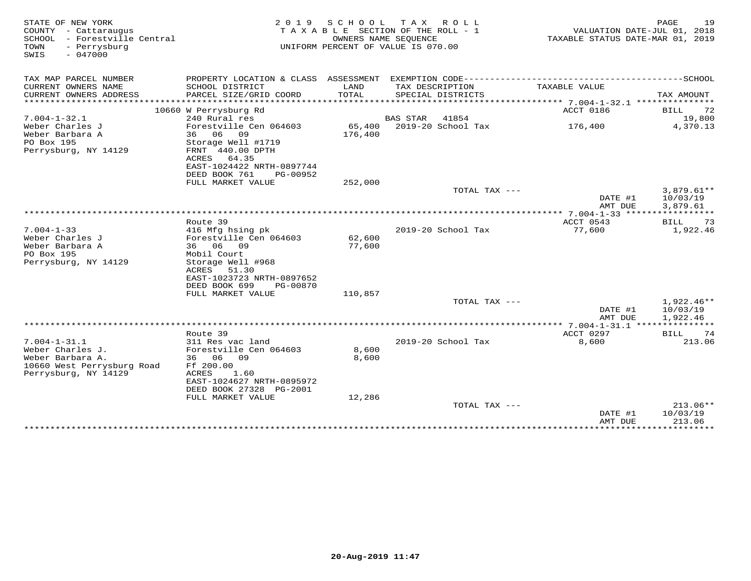STATE OF NEW YORK
COUNTY - Cattaraugus
SCHOOL - Forestville Central
TOWN - Perrysburg
SWIS - 047000

2019 SCHOOL TAX ROLL
TAXABLE SECTION OF THE ROLL - 1
OWNERS NAME SEQUENCE
UNIFORM PERCENT OF VALUE IS 070.00

VALUATION DATE-JUL 01, 2018
TAXABLE STATUS DATE-MAR 01, 2019

| TAX MAP PARCEL NUMBER / CURRENT OWNERS NAME / CURRENT OWNERS ADDRESS | PROPERTY LOCATION & CLASS / SCHOOL DISTRICT / PARCEL SIZE/GRID COORD | ASSESSMENT LAND / TOTAL | EXEMPTION CODE / TAX DESCRIPTION / SPECIAL DISTRICTS | TAXABLE VALUE | TAX AMOUNT |
|---|---|---|---|---|---|
| | 10660 W Perrysburg Rd | | | ACCT 0186 | BILL 72 |
| 7.004-1-32.1 | 240 Rural res | | BAS STAR 41854 | | 19,800 |
| Weber Charles J | Forestville Cen 064603 | 65,400 | 2019-20 School Tax | 176,400 | 4,370.13 |
| Weber Barbara A | 36 06 09 | 176,400 | | | |
| PO Box 195 | Storage Well #1719 | | | | |
| Perrysburg, NY 14129 | FRNT 440.00 DPTH | | | | |
| | ACRES 64.35 | | | | |
| | EAST-1024422 NRTH-0897744 | | | | |
| | DEED BOOK 761 PG-00952 | | | | |
| | FULL MARKET VALUE | 252,000 | | | |
| | | | TOTAL TAX --- | | 3,879.61** |
| | | | | DATE #1 | 10/03/19 |
| | | | | AMT DUE | 3,879.61 |
| | Route 39 | | | ACCT 0543 | BILL 73 |
| 7.004-1-33 | 416 Mfg hsing pk | | 2019-20 School Tax | 77,600 | 1,922.46 |
| Weber Charles J | Forestville Cen 064603 | 62,600 | | | |
| Weber Barbara A | 36 06 09 | 77,600 | | | |
| PO Box 195 | Mobil Court | | | | |
| Perrysburg, NY 14129 | Storage Well #968 | | | | |
| | ACRES 51.30 | | | | |
| | EAST-1023723 NRTH-0897652 | | | | |
| | DEED BOOK 699 PG-00870 | | | | |
| | FULL MARKET VALUE | 110,857 | | | |
| | | | TOTAL TAX --- | | 1,922.46** |
| | | | | DATE #1 | 10/03/19 |
| | | | | AMT DUE | 1,922.46 |
| | Route 39 | | | ACCT 0297 | BILL 74 |
| 7.004-1-31.1 | 311 Res vac land | | 2019-20 School Tax | 8,600 | 213.06 |
| Weber Charles J. | Forestville Cen 064603 | 8,600 | | | |
| Weber Barbara A. | 36 06 09 | 8,600 | | | |
| 10660 West Perrysburg Road | Ff 200.00 | | | | |
| Perrysburg, NY 14129 | ACRES 1.60 | | | | |
| | EAST-1024627 NRTH-0895972 | | | | |
| | DEED BOOK 27328 PG-2001 | | | | |
| | FULL MARKET VALUE | 12,286 | | | |
| | | | TOTAL TAX --- | | 213.06** |
| | | | | DATE #1 | 10/03/19 |
| | | | | AMT DUE | 213.06 |

20-Aug-2019 11:47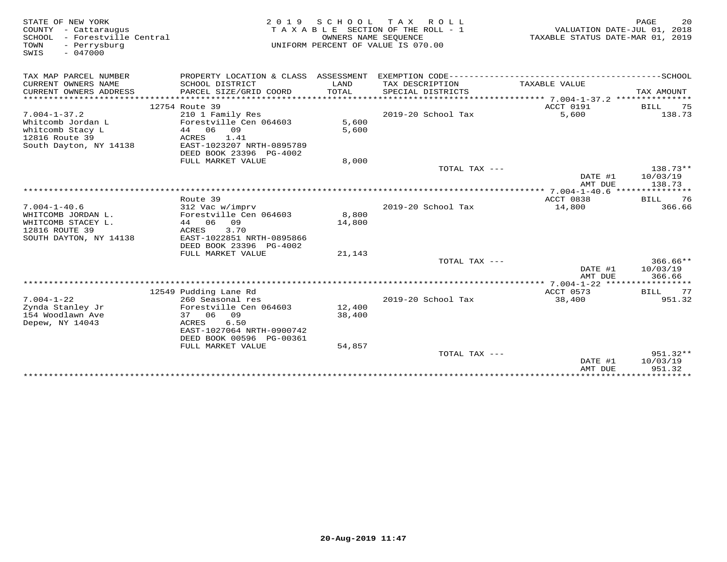STATE OF NEW YORK
COUNTY - Cattaraugus
SCHOOL - Forestville Central
TOWN - Perrysburg
SWIS - 047000

2 0 1 9 S C H O O L T A X R O L L
T A X A B L E SECTION OF THE ROLL - 1
OWNERS NAME SEQUENCE
UNIFORM PERCENT OF VALUE IS 070.00

VALUATION DATE-JUL 01, 2018
TAXABLE STATUS DATE-MAR 01, 2019

| TAX MAP PARCEL NUMBER / CURRENT OWNERS NAME / CURRENT OWNERS ADDRESS | PROPERTY LOCATION & CLASS / SCHOOL DISTRICT / PARCEL SIZE/GRID COORD | ASSESSMENT LAND / TOTAL | EXEMPTION CODE / TAX DESCRIPTION / SPECIAL DISTRICTS | TAXABLE VALUE | SCHOOL TAX AMOUNT |
|---|---|---|---|---|---|
| 7.004-1-37.2 | 12754 Route 39 | | | ACCT 0191 | BILL 75 |
| Whitcomb Jordan L | 210 1 Family Res | | 2019-20 School Tax | 5,600 | 138.73 |
| whitcomb Stacy L | Forestville Cen 064603 | 5,600 | | | |
| 12816 Route 39 | 44 06 09 | 5,600 | | | |
| South Dayton, NY 14138 | ACRES 1.41 | | | | |
| | EAST-1023207 NRTH-0895789 | | | | |
| | DEED BOOK 23396 PG-4002 | | | | |
| | FULL MARKET VALUE | 8,000 | | | |
| | | | TOTAL TAX --- | | 138.73** |
| | | | | DATE #1 | 10/03/19 |
| | | | | AMT DUE | 138.73 |
| 7.004-1-40.6 | Route 39 | | | ACCT 0838 | BILL 76 |
| WHITCOMB JORDAN L. | 312 Vac w/imprv | | 2019-20 School Tax | 14,800 | 366.66 |
| WHITCOMB STACEY L. | Forestville Cen 064603 | 8,800 | | | |
| 12816 ROUTE 39 | 44 06 09 | 14,800 | | | |
| SOUTH DAYTON, NY 14138 | ACRES 3.70 | | | | |
| | EAST-1022851 NRTH-0895866 | | | | |
| | DEED BOOK 23396 PG-4002 | | | | |
| | FULL MARKET VALUE | 21,143 | | | |
| | | | TOTAL TAX --- | | 366.66** |
| | | | | DATE #1 | 10/03/19 |
| | | | | AMT DUE | 366.66 |
| 7.004-1-22 | 12549 Pudding Lane Rd | | | ACCT 0573 | BILL 77 |
| Zynda Stanley Jr | 260 Seasonal res | | 2019-20 School Tax | 38,400 | 951.32 |
| 154 Woodlawn Ave | Forestville Cen 064603 | 12,400 | | | |
| Depew, NY 14043 | 37 06 09 | 38,400 | | | |
| | ACRES 6.50 | | | | |
| | EAST-1027064 NRTH-0900742 | | | | |
| | DEED BOOK 00596 PG-00361 | | | | |
| | FULL MARKET VALUE | 54,857 | | | |
| | | | TOTAL TAX --- | | 951.32** |
| | | | | DATE #1 | 10/03/19 |
| | | | | AMT DUE | 951.32 |

20-Aug-2019 11:47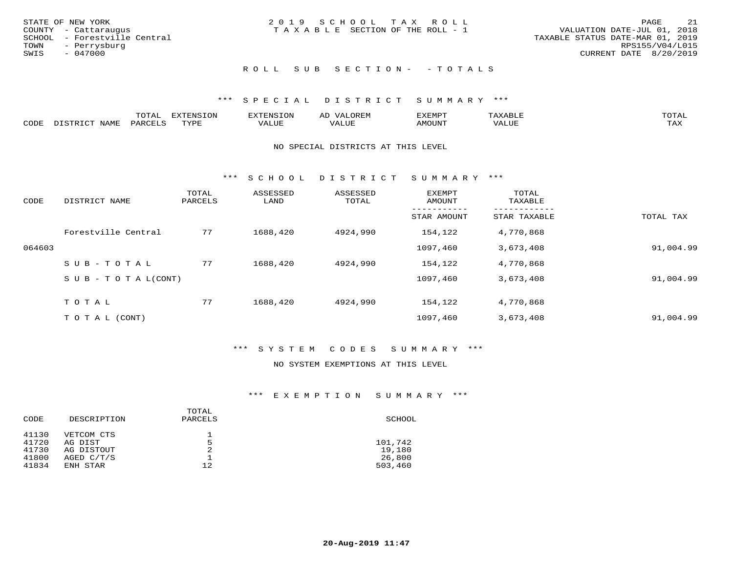STATE OF NEW YORK
COUNTY - Cattaraugus
SCHOOL - Forestville Central
TOWN - Perrysburg
SWIS - 047000

2019 SCHOOL TAX ROLL
TAXABLE SECTION OF THE ROLL - 1

VALUATION DATE-JUL 01, 2018
TAXABLE STATUS DATE-MAR 01, 2019
RPS155/V04/L015
CURRENT DATE 8/20/2019

## ROLL SUB SECTION- - TOTALS

### *** SPECIAL DISTRICT SUMMARY ***

| CODE | DISTRICT NAME | TOTAL PARCELS | EXTENSION TYPE | EXTENSION VALUE | AD VALOREM VALUE | EXEMPT AMOUNT | TAXABLE VALUE | TOTAL TAX |
|---|---|---|---|---|---|---|---|---|

NO SPECIAL DISTRICTS AT THIS LEVEL

### *** SCHOOL DISTRICT SUMMARY ***

| CODE | DISTRICT NAME | TOTAL PARCELS | ASSESSED LAND | ASSESSED TOTAL | EXEMPT AMOUNT / STAR AMOUNT | TOTAL TAXABLE / STAR TAXABLE | TOTAL TAX |
|---|---|---|---|---|---|---|---|
| | Forestville Central | 77 | 1688,420 | 4924,990 | 154,122 | 4,770,868 | |
| 064603 | | | | | 1097,460 | 3,673,408 | 91,004.99 |
| | SUB-TOTAL | 77 | 1688,420 | 4924,990 | 154,122 | 4,770,868 | |
| | SUB-TOTAL(CONT) | | | | 1097,460 | 3,673,408 | 91,004.99 |
| | TOTAL | 77 | 1688,420 | 4924,990 | 154,122 | 4,770,868 | |
| | TOTAL (CONT) | | | | 1097,460 | 3,673,408 | 91,004.99 |

### *** SYSTEM CODES SUMMARY ***

NO SYSTEM EXEMPTIONS AT THIS LEVEL

### *** EXEMPTION SUMMARY ***

| CODE | DESCRIPTION | TOTAL PARCELS | SCHOOL |
|---|---|---|---|
| 41130 | VETCOM CTS | 1 | |
| 41720 | AG DIST | 5 | 101,742 |
| 41730 | AG DISTOUT | 2 | 19,180 |
| 41800 | AGED C/T/S | 1 | 26,800 |
| 41834 | ENH STAR | 12 | 503,460 |

**20-Aug-2019 11:47**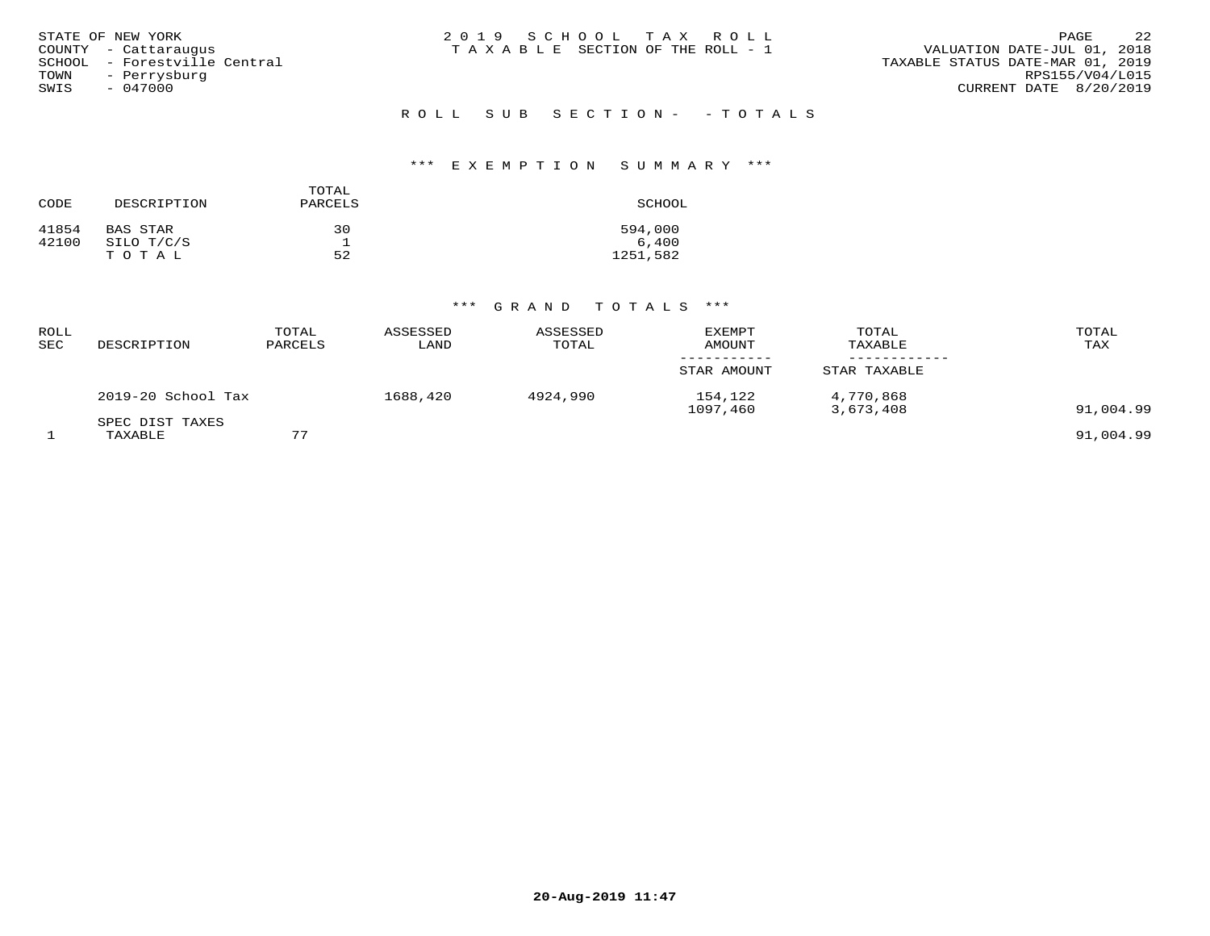STATE OF NEW YORK
COUNTY - Cattaraugus
SCHOOL - Forestville Central
TOWN - Perrysburg
SWIS - 047000

2019 SCHOOL TAX ROLL
TAXABLE SECTION OF THE ROLL - 1

VALUATION DATE-JUL 01, 2018
TAXABLE STATUS DATE-MAR 01, 2019
RPS155/V04/L015
CURRENT DATE 8/20/2019

ROLL SUB SECTION- - TOTALS

*** EXEMPTION SUMMARY ***

| CODE | DESCRIPTION | TOTAL PARCELS | SCHOOL |
|---|---|---|---|
| 41854 | BAS STAR | 30 | 594,000 |
| 42100 | SILO T/C/S | 1 | 6,400 |
| | T O T A L | 52 | 1251,582 |

*** GRAND TOTALS ***

| ROLL SEC | DESCRIPTION | TOTAL PARCELS | ASSESSED LAND | ASSESSED TOTAL | EXEMPT AMOUNT / STAR AMOUNT | TOTAL TAXABLE / STAR TAXABLE | TOTAL TAX |
|---|---|---|---|---|---|---|---|
| | 2019-20 School Tax | | 1688,420 | 4924,990 | 154,122 | 4,770,868 | |
| | | | | | 1097,460 | 3,673,408 | 91,004.99 |
| | SPEC DIST TAXES | | | | | | |
| 1 | TAXABLE | 77 | | | | | 91,004.99 |

20-Aug-2019 11:47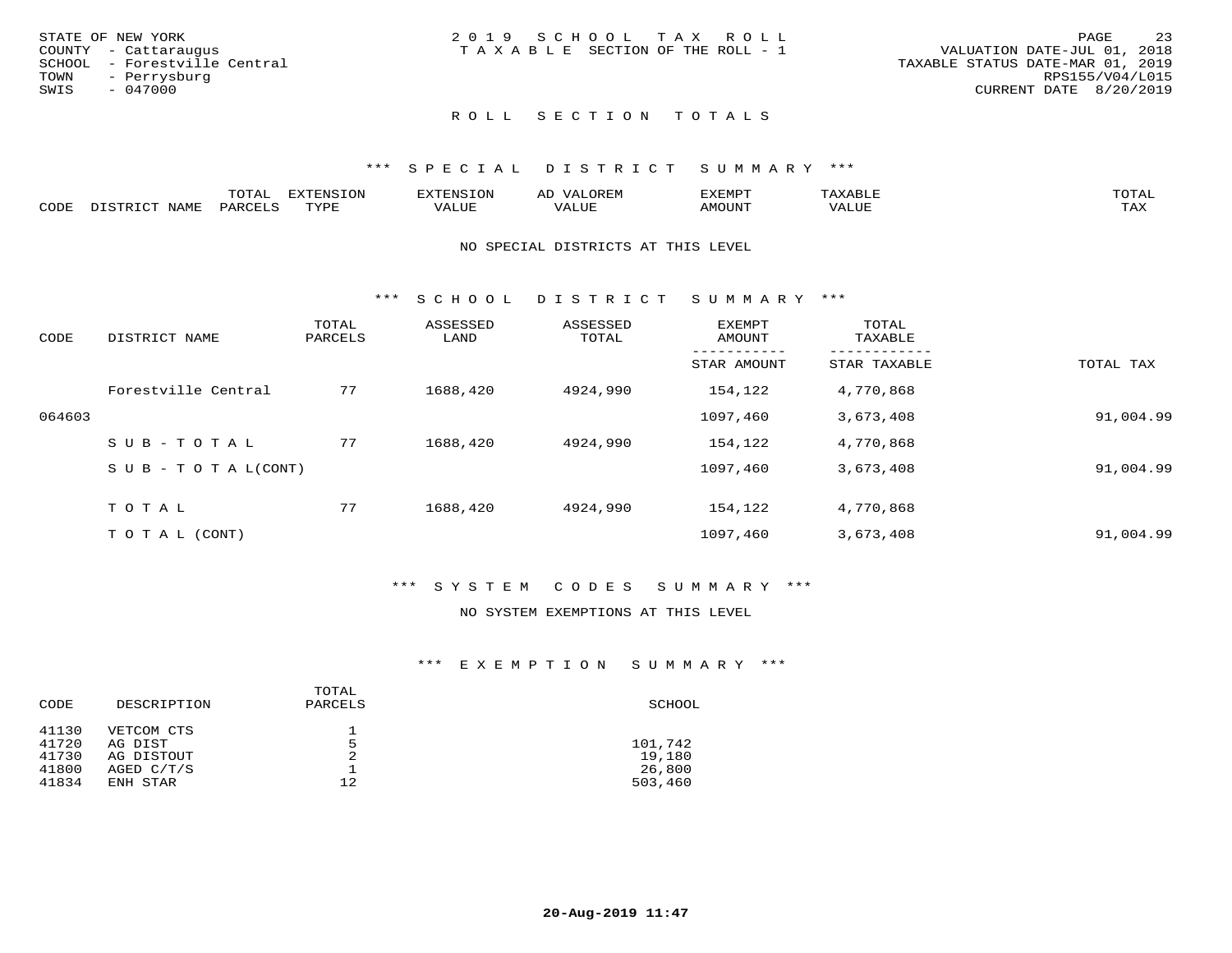STATE OF NEW YORK
COUNTY - Cattaraugus
SCHOOL - Forestville Central
TOWN - Perrysburg
SWIS - 047000

2019 SCHOOL TAX ROLL
TAXABLE SECTION OF THE ROLL - 1

VALUATION DATE-JUL 01, 2018
TAXABLE STATUS DATE-MAR 01, 2019
RPS155/V04/L015
CURRENT DATE 8/20/2019

## ROLL SECTION TOTALS

### *** SPECIAL DISTRICT SUMMARY ***

| CODE | DISTRICT NAME | TOTAL PARCELS | EXTENSION TYPE | EXTENSION VALUE | AD VALOREM VALUE | EXEMPT AMOUNT | TAXABLE VALUE | TOTAL TAX |
|---|---|---|---|---|---|---|---|---|

NO SPECIAL DISTRICTS AT THIS LEVEL

### *** SCHOOL DISTRICT SUMMARY ***

| CODE | DISTRICT NAME | TOTAL PARCELS | ASSESSED LAND | ASSESSED TOTAL | EXEMPT AMOUNT / STAR AMOUNT | TOTAL TAXABLE / STAR TAXABLE | TOTAL TAX |
|---|---|---|---|---|---|---|---|
| | Forestville Central | 77 | 1688,420 | 4924,990 | 154,122 | 4,770,868 | |
| 064603 | | | | | 1097,460 | 3,673,408 | 91,004.99 |
| | SUB-TOTAL | 77 | 1688,420 | 4924,990 | 154,122 | 4,770,868 | |
| | SUB-TOTAL(CONT) | | | | 1097,460 | 3,673,408 | 91,004.99 |
| | TOTAL | 77 | 1688,420 | 4924,990 | 154,122 | 4,770,868 | |
| | TOTAL (CONT) | | | | 1097,460 | 3,673,408 | 91,004.99 |

### *** SYSTEM CODES SUMMARY ***

NO SYSTEM EXEMPTIONS AT THIS LEVEL

### *** EXEMPTION SUMMARY ***

| CODE | DESCRIPTION | TOTAL PARCELS | SCHOOL |
|---|---|---|---|
| 41130 | VETCOM CTS | 1 | |
| 41720 | AG DIST | 5 | 101,742 |
| 41730 | AG DISTOUT | 2 | 19,180 |
| 41800 | AGED C/T/S | 1 | 26,800 |
| 41834 | ENH STAR | 12 | 503,460 |

**20-Aug-2019 11:47**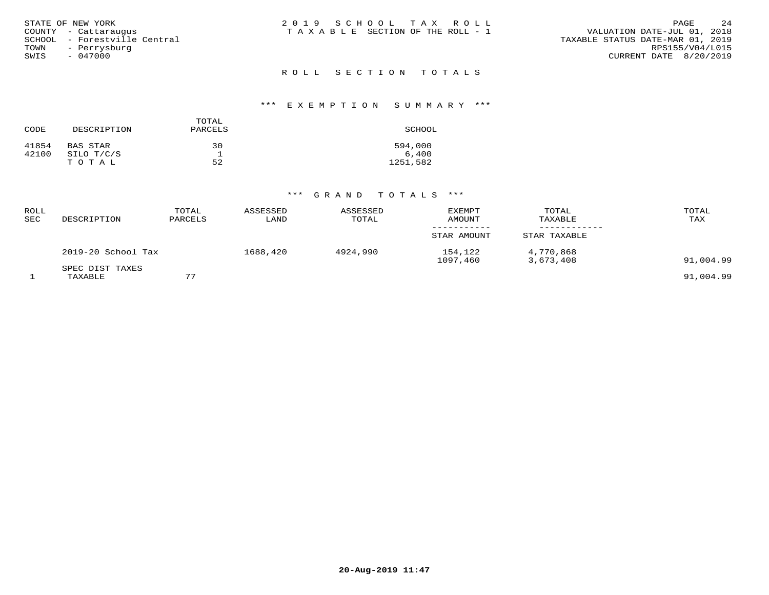STATE OF NEW YORK
COUNTY - Cattaraugus
SCHOOL - Forestville Central
TOWN - Perrysburg
SWIS - 047000

2019 SCHOOL TAX ROLL
TAXABLE SECTION OF THE ROLL - 1

VALUATION DATE-JUL 01, 2018
TAXABLE STATUS DATE-MAR 01, 2019
RPS155/V04/L015
CURRENT DATE 8/20/2019

## ROLL SECTION TOTALS

### *** EXEMPTION SUMMARY ***

| CODE | DESCRIPTION | TOTAL PARCELS | SCHOOL |
|---|---|---|---|
| 41854 | BAS STAR | 30 | 594,000 |
| 42100 | SILO T/C/S | 1 | 6,400 |
| | TOTAL | 52 | 1251,582 |

### *** GRAND TOTALS ***

| ROLL SEC | DESCRIPTION | TOTAL PARCELS | ASSESSED LAND | ASSESSED TOTAL | EXEMPT AMOUNT / STAR AMOUNT | TOTAL TAXABLE / STAR TAXABLE | TOTAL TAX |
|---|---|---|---|---|---|---|---|
| | 2019-20 School Tax | | 1688,420 | 4924,990 | 154,122 | 4,770,868 | |
| | | | | | 1097,460 | 3,673,408 | 91,004.99 |
| | SPEC DIST TAXES | | | | | | |
| 1 | TAXABLE | 77 | | | | | 91,004.99 |

20-Aug-2019 11:47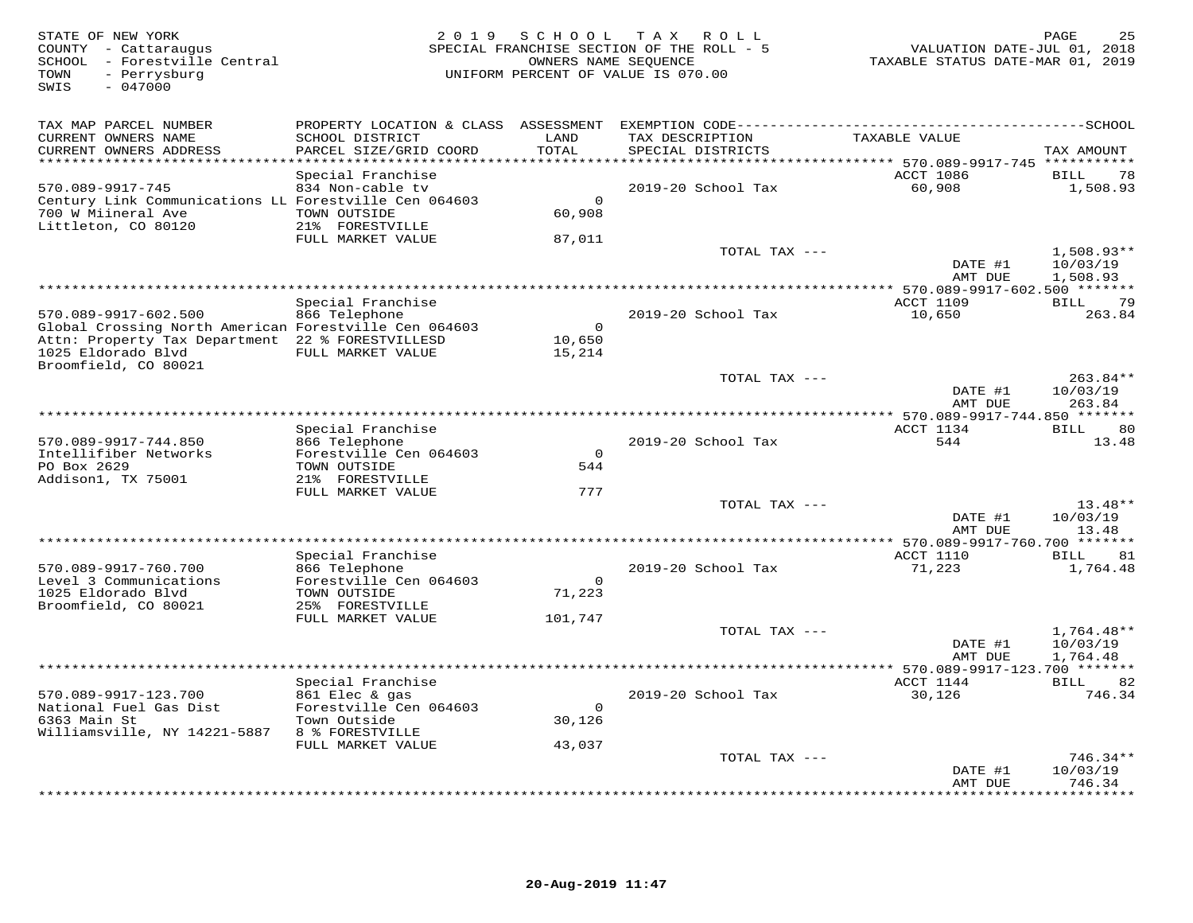STATE OF NEW YORK
COUNTY - Cattaraugus
SCHOOL - Forestville Central
TOWN - Perrysburg
SWIS - 047000

2 0 1 9 S C H O O L T A X R O L L
SPECIAL FRANCHISE SECTION OF THE ROLL - 5
OWNERS NAME SEQUENCE
UNIFORM PERCENT OF VALUE IS 070.00

VALUATION DATE-JUL 01, 2018
TAXABLE STATUS DATE-MAR 01, 2019

| TAX MAP PARCEL NUMBER / CURRENT OWNERS NAME / CURRENT OWNERS ADDRESS | PROPERTY LOCATION & CLASS / SCHOOL DISTRICT / PARCEL SIZE/GRID COORD | ASSESSMENT LAND / TOTAL | EXEMPTION CODE / TAX DESCRIPTION / SPECIAL DISTRICTS | TAXABLE VALUE | TAX AMOUNT |
|---|---|---|---|---|---|
| **570.089-9917-745** | Special Franchise | | | ACCT 1086 | BILL 78 |
| 570.089-9917-745 | 834 Non-cable tv | | 2019-20 School Tax | 60,908 | 1,508.93 |
| Century Link Communications LL | Forestville Cen 064603 | 0 | | | |
| 700 W Miineral Ave | TOWN OUTSIDE | 60,908 | | | |
| Littleton, CO 80120 | 21% FORESTVILLE | | | | |
| | FULL MARKET VALUE | 87,011 | | | |
| | | | TOTAL TAX --- | | 1,508.93** |
| | | | | DATE #1 | 10/03/19 |
| | | | | AMT DUE | 1,508.93 |
| **570.089-9917-602.500** | Special Franchise | | | ACCT 1109 | BILL 79 |
| 570.089-9917-602.500 | 866 Telephone | | 2019-20 School Tax | 10,650 | 263.84 |
| Global Crossing North American | Forestville Cen 064603 | 0 | | | |
| Attn: Property Tax Department | 22 % FORESTVILLESD | 10,650 | | | |
| 1025 Eldorado Blvd | FULL MARKET VALUE | 15,214 | | | |
| Broomfield, CO 80021 | | | | | |
| | | | TOTAL TAX --- | | 263.84** |
| | | | | DATE #1 | 10/03/19 |
| | | | | AMT DUE | 263.84 |
| **570.089-9917-744.850** | Special Franchise | | | ACCT 1134 | BILL 80 |
| 570.089-9917-744.850 | 866 Telephone | | 2019-20 School Tax | 544 | 13.48 |
| Intellifiber Networks | Forestville Cen 064603 | 0 | | | |
| PO Box 2629 | TOWN OUTSIDE | 544 | | | |
| Addison1, TX 75001 | 21% FORESTVILLE | | | | |
| | FULL MARKET VALUE | 777 | | | |
| | | | TOTAL TAX --- | | 13.48** |
| | | | | DATE #1 | 10/03/19 |
| | | | | AMT DUE | 13.48 |
| **570.089-9917-760.700** | Special Franchise | | | ACCT 1110 | BILL 81 |
| 570.089-9917-760.700 | 866 Telephone | | 2019-20 School Tax | 71,223 | 1,764.48 |
| Level 3 Communications | Forestville Cen 064603 | 0 | | | |
| 1025 Eldorado Blvd | TOWN OUTSIDE | 71,223 | | | |
| Broomfield, CO 80021 | 25% FORESTVILLE | | | | |
| | FULL MARKET VALUE | 101,747 | | | |
| | | | TOTAL TAX --- | | 1,764.48** |
| | | | | DATE #1 | 10/03/19 |
| | | | | AMT DUE | 1,764.48 |
| **570.089-9917-123.700** | Special Franchise | | | ACCT 1144 | BILL 82 |
| 570.089-9917-123.700 | 861 Elec & gas | | 2019-20 School Tax | 30,126 | 746.34 |
| National Fuel Gas Dist | Forestville Cen 064603 | 0 | | | |
| 6363 Main St | Town Outside | 30,126 | | | |
| Williamsville, NY 14221-5887 | 8 % FORESTVILLE | | | | |
| | FULL MARKET VALUE | 43,037 | | | |
| | | | TOTAL TAX --- | | 746.34** |
| | | | | DATE #1 | 10/03/19 |
| | | | | AMT DUE | 746.34 |

20-Aug-2019 11:47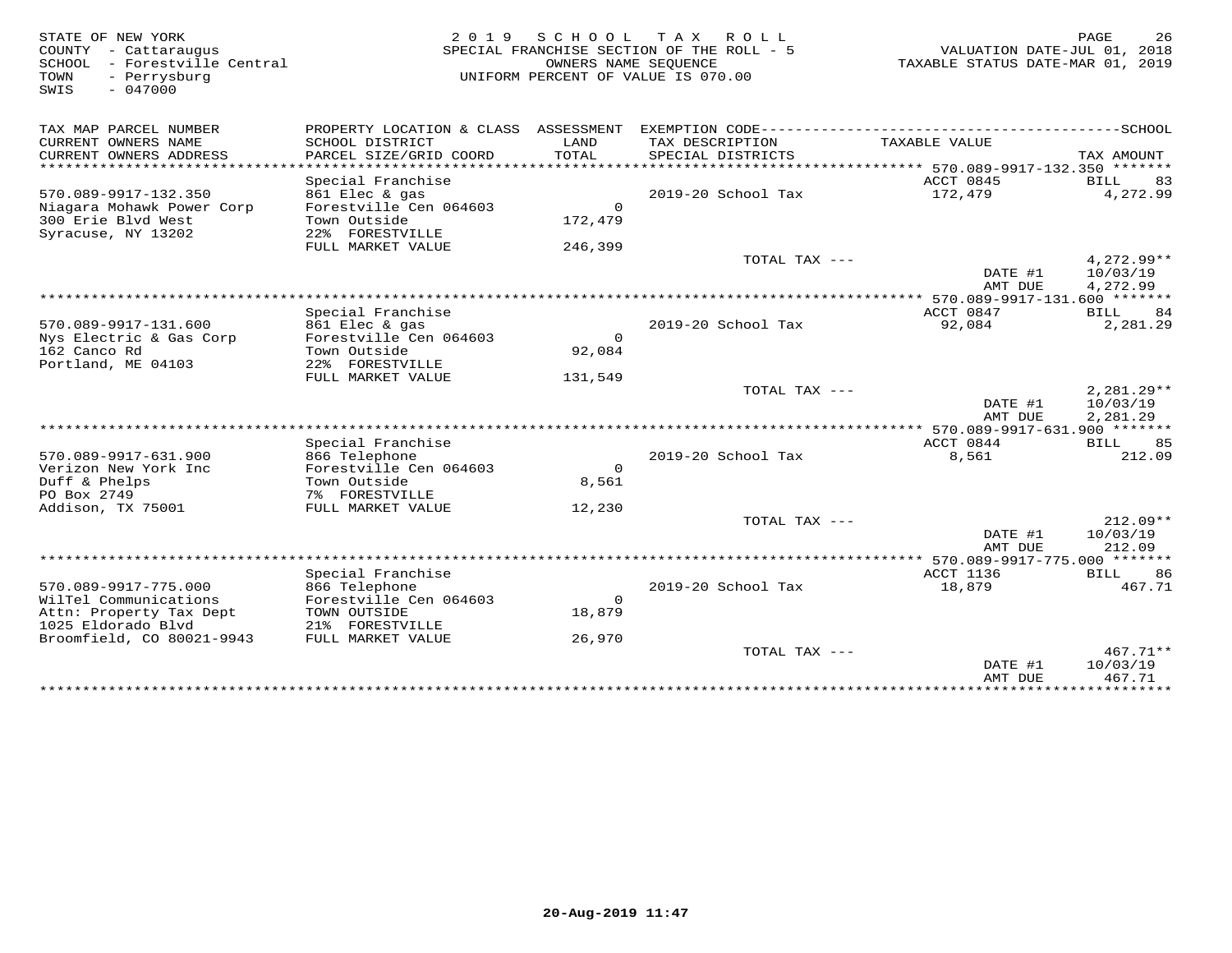STATE OF NEW YORK
COUNTY - Cattaraugus
SCHOOL - Forestville Central
TOWN - Perrysburg
SWIS - 047000

2 0 1 9 S C H O O L T A X R O L L
SPECIAL FRANCHISE SECTION OF THE ROLL - 5
OWNERS NAME SEQUENCE
UNIFORM PERCENT OF VALUE IS 070.00

VALUATION DATE-JUL 01, 2018
TAXABLE STATUS DATE-MAR 01, 2019

| TAX MAP PARCEL NUMBER / CURRENT OWNERS NAME / CURRENT OWNERS ADDRESS | PROPERTY LOCATION & CLASS / SCHOOL DISTRICT / PARCEL SIZE/GRID COORD | ASSESSMENT LAND / TOTAL | EXEMPTION CODE / TAX DESCRIPTION / SPECIAL DISTRICTS | TAXABLE VALUE | SCHOOL TAX AMOUNT |
|---|---|---|---|---|---|
| 570.089-9917-132.350 | Special Franchise | | | ACCT 0845 | BILL 83 |
| Niagara Mohawk Power Corp | 861 Elec & gas | | 2019-20 School Tax | 172,479 | 4,272.99 |
| 300 Erie Blvd West | Forestville Cen 064603 | 0 | | | |
| Syracuse, NY 13202 | Town Outside | 172,479 | | | |
| | 22% FORESTVILLE | | | | |
| | FULL MARKET VALUE | 246,399 | | | |
| | | | TOTAL TAX --- | | 4,272.99** |
| | | | | DATE #1 | 10/03/19 |
| | | | | AMT DUE | 4,272.99 |
| 570.089-9917-131.600 | Special Franchise | | | ACCT 0847 | BILL 84 |
| Nys Electric & Gas Corp | 861 Elec & gas | | 2019-20 School Tax | 92,084 | 2,281.29 |
| 162 Canco Rd | Forestville Cen 064603 | 0 | | | |
| Portland, ME 04103 | Town Outside | 92,084 | | | |
| | 22% FORESTVILLE | | | | |
| | FULL MARKET VALUE | 131,549 | | | |
| | | | TOTAL TAX --- | | 2,281.29** |
| | | | | DATE #1 | 10/03/19 |
| | | | | AMT DUE | 2,281.29 |
| 570.089-9917-631.900 | Special Franchise | | | ACCT 0844 | BILL 85 |
| Verizon New York Inc | 866 Telephone | | 2019-20 School Tax | 8,561 | 212.09 |
| Duff & Phelps | Forestville Cen 064603 | 0 | | | |
| PO Box 2749 | Town Outside | 8,561 | | | |
| Addison, TX 75001 | 7% FORESTVILLE | | | | |
| | FULL MARKET VALUE | 12,230 | | | |
| | | | TOTAL TAX --- | | 212.09** |
| | | | | DATE #1 | 10/03/19 |
| | | | | AMT DUE | 212.09 |
| 570.089-9917-775.000 | Special Franchise | | | ACCT 1136 | BILL 86 |
| WilTel Communications | 866 Telephone | | 2019-20 School Tax | 18,879 | 467.71 |
| Attn: Property Tax Dept | Forestville Cen 064603 | 0 | | | |
| 1025 Eldorado Blvd | TOWN OUTSIDE | 18,879 | | | |
| Broomfield, CO 80021-9943 | 21% FORESTVILLE | | | | |
| | FULL MARKET VALUE | 26,970 | | | |
| | | | TOTAL TAX --- | | 467.71** |
| | | | | DATE #1 | 10/03/19 |
| | | | | AMT DUE | 467.71 |

20-Aug-2019 11:47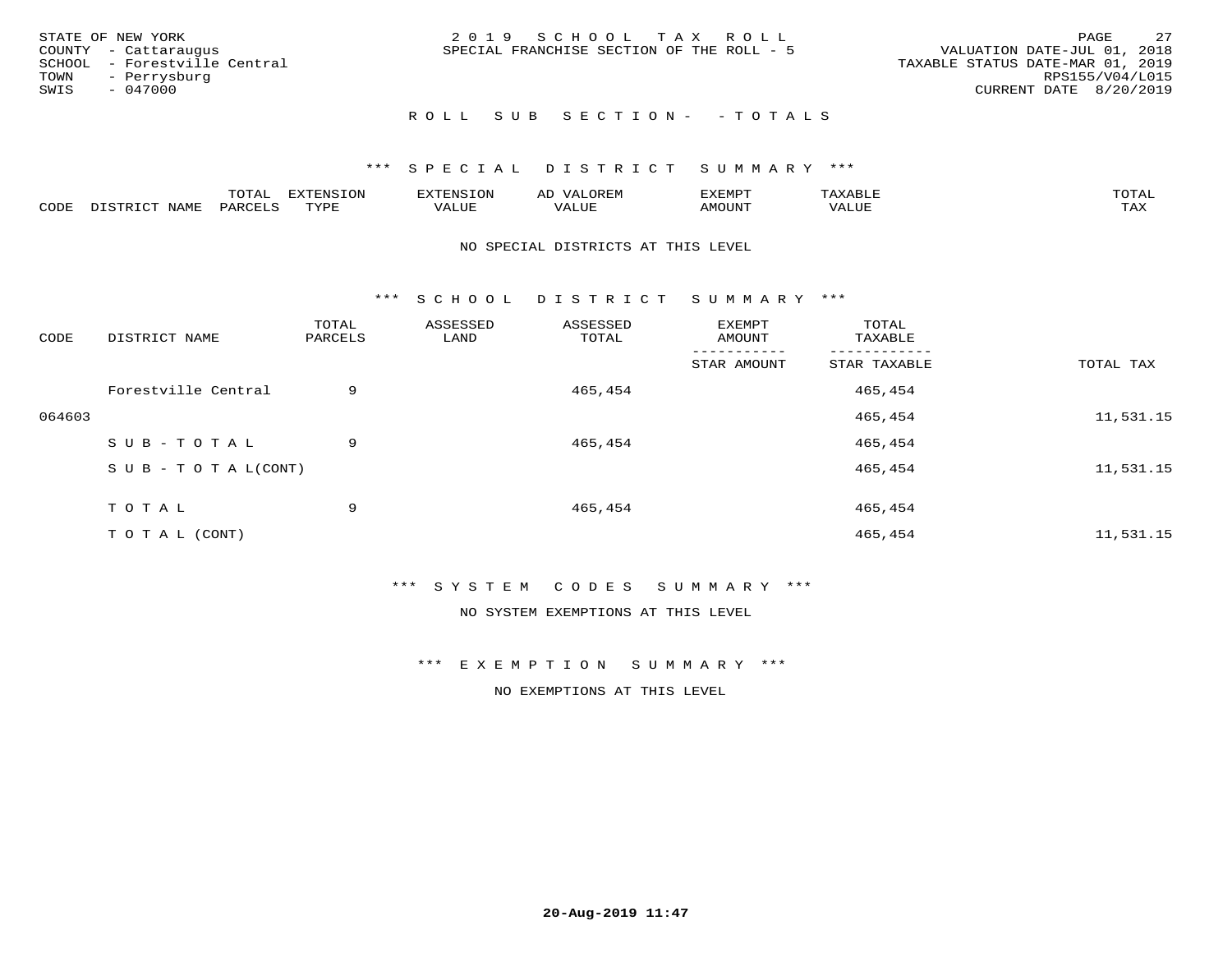STATE OF NEW YORK
COUNTY - Cattaraugus
SCHOOL - Forestville Central
TOWN - Perrysburg
SWIS - 047000

2019 SCHOOL TAX ROLL
SPECIAL FRANCHISE SECTION OF THE ROLL - 5

VALUATION DATE-JUL 01, 2018
TAXABLE STATUS DATE-MAR 01, 2019
RPS155/V04/L015
CURRENT DATE 8/20/2019

ROLL SUB SECTION- - TOTALS

### *** SPECIAL DISTRICT SUMMARY ***

| CODE | DISTRICT NAME | TOTAL PARCELS | EXTENSION TYPE | EXTENSION VALUE | AD VALOREM VALUE | EXEMPT AMOUNT | TAXABLE VALUE | TOTAL TAX |
|---|---|---|---|---|---|---|---|---|

NO SPECIAL DISTRICTS AT THIS LEVEL

### *** SCHOOL DISTRICT SUMMARY ***

| CODE | DISTRICT NAME | TOTAL PARCELS | ASSESSED LAND | ASSESSED TOTAL | EXEMPT AMOUNT / STAR AMOUNT | TOTAL TAXABLE / STAR TAXABLE | TOTAL TAX |
|---|---|---|---|---|---|---|---|
| | Forestville Central | 9 | | 465,454 | | 465,454 | |
| 064603 | | | | | | 465,454 | 11,531.15 |
| | SUB-TOTAL | 9 | | 465,454 | | 465,454 | |
| | SUB-TOTAL(CONT) | | | | | 465,454 | 11,531.15 |
| | TOTAL | 9 | | 465,454 | | 465,454 | |
| | TOTAL (CONT) | | | | | 465,454 | 11,531.15 |

### *** SYSTEM CODES SUMMARY ***

NO SYSTEM EXEMPTIONS AT THIS LEVEL

### *** EXEMPTION SUMMARY ***

NO EXEMPTIONS AT THIS LEVEL

20-Aug-2019 11:47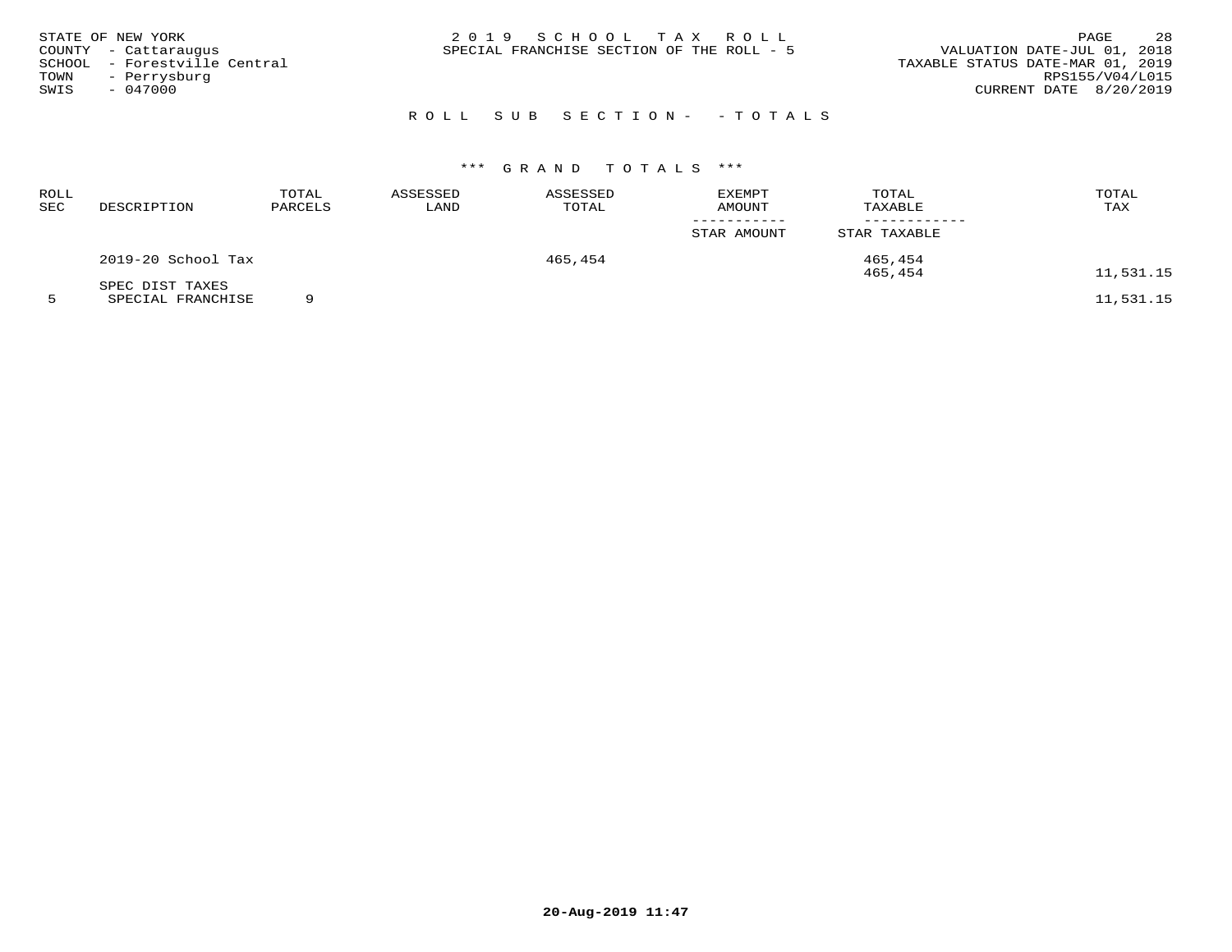STATE OF NEW YORK
COUNTY - Cattaraugus
SCHOOL - Forestville Central
TOWN - Perrysburg
SWIS - 047000

2019 SCHOOL TAX ROLL
SPECIAL FRANCHISE SECTION OF THE ROLL - 5

VALUATION DATE-JUL 01, 2018
TAXABLE STATUS DATE-MAR 01, 2019
RPS155/V04/L015
CURRENT DATE 8/20/2019

ROLL SUB SECTION- - TOTALS

*** GRAND TOTALS ***

| ROLL SEC | DESCRIPTION | TOTAL PARCELS | ASSESSED LAND | ASSESSED TOTAL | EXEMPT AMOUNT / STAR AMOUNT | TOTAL TAXABLE / STAR TAXABLE | TOTAL TAX |
|---|---|---|---|---|---|---|---|
| | 2019-20 School Tax | | | 465,454 | | 465,454 | |
| | | | | | | 465,454 | 11,531.15 |
| | SPEC DIST TAXES | | | | | | |
| 5 | SPECIAL FRANCHISE | 9 | | | | | 11,531.15 |

20-Aug-2019 11:47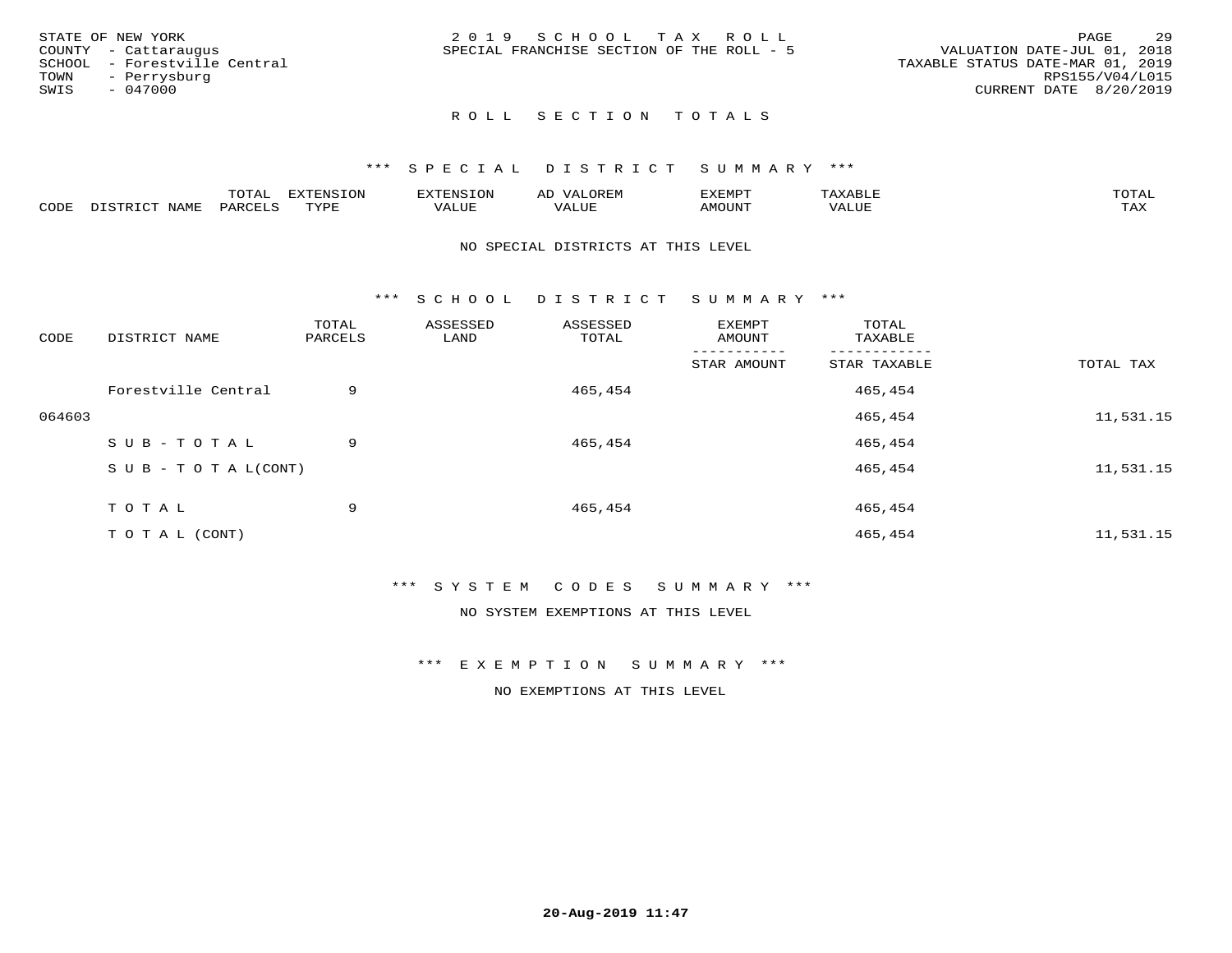STATE OF NEW YORK
COUNTY - Cattaraugus
SCHOOL - Forestville Central
TOWN - Perrysburg
SWIS - 047000

2019 SCHOOL TAX ROLL
SPECIAL FRANCHISE SECTION OF THE ROLL - 5

VALUATION DATE-JUL 01, 2018
TAXABLE STATUS DATE-MAR 01, 2019
RPS155/V04/L015
CURRENT DATE 8/20/2019

## ROLL SECTION TOTALS

### *** SPECIAL DISTRICT SUMMARY ***

| CODE | DISTRICT NAME | TOTAL PARCELS | EXTENSION TYPE | EXTENSION VALUE | AD VALOREM VALUE | EXEMPT AMOUNT | TAXABLE VALUE | TOTAL TAX |
|---|---|---|---|---|---|---|---|---|

NO SPECIAL DISTRICTS AT THIS LEVEL

### *** SCHOOL DISTRICT SUMMARY ***

| CODE | DISTRICT NAME | TOTAL PARCELS | ASSESSED LAND | ASSESSED TOTAL | EXEMPT AMOUNT / STAR AMOUNT | TOTAL TAXABLE / STAR TAXABLE | TOTAL TAX |
|---|---|---|---|---|---|---|---|
| | Forestville Central | 9 | | 465,454 | | 465,454 | |
| 064603 | | | | | | 465,454 | 11,531.15 |
| | SUB-TOTAL | 9 | | 465,454 | | 465,454 | |
| | SUB-TOTAL(CONT) | | | | | 465,454 | 11,531.15 |
| | TOTAL | 9 | | 465,454 | | 465,454 | |
| | TOTAL (CONT) | | | | | 465,454 | 11,531.15 |

### *** SYSTEM CODES SUMMARY ***

NO SYSTEM EXEMPTIONS AT THIS LEVEL

### *** EXEMPTION SUMMARY ***

NO EXEMPTIONS AT THIS LEVEL

**20-Aug-2019 11:47**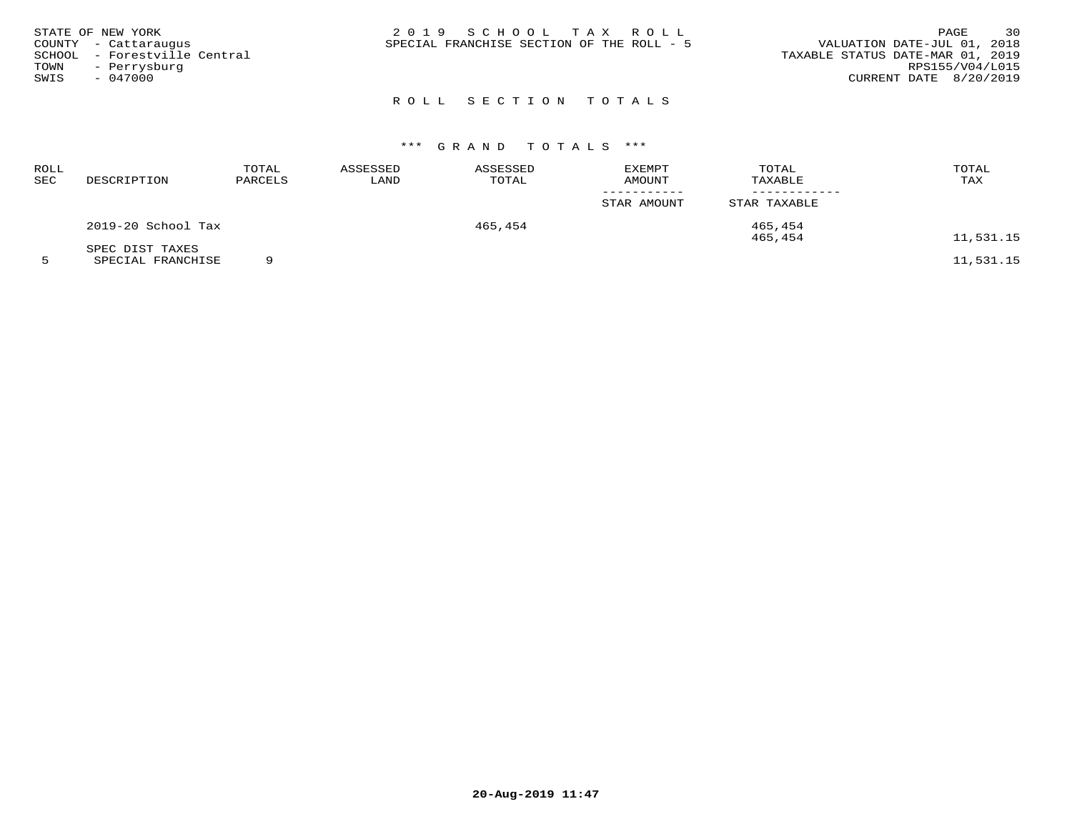STATE OF NEW YORK
COUNTY - Cattaraugus
SCHOOL - Forestville Central
TOWN - Perrysburg
SWIS - 047000

2019 SCHOOL TAX ROLL
SPECIAL FRANCHISE SECTION OF THE ROLL - 5

VALUATION DATE-JUL 01, 2018
TAXABLE STATUS DATE-MAR 01, 2019
RPS155/V04/L015
CURRENT DATE 8/20/2019

## ROLL SECTION TOTALS

### *** GRAND TOTALS ***

| ROLL SEC | DESCRIPTION | TOTAL PARCELS | ASSESSED LAND | ASSESSED TOTAL | EXEMPT AMOUNT / STAR AMOUNT | TOTAL TAXABLE / STAR TAXABLE | TOTAL TAX |
|---|---|---|---|---|---|---|---|
| | 2019-20 School Tax | | | 465,454 | | 465,454 | |
| | | | | | | 465,454 | 11,531.15 |
| | SPEC DIST TAXES | | | | | | |
| 5 | SPECIAL FRANCHISE | 9 | | | | | 11,531.15 |

20-Aug-2019 11:47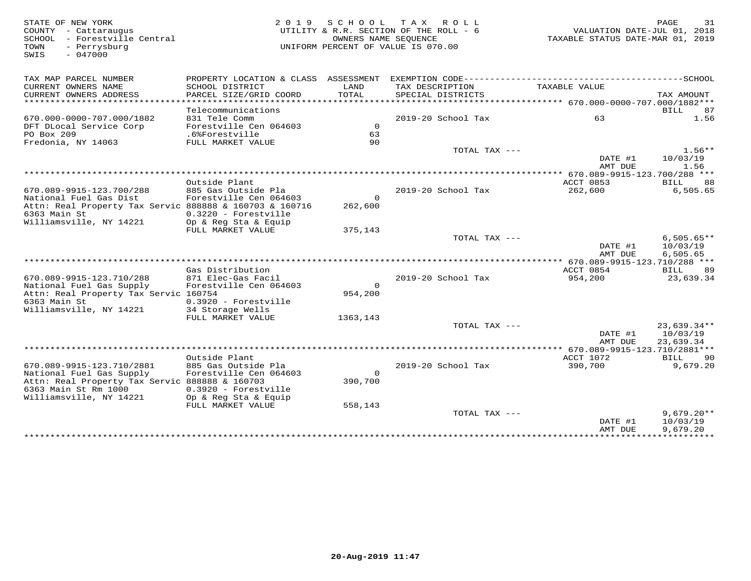STATE OF NEW YORK
COUNTY - Cattaraugus
SCHOOL - Forestville Central
TOWN - Perrysburg
SWIS - 047000

2019 SCHOOL TAX ROLL
UTILITY & R.R. SECTION OF THE ROLL - 6
OWNERS NAME SEQUENCE
UNIFORM PERCENT OF VALUE IS 070.00

VALUATION DATE-JUL 01, 2018
TAXABLE STATUS DATE-MAR 01, 2019

| TAX MAP PARCEL NUMBER / CURRENT OWNERS NAME / CURRENT OWNERS ADDRESS | PROPERTY LOCATION & CLASS / SCHOOL DISTRICT / PARCEL SIZE/GRID COORD | ASSESSMENT LAND / TOTAL | EXEMPTION CODE / TAX DESCRIPTION / SPECIAL DISTRICTS | TAXABLE VALUE | SCHOOL TAX AMOUNT |
|---|---|---|---|---|---|
| **670.000-0000-707.000/1882** | | | | | BILL 87 |
| | Telecommunications | | | | |
| 670.000-0000-707.000/1882 | 831 Tele Comm | | 2019-20 School Tax | 63 | 1.56 |
| DFT DLocal Service Corp | Forestville Cen 064603 | 0 | | | |
| PO Box 209 | .6%Forestville | 63 | | | |
| Fredonia, NY 14063 | FULL MARKET VALUE | 90 | | | |
| | | | TOTAL TAX --- | | 1.56** |
| | | | | DATE #1 | 10/03/19 |
| | | | | AMT DUE | 1.56 |
| **670.089-9915-123.700/288** | | | | ACCT 0853 | BILL 88 |
| | Outside Plant | | | | |
| 670.089-9915-123.700/288 | 885 Gas Outside Pla | | 2019-20 School Tax | 262,600 | 6,505.65 |
| National Fuel Gas Dist | Forestville Cen 064603 | 0 | | | |
| Attn: Real Property Tax Servic | 888888 & 160703 & 160716 | 262,600 | | | |
| 6363 Main St | 0.3220 - Forestville | | | | |
| Williamsville, NY 14221 | Op & Reg Sta & Equip | | | | |
| | FULL MARKET VALUE | 375,143 | | | |
| | | | TOTAL TAX --- | | 6,505.65** |
| | | | | DATE #1 | 10/03/19 |
| | | | | AMT DUE | 6,505.65 |
| **670.089-9915-123.710/288** | | | | ACCT 0854 | BILL 89 |
| | Gas Distribution | | | | |
| 670.089-9915-123.710/288 | 871 Elec-Gas Facil | | 2019-20 School Tax | 954,200 | 23,639.34 |
| National Fuel Gas Supply | Forestville Cen 064603 | 0 | | | |
| Attn: Real Property Tax Servic | 160754 | 954,200 | | | |
| 6363 Main St | 0.3920 - Forestville | | | | |
| Williamsville, NY 14221 | 34 Storage Wells | | | | |
| | FULL MARKET VALUE | 1363,143 | | | |
| | | | TOTAL TAX --- | | 23,639.34** |
| | | | | DATE #1 | 10/03/19 |
| | | | | AMT DUE | 23,639.34 |
| **670.089-9915-123.710/2881** | | | | ACCT 1072 | BILL 90 |
| | Outside Plant | | | | |
| 670.089-9915-123.710/2881 | 885 Gas Outside Pla | | 2019-20 School Tax | 390,700 | 9,679.20 |
| National Fuel Gas Supply | Forestville Cen 064603 | 0 | | | |
| Attn: Real Property Tax Servic | 888888 & 160703 | 390,700 | | | |
| 6363 Main St Rm 1000 | 0.3920 - Forestville | | | | |
| Williamsville, NY 14221 | Op & Reg Sta & Equip | | | | |
| | FULL MARKET VALUE | 558,143 | | | |
| | | | TOTAL TAX --- | | 9,679.20** |
| | | | | DATE #1 | 10/03/19 |
| | | | | AMT DUE | 9,679.20 |

20-Aug-2019 11:47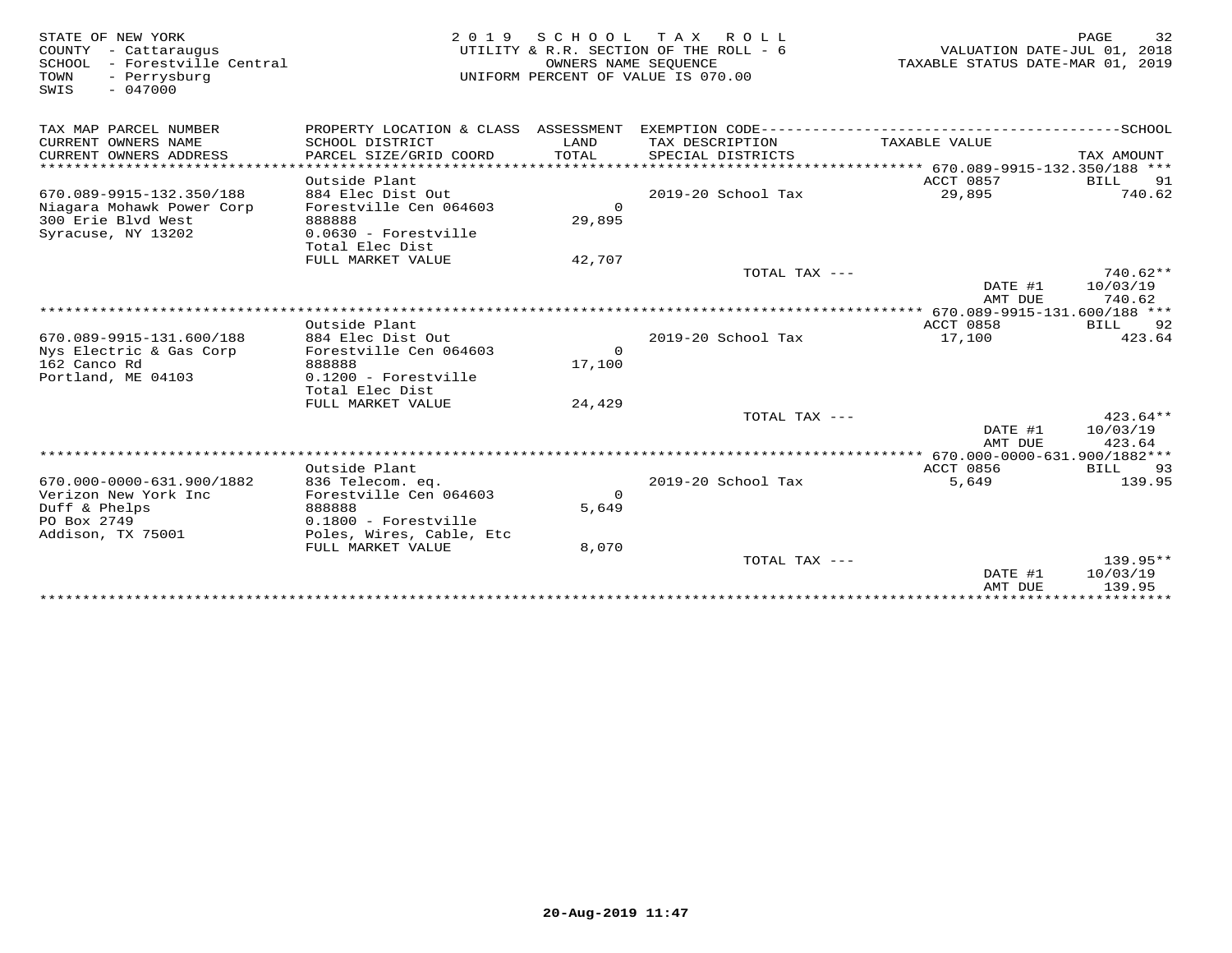STATE OF NEW YORK
COUNTY - Cattaraugus
SCHOOL - Forestville Central
TOWN - Perrysburg
SWIS - 047000

2019 SCHOOL TAX ROLL
UTILITY & R.R. SECTION OF THE ROLL - 6
OWNERS NAME SEQUENCE
UNIFORM PERCENT OF VALUE IS 070.00

VALUATION DATE-JUL 01, 2018
TAXABLE STATUS DATE-MAR 01, 2019

| TAX MAP PARCEL NUMBER / CURRENT OWNERS NAME / CURRENT OWNERS ADDRESS | PROPERTY LOCATION & CLASS / SCHOOL DISTRICT / PARCEL SIZE/GRID COORD | ASSESSMENT LAND / TOTAL | EXEMPTION CODE / TAX DESCRIPTION / SPECIAL DISTRICTS | TAXABLE VALUE | SCHOOL / TAX AMOUNT |
|---|---|---|---|---|---|
| 670.089-9915-132.350/188 | Outside Plant | | | ACCT 0857 | BILL 91 |
| 670.089-9915-132.350/188 | 884 Elec Dist Out | | 2019-20 School Tax | 29,895 | 740.62 |
| Niagara Mohawk Power Corp | Forestville Cen 064603 | 0 | | | |
| 300 Erie Blvd West | 888888 | 29,895 | | | |
| Syracuse, NY 13202 | 0.0630 - Forestville | | | | |
| | Total Elec Dist | | | | |
| | FULL MARKET VALUE | 42,707 | | | |
| | | | TOTAL TAX --- | | 740.62** |
| | | | | DATE #1 | 10/03/19 |
| | | | | AMT DUE | 740.62 |
| 670.089-9915-131.600/188 | Outside Plant | | | ACCT 0858 | BILL 92 |
| 670.089-9915-131.600/188 | 884 Elec Dist Out | | 2019-20 School Tax | 17,100 | 423.64 |
| Nys Electric & Gas Corp | Forestville Cen 064603 | 0 | | | |
| 162 Canco Rd | 888888 | 17,100 | | | |
| Portland, ME 04103 | 0.1200 - Forestville | | | | |
| | Total Elec Dist | | | | |
| | FULL MARKET VALUE | 24,429 | | | |
| | | | TOTAL TAX --- | | 423.64** |
| | | | | DATE #1 | 10/03/19 |
| | | | | AMT DUE | 423.64 |
| 670.000-0000-631.900/1882 | Outside Plant | | | ACCT 0856 | BILL 93 |
| 670.000-0000-631.900/1882 | 836 Telecom. eq. | | 2019-20 School Tax | 5,649 | 139.95 |
| Verizon New York Inc | Forestville Cen 064603 | 0 | | | |
| Duff & Phelps | 888888 | 5,649 | | | |
| PO Box 2749 | 0.1800 - Forestville | | | | |
| Addison, TX 75001 | Poles, Wires, Cable, Etc | | | | |
| | FULL MARKET VALUE | 8,070 | | | |
| | | | TOTAL TAX --- | | 139.95** |
| | | | | DATE #1 | 10/03/19 |
| | | | | AMT DUE | 139.95 |

20-Aug-2019 11:47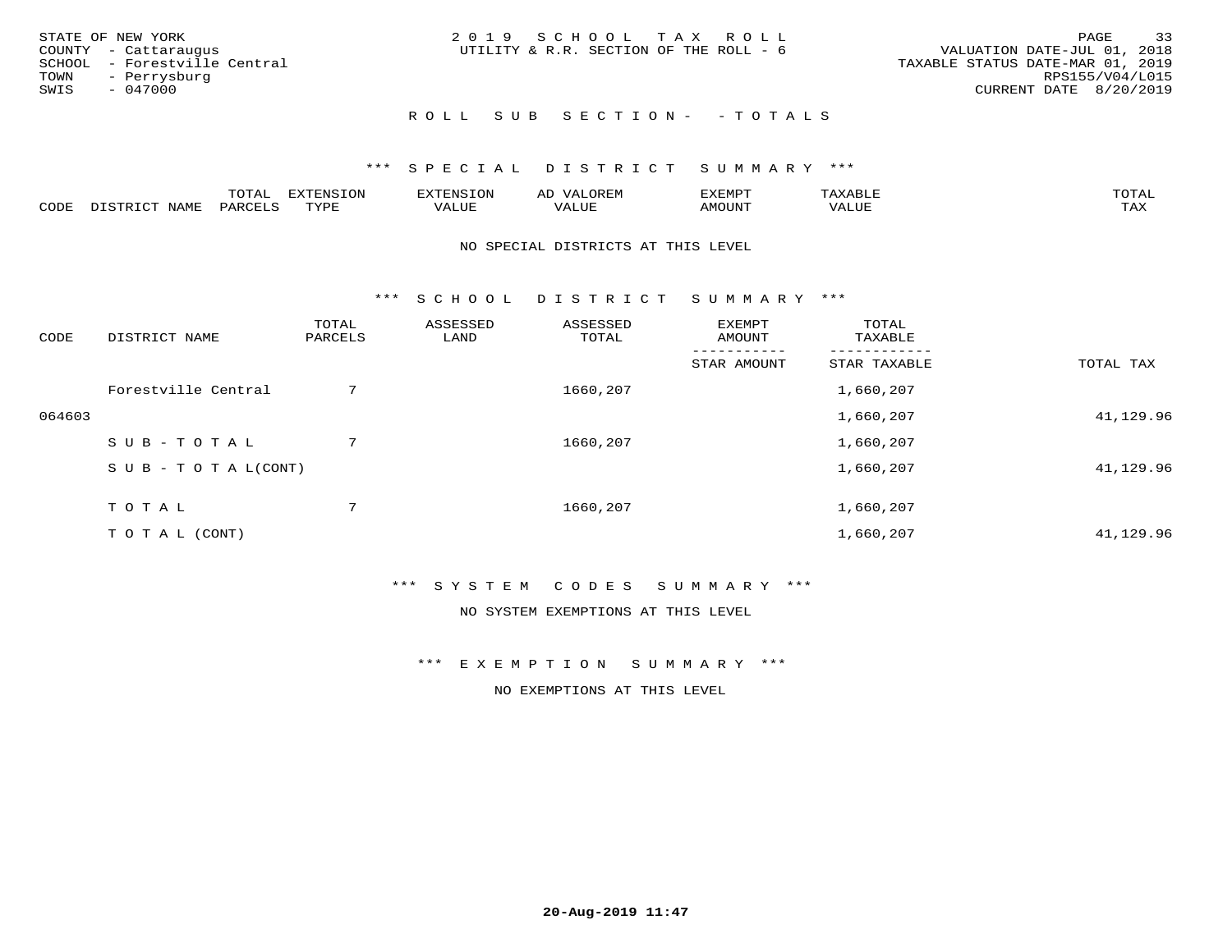STATE OF NEW YORK
COUNTY - Cattaraugus
SCHOOL - Forestville Central
TOWN - Perrysburg
SWIS - 047000

2 0 1 9 S C H O O L T A X R O L L
UTILITY & R.R. SECTION OF THE ROLL - 6

VALUATION DATE-JUL 01, 2018
TAXABLE STATUS DATE-MAR 01, 2019
RPS155/V04/L015
CURRENT DATE 8/20/2019

R O L L S U B S E C T I O N - - T O T A L S

*** S P E C I A L D I S T R I C T S U M M A R Y ***

| CODE | DISTRICT NAME | TOTAL PARCELS | EXTENSION TYPE | EXTENSION VALUE | AD VALOREM VALUE | EXEMPT AMOUNT | TAXABLE VALUE | TOTAL TAX |
|---|---|---|---|---|---|---|---|---|

NO SPECIAL DISTRICTS AT THIS LEVEL

*** S C H O O L D I S T R I C T S U M M A R Y ***

| CODE | DISTRICT NAME | TOTAL PARCELS | ASSESSED LAND | ASSESSED TOTAL | EXEMPT AMOUNT / STAR AMOUNT | TOTAL TAXABLE / STAR TAXABLE | TOTAL TAX |
|---|---|---|---|---|---|---|---|
| | Forestville Central | 7 | | 1660,207 | | 1,660,207 | |
| 064603 | | | | | | 1,660,207 | 41,129.96 |
| | S U B - T O T A L | 7 | | 1660,207 | | 1,660,207 | |
| | S U B - T O T A L(CONT) | | | | | 1,660,207 | 41,129.96 |
| | T O T A L | 7 | | 1660,207 | | 1,660,207 | |
| | T O T A L (CONT) | | | | | 1,660,207 | 41,129.96 |

*** S Y S T E M C O D E S S U M M A R Y ***

NO SYSTEM EXEMPTIONS AT THIS LEVEL

*** E X E M P T I O N S U M M A R Y ***

NO EXEMPTIONS AT THIS LEVEL

20-Aug-2019 11:47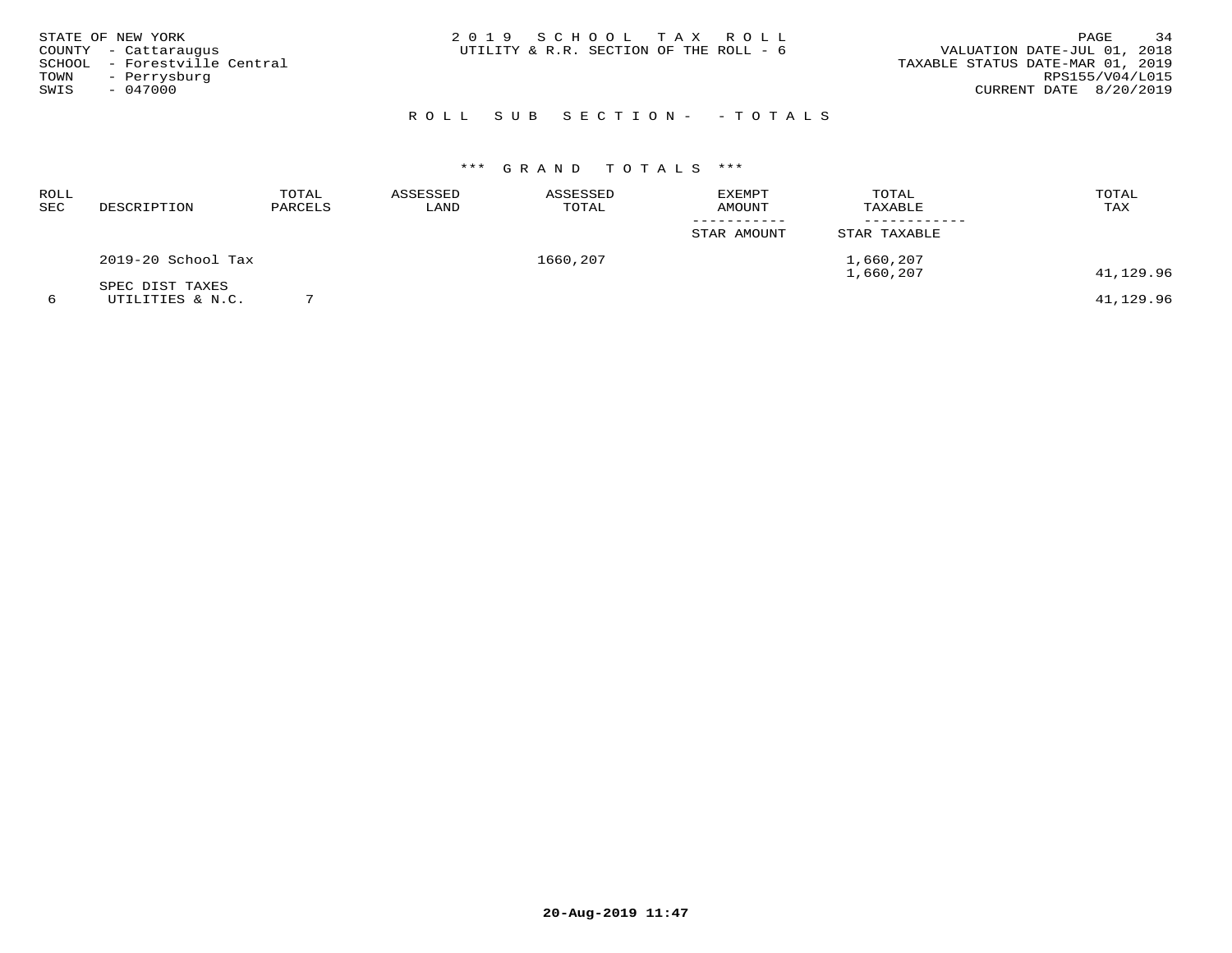STATE OF NEW YORK
COUNTY - Cattaraugus
SCHOOL - Forestville Central
TOWN - Perrysburg
SWIS - 047000

2019 SCHOOL TAX ROLL
UTILITY & R.R. SECTION OF THE ROLL - 6

VALUATION DATE-JUL 01, 2018
TAXABLE STATUS DATE-MAR 01, 2019
RPS155/V04/L015
CURRENT DATE 8/20/2019

## ROLL SUB SECTION- - TOTALS

### *** GRAND TOTALS ***

| ROLL SEC | DESCRIPTION | TOTAL PARCELS | ASSESSED LAND | ASSESSED TOTAL | EXEMPT AMOUNT / STAR AMOUNT | TOTAL TAXABLE / STAR TAXABLE | TOTAL TAX |
|---|---|---|---|---|---|---|---|
| | 2019-20 School Tax | | | 1660,207 | | 1,660,207 | |
| | | | | | | 1,660,207 | 41,129.96 |
| | SPEC DIST TAXES | | | | | | |
| 6 | UTILITIES & N.C. | 7 | | | | | 41,129.96 |

20-Aug-2019 11:47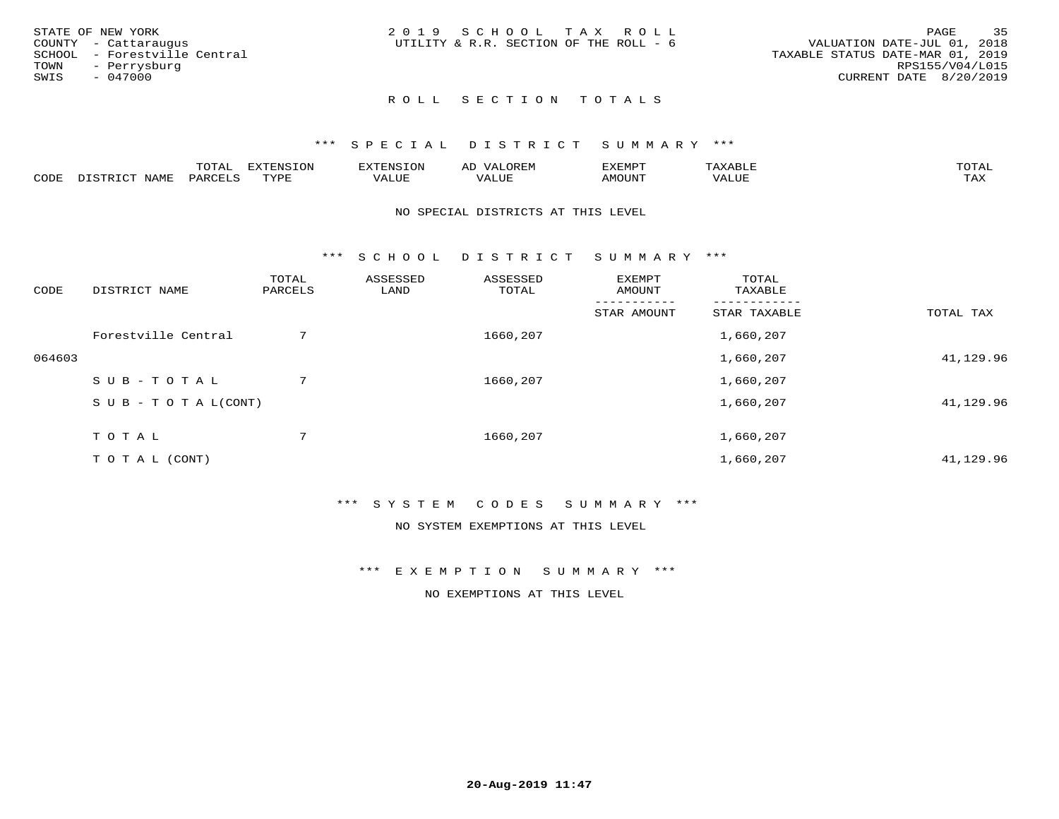STATE OF NEW YORK
COUNTY - Cattaraugus
SCHOOL - Forestville Central
TOWN - Perrysburg
SWIS - 047000

2019 SCHOOL TAX ROLL
UTILITY & R.R. SECTION OF THE ROLL - 6

VALUATION DATE-JUL 01, 2018
TAXABLE STATUS DATE-MAR 01, 2019
RPS155/V04/L015
CURRENT DATE 8/20/2019

## ROLL SECTION TOTALS

### *** SPECIAL DISTRICT SUMMARY ***

| CODE | DISTRICT NAME | TOTAL PARCELS | EXTENSION TYPE | EXTENSION VALUE | AD VALOREM VALUE | EXEMPT AMOUNT | TAXABLE VALUE | TOTAL TAX |
|---|---|---|---|---|---|---|---|---|

NO SPECIAL DISTRICTS AT THIS LEVEL

### *** SCHOOL DISTRICT SUMMARY ***

| CODE | DISTRICT NAME | TOTAL PARCELS | ASSESSED LAND | ASSESSED TOTAL | EXEMPT AMOUNT / STAR AMOUNT | TOTAL TAXABLE / STAR TAXABLE | TOTAL TAX |
|---|---|---|---|---|---|---|---|
| | Forestville Central | 7 | | 1660,207 | | 1,660,207 | |
| 064603 | | | | | | 1,660,207 | 41,129.96 |
| | S U B - T O T A L | 7 | | 1660,207 | | 1,660,207 | |
| | S U B - T O T A L(CONT) | | | | | 1,660,207 | 41,129.96 |
| | T O T A L | 7 | | 1660,207 | | 1,660,207 | |
| | T O T A L (CONT) | | | | | 1,660,207 | 41,129.96 |

### *** SYSTEM CODES SUMMARY ***

NO SYSTEM EXEMPTIONS AT THIS LEVEL

### *** EXEMPTION SUMMARY ***

NO EXEMPTIONS AT THIS LEVEL

20-Aug-2019 11:47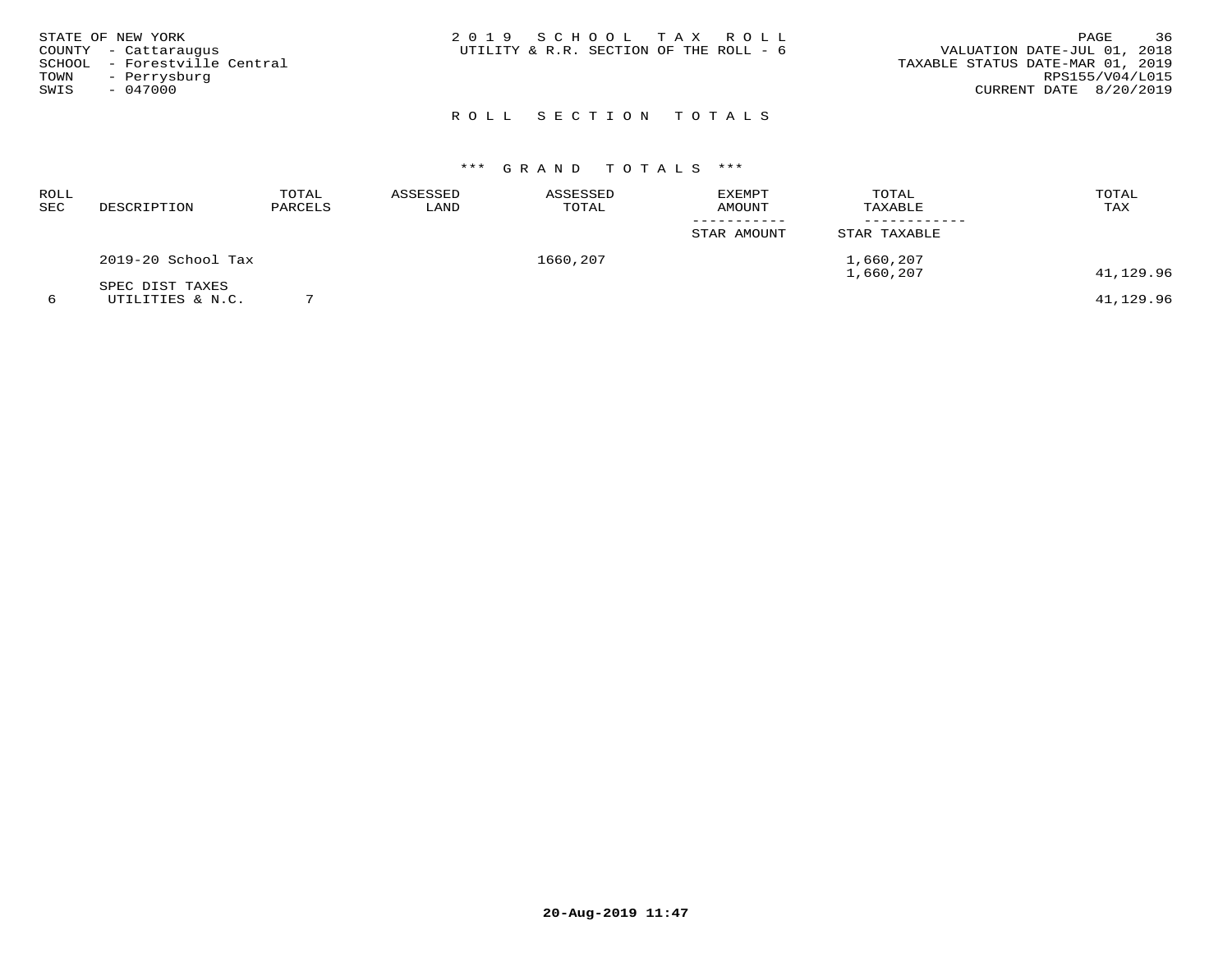STATE OF NEW YORK
COUNTY - Cattaraugus
SCHOOL - Forestville Central
TOWN - Perrysburg
SWIS - 047000

2 0 1 9 S C H O O L T A X R O L L
UTILITY & R.R. SECTION OF THE ROLL - 6

VALUATION DATE-JUL 01, 2018
TAXABLE STATUS DATE-MAR 01, 2019
RPS155/V04/L015
CURRENT DATE 8/20/2019

## R O L L S E C T I O N T O T A L S

### *** G R A N D T O T A L S ***

| ROLL SEC | DESCRIPTION | TOTAL PARCELS | ASSESSED LAND | ASSESSED TOTAL | EXEMPT AMOUNT / STAR AMOUNT | TOTAL TAXABLE / STAR TAXABLE | TOTAL TAX |
|---|---|---|---|---|---|---|---|
| | 2019-20 School Tax | | | 1660,207 | | 1,660,207<br>1,660,207 | 41,129.96 |
| | SPEC DIST TAXES | | | | | | |
| 6 | UTILITIES & N.C. | 7 | | | | | 41,129.96 |

**20-Aug-2019 11:47**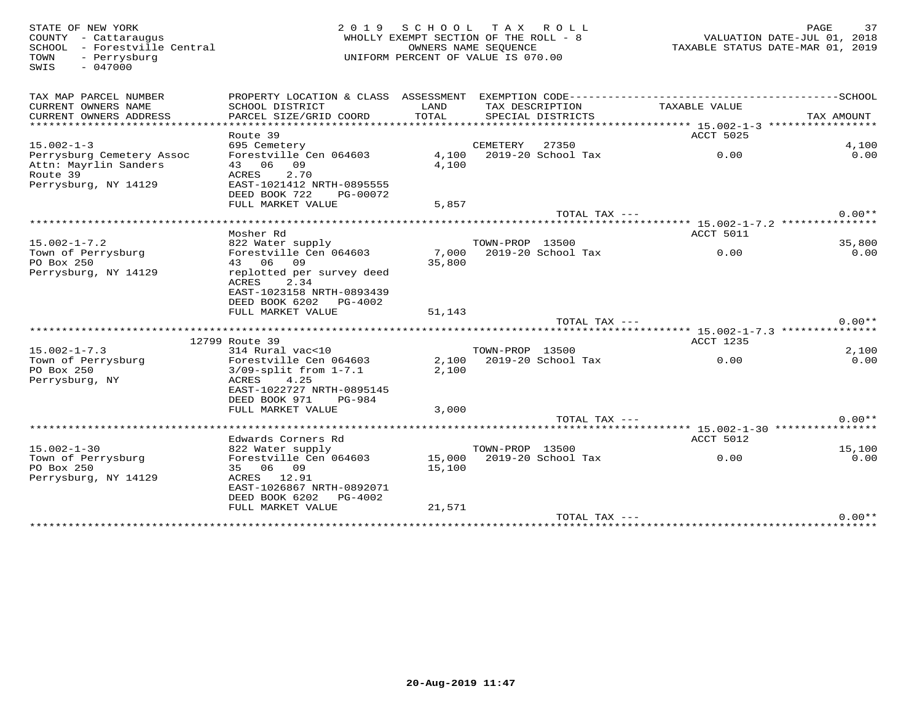STATE OF NEW YORK
COUNTY - Cattaraugus
SCHOOL - Forestville Central
TOWN - Perrysburg
SWIS - 047000

# 2019 SCHOOL TAX ROLL

WHOLLY EXEMPT SECTION OF THE ROLL - 8
OWNERS NAME SEQUENCE
UNIFORM PERCENT OF VALUE IS 070.00

VALUATION DATE-JUL 01, 2018
TAXABLE STATUS DATE-MAR 01, 2019

| TAX MAP PARCEL NUMBER / CURRENT OWNERS NAME / CURRENT OWNERS ADDRESS | PROPERTY LOCATION & CLASS / SCHOOL DISTRICT / PARCEL SIZE/GRID COORD | ASSESSMENT LAND / TOTAL | EXEMPTION CODE / TAX DESCRIPTION / SPECIAL DISTRICTS | TAXABLE VALUE | TAX AMOUNT |
|---|---|---|---|---|---|
| 15.002-1-3 | Route 39 | | | ACCT 5025 | |
| Perrysburg Cemetery Assoc | 695 Cemetery | | CEMETERY 27350 | | 4,100 |
| Attn: Mayrlin Sanders | Forestville Cen 064603 | 4,100 | 2019-20 School Tax | 0.00 | 0.00 |
| Route 39 | 43 06 09 | 4,100 | | | |
| Perrysburg, NY 14129 | ACRES 2.70 | | | | |
| | EAST-1021412 NRTH-0895555 | | | | |
| | DEED BOOK 722 PG-00072 | | | | |
| | FULL MARKET VALUE | 5,857 | | | |
| | | | TOTAL TAX --- | | 0.00** |
| 15.002-1-7.2 | Mosher Rd | | | ACCT 5011 | |
| Town of Perrysburg | 822 Water supply | | TOWN-PROP 13500 | | 35,800 |
| PO Box 250 | Forestville Cen 064603 | 7,000 | 2019-20 School Tax | 0.00 | 0.00 |
| Perrysburg, NY 14129 | 43 06 09 | 35,800 | | | |
| | replotted per survey deed | | | | |
| | ACRES 2.34 | | | | |
| | EAST-1023158 NRTH-0893439 | | | | |
| | DEED BOOK 6202 PG-4002 | | | | |
| | FULL MARKET VALUE | 51,143 | | | |
| | | | TOTAL TAX --- | | 0.00** |
| 15.002-1-7.3 | 12799 Route 39 | | | ACCT 1235 | |
| Town of Perrysburg | 314 Rural vac<10 | | TOWN-PROP 13500 | | 2,100 |
| PO Box 250 | Forestville Cen 064603 | 2,100 | 2019-20 School Tax | 0.00 | 0.00 |
| Perrysburg, NY | 3/09-split from 1-7.1 | 2,100 | | | |
| | ACRES 4.25 | | | | |
| | EAST-1022727 NRTH-0895145 | | | | |
| | DEED BOOK 971 PG-984 | | | | |
| | FULL MARKET VALUE | 3,000 | | | |
| | | | TOTAL TAX --- | | 0.00** |
| 15.002-1-30 | Edwards Corners Rd | | | ACCT 5012 | |
| Town of Perrysburg | 822 Water supply | | TOWN-PROP 13500 | | 15,100 |
| PO Box 250 | Forestville Cen 064603 | 15,000 | 2019-20 School Tax | 0.00 | 0.00 |
| Perrysburg, NY 14129 | 35 06 09 | 15,100 | | | |
| | ACRES 12.91 | | | | |
| | EAST-1026867 NRTH-0892071 | | | | |
| | DEED BOOK 6202 PG-4002 | | | | |
| | FULL MARKET VALUE | 21,571 | | | |
| | | | TOTAL TAX --- | | 0.00** |

20-Aug-2019 11:47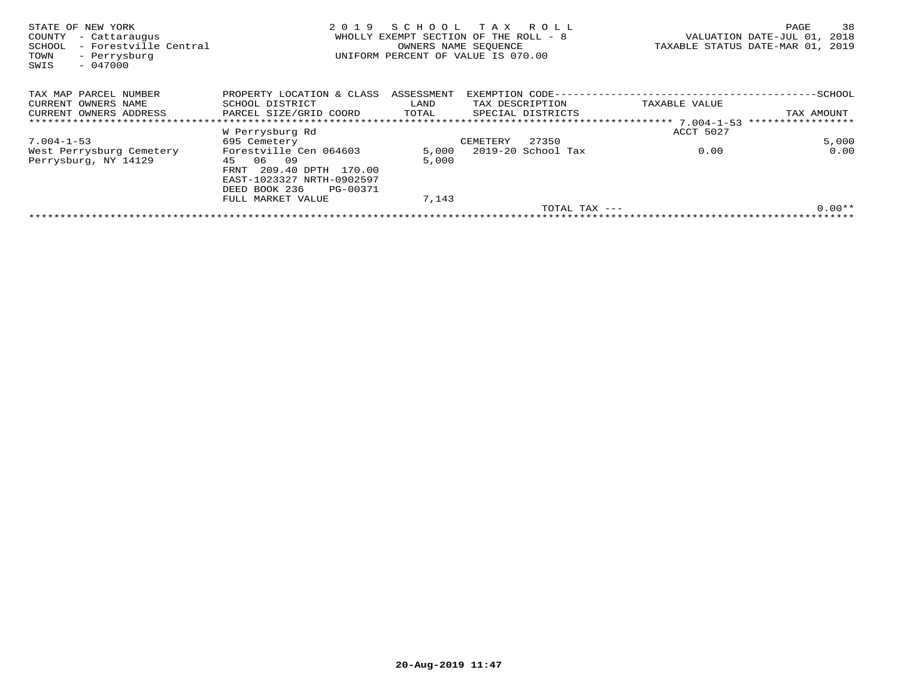STATE OF NEW YORK
COUNTY - Cattaraugus
SCHOOL - Forestville Central
TOWN - Perrysburg
SWIS - 047000

2019 SCHOOL TAX ROLL
WHOLLY EXEMPT SECTION OF THE ROLL - 8
OWNERS NAME SEQUENCE
UNIFORM PERCENT OF VALUE IS 070.00

VALUATION DATE-JUL 01, 2018
TAXABLE STATUS DATE-MAR 01, 2019

| TAX MAP PARCEL NUMBER<br>CURRENT OWNERS NAME<br>CURRENT OWNERS ADDRESS | PROPERTY LOCATION & CLASS<br>SCHOOL DISTRICT<br>PARCEL SIZE/GRID COORD | ASSESSMENT<br>LAND<br>TOTAL | EXEMPTION CODE<br>TAX DESCRIPTION<br>SPECIAL DISTRICTS | TAXABLE VALUE | SCHOOL<br>TAX AMOUNT |
|---|---|---|---|---|---|
| | W Perrysburg Rd | | | ACCT 5027 | |
| 7.004-1-53 | 695 Cemetery | | CEMETERY 27350 | | 5,000 |
| West Perrysburg Cemetery | Forestville Cen 064603 | 5,000 | 2019-20 School Tax | 0.00 | 0.00 |
| Perrysburg, NY 14129 | 45 06 09 | 5,000 | | | |
| | FRNT 209.40 DPTH 170.00 | | | | |
| | EAST-1023327 NRTH-0902597 | | | | |
| | DEED BOOK 236 PG-00371 | | | | |
| | FULL MARKET VALUE | 7,143 | | | |
| | | | TOTAL TAX --- | | 0.00** |

20-Aug-2019 11:47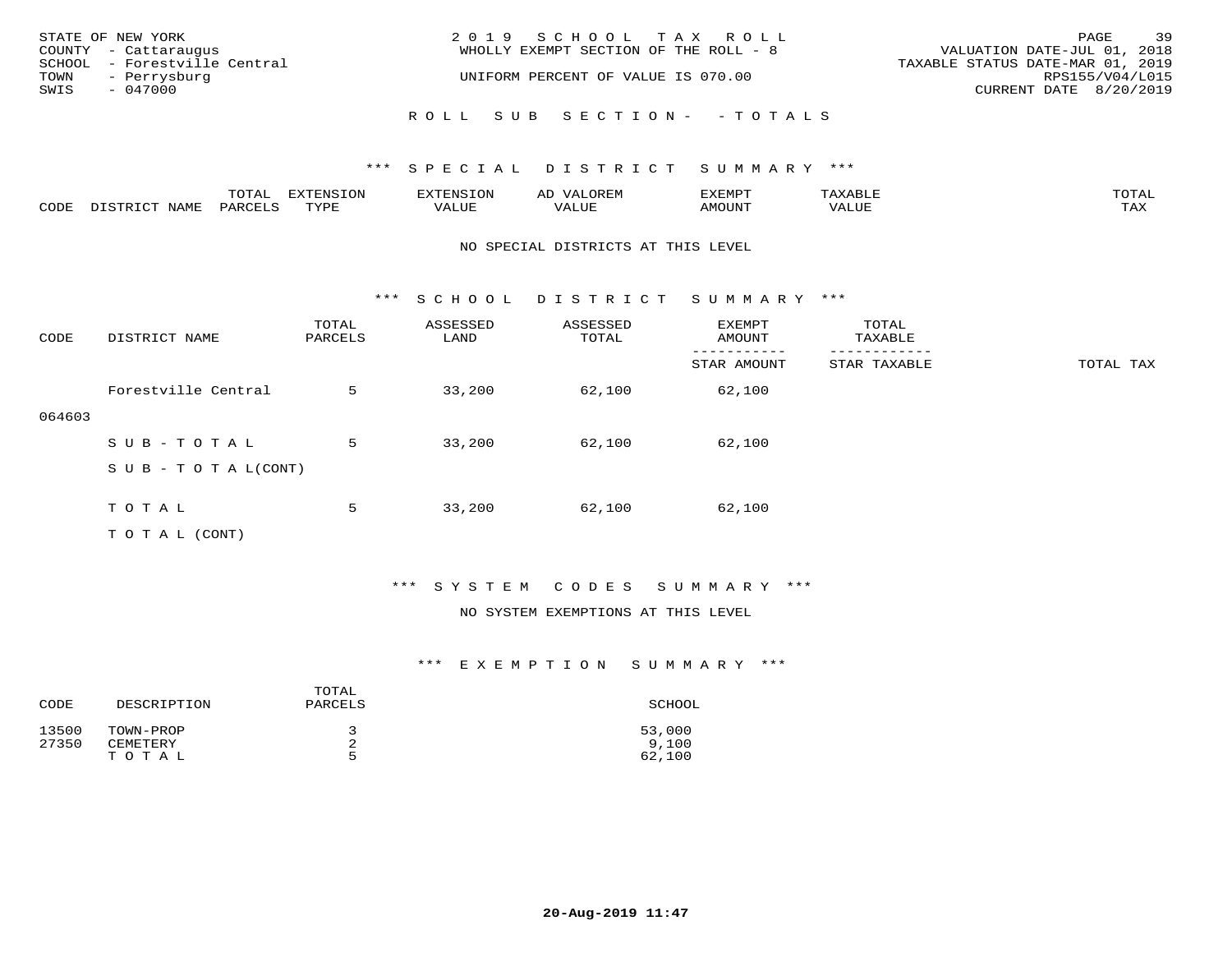STATE OF NEW YORK
COUNTY - Cattaraugus
SCHOOL - Forestville Central
TOWN - Perrysburg
SWIS - 047000

2019 SCHOOL TAX ROLL
WHOLLY EXEMPT SECTION OF THE ROLL - 8

UNIFORM PERCENT OF VALUE IS 070.00

VALUATION DATE-JUL 01, 2018
TAXABLE STATUS DATE-MAR 01, 2019
RPS155/V04/L015
CURRENT DATE 8/20/2019

ROLL SUB SECTION- - TOTALS

*** SPECIAL DISTRICT SUMMARY ***

| CODE | DISTRICT NAME | TOTAL PARCELS | EXTENSION TYPE | EXTENSION VALUE | AD VALOREM VALUE | EXEMPT AMOUNT | TAXABLE VALUE | TOTAL TAX |
|---|---|---|---|---|---|---|---|---|

NO SPECIAL DISTRICTS AT THIS LEVEL

*** SCHOOL DISTRICT SUMMARY ***

| CODE | DISTRICT NAME | TOTAL PARCELS | ASSESSED LAND | ASSESSED TOTAL | EXEMPT AMOUNT / STAR AMOUNT | TOTAL TAXABLE / STAR TAXABLE | TOTAL TAX |
|---|---|---|---|---|---|---|---|
| 064603 | Forestville Central | 5 | 33,200 | 62,100 | 62,100 | | |
| | SUB-TOTAL | 5 | 33,200 | 62,100 | 62,100 | | |
| | SUB-TOTAL(CONT) | | | | | | |
| | TOTAL | 5 | 33,200 | 62,100 | 62,100 | | |
| | TOTAL (CONT) | | | | | | |

*** SYSTEM CODES SUMMARY ***

NO SYSTEM EXEMPTIONS AT THIS LEVEL

*** EXEMPTION SUMMARY ***

| CODE | DESCRIPTION | TOTAL PARCELS | SCHOOL |
|---|---|---|---|
| 13500 | TOWN-PROP | 3 | 53,000 |
| 27350 | CEMETERY | 2 | 9,100 |
| | TOTAL | 5 | 62,100 |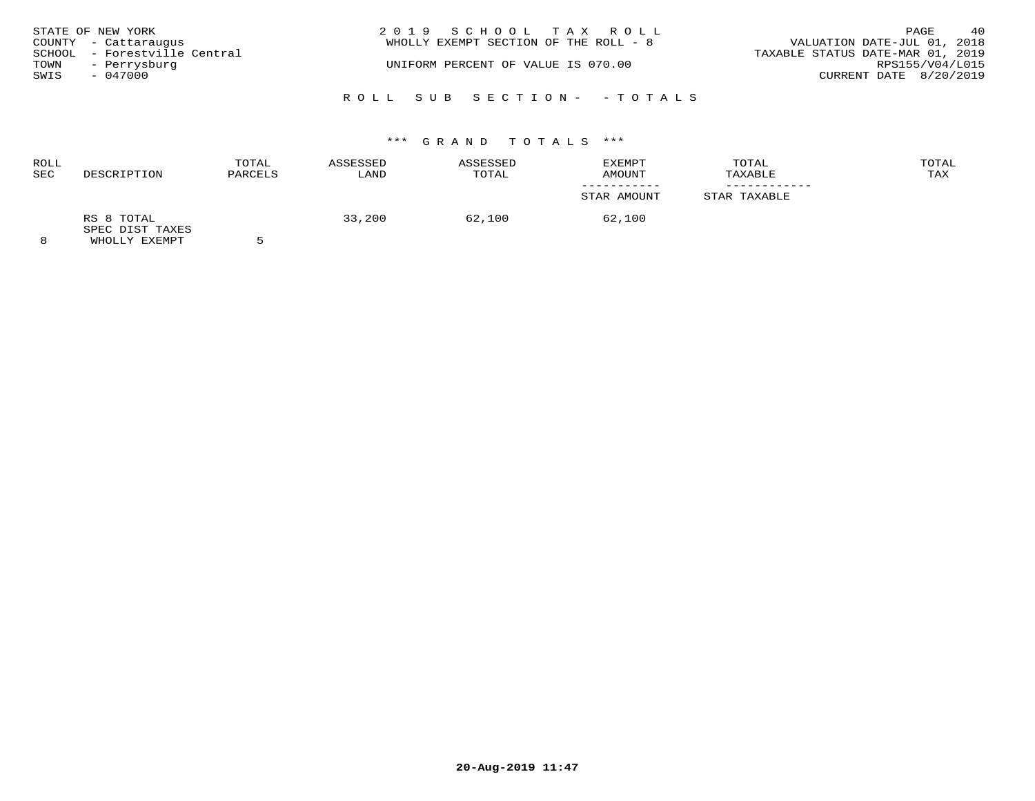STATE OF NEW YORK
COUNTY - Cattaraugus
SCHOOL - Forestville Central
TOWN - Perrysburg
SWIS - 047000

2 0 1 9 S C H O O L T A X R O L L
WHOLLY EXEMPT SECTION OF THE ROLL - 8

UNIFORM PERCENT OF VALUE IS 070.00

VALUATION DATE-JUL 01, 2018
TAXABLE STATUS DATE-MAR 01, 2019
RPS155/V04/L015
CURRENT DATE 8/20/2019

R O L L S U B S E C T I O N - - T O T A L S

*** G R A N D T O T A L S ***

| ROLL SEC | DESCRIPTION | TOTAL PARCELS | ASSESSED LAND | ASSESSED TOTAL | EXEMPT AMOUNT / STAR AMOUNT | TOTAL TAXABLE / STAR TAXABLE | TOTAL TAX |
|---|---|---|---|---|---|---|---|
| 8 | RS 8 TOTAL SPEC DIST TAXES WHOLLY EXEMPT | 5 | 33,200 | 62,100 | 62,100 | | |

20-Aug-2019 11:47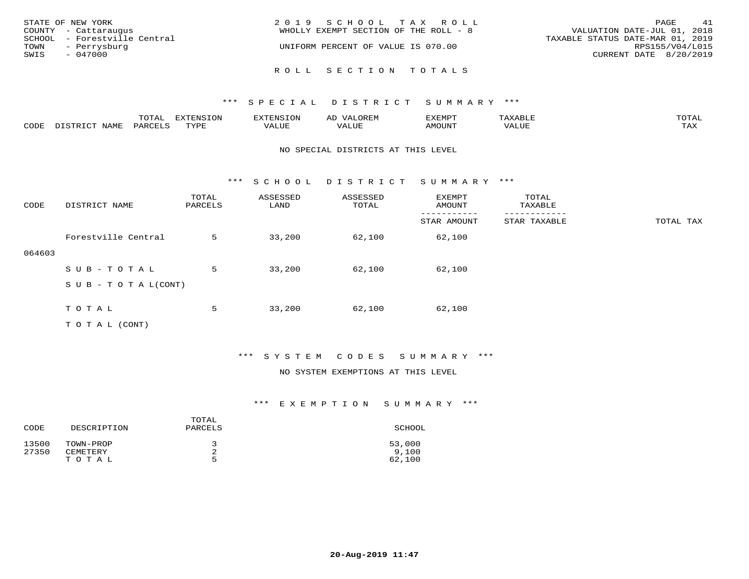STATE OF NEW YORK
COUNTY - Cattaraugus
SCHOOL - Forestville Central
TOWN - Perrysburg
SWIS - 047000

2019 SCHOOL TAX ROLL
WHOLLY EXEMPT SECTION OF THE ROLL - 8

UNIFORM PERCENT OF VALUE IS 070.00

VALUATION DATE-JUL 01, 2018
TAXABLE STATUS DATE-MAR 01, 2019
RPS155/V04/L015
CURRENT DATE 8/20/2019

## ROLL SECTION TOTALS

### *** SPECIAL DISTRICT SUMMARY ***

| CODE | DISTRICT NAME | TOTAL PARCELS | EXTENSION TYPE | EXTENSION VALUE | AD VALOREM VALUE | EXEMPT AMOUNT | TAXABLE VALUE | TOTAL TAX |
|---|---|---|---|---|---|---|---|---|

NO SPECIAL DISTRICTS AT THIS LEVEL

### *** SCHOOL DISTRICT SUMMARY ***

| CODE | DISTRICT NAME | TOTAL PARCELS | ASSESSED LAND | ASSESSED TOTAL | EXEMPT AMOUNT / STAR AMOUNT | TOTAL TAXABLE / STAR TAXABLE | TOTAL TAX |
|---|---|---|---|---|---|---|---|
| 064603 | Forestville Central | 5 | 33,200 | 62,100 | 62,100 | | |
| | SUB-TOTAL | 5 | 33,200 | 62,100 | 62,100 | | |
| | SUB-TOTAL(CONT) | | | | | | |
| | TOTAL | 5 | 33,200 | 62,100 | 62,100 | | |
| | TOTAL (CONT) | | | | | | |

### *** SYSTEM CODES SUMMARY ***

NO SYSTEM EXEMPTIONS AT THIS LEVEL

### *** EXEMPTION SUMMARY ***

| CODE | DESCRIPTION | TOTAL PARCELS | SCHOOL |
|---|---|---|---|
| 13500 | TOWN-PROP | 3 | 53,000 |
| 27350 | CEMETERY | 2 | 9,100 |
| | TOTAL | 5 | 62,100 |

20-Aug-2019 11:47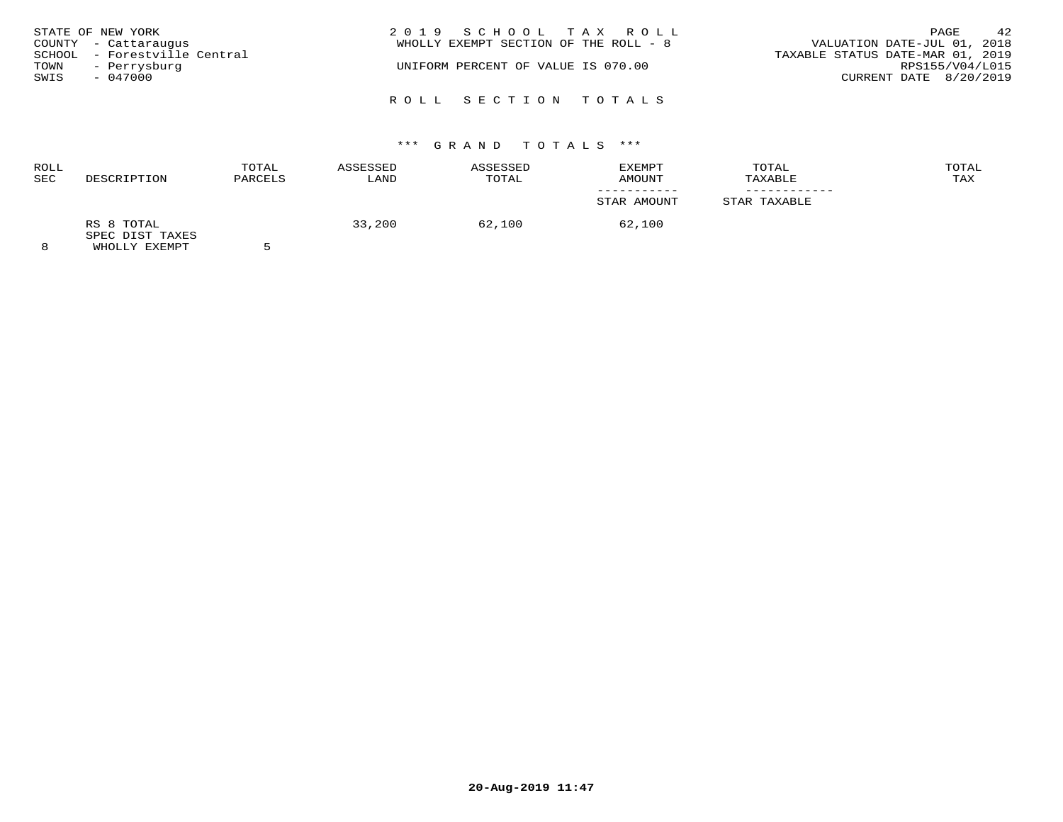STATE OF NEW YORK
COUNTY - Cattaraugus
SCHOOL - Forestville Central
TOWN - Perrysburg
SWIS - 047000

2019 SCHOOL TAX ROLL
WHOLLY EXEMPT SECTION OF THE ROLL - 8

UNIFORM PERCENT OF VALUE IS 070.00

VALUATION DATE-JUL 01, 2018
TAXABLE STATUS DATE-MAR 01, 2019
RPS155/V04/L015
CURRENT DATE 8/20/2019

## ROLL SECTION TOTALS

### *** GRAND TOTALS ***

| ROLL SEC | DESCRIPTION | TOTAL PARCELS | ASSESSED LAND | ASSESSED TOTAL | EXEMPT AMOUNT / STAR AMOUNT | TOTAL TAXABLE / STAR TAXABLE | TOTAL TAX |
|---|---|---|---|---|---|---|---|
| 8 | RS 8 TOTAL SPEC DIST TAXES WHOLLY EXEMPT | 5 | 33,200 | 62,100 | 62,100 | | |

20-Aug-2019 11:47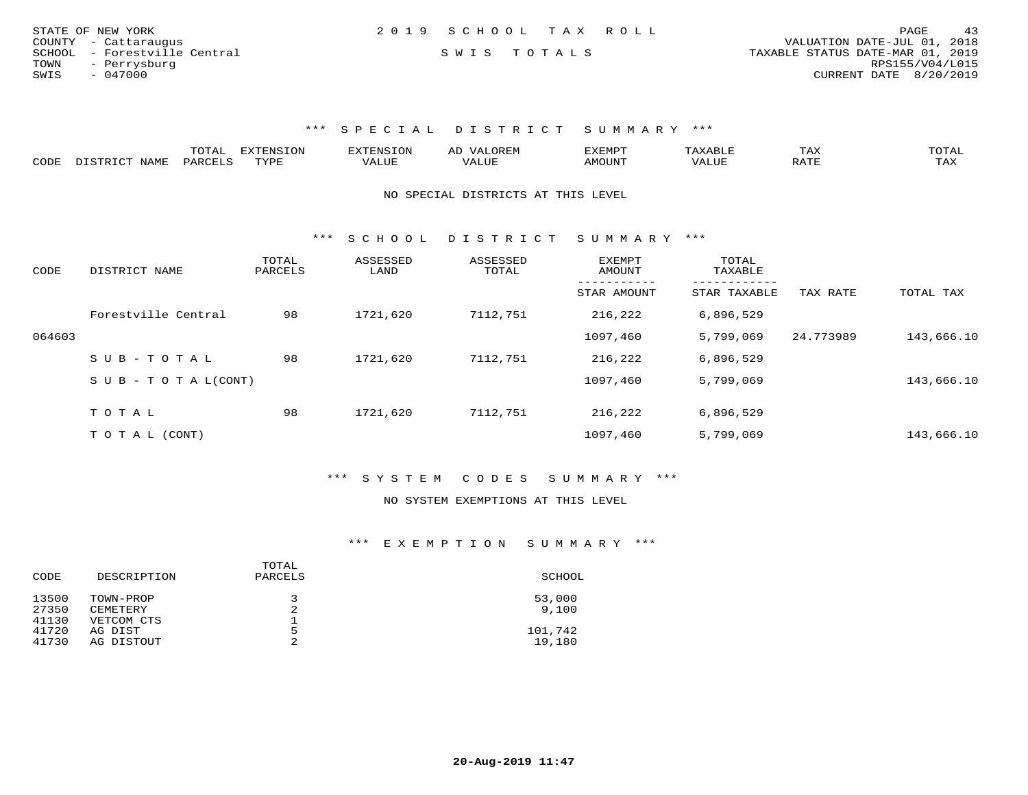STATE OF NEW YORK
COUNTY - Cattaraugus
SCHOOL - Forestville Central
TOWN - Perrysburg
SWIS - 047000

2019 SCHOOL TAX ROLL

SWIS TOTALS

VALUATION DATE-JUL 01, 2018
TAXABLE STATUS DATE-MAR 01, 2019
RPS155/V04/L015
CURRENT DATE 8/20/2019

### *** SPECIAL DISTRICT SUMMARY ***

| CODE | DISTRICT NAME | TOTAL PARCELS | EXTENSION TYPE | EXTENSION VALUE | AD VALOREM VALUE | EXEMPT AMOUNT | TAXABLE VALUE | TAX RATE | TOTAL TAX |
|---|---|---|---|---|---|---|---|---|---|

NO SPECIAL DISTRICTS AT THIS LEVEL

### *** SCHOOL DISTRICT SUMMARY ***

| CODE | DISTRICT NAME | TOTAL PARCELS | ASSESSED LAND | ASSESSED TOTAL | EXEMPT AMOUNT / STAR AMOUNT | TOTAL TAXABLE / STAR TAXABLE | TAX RATE | TOTAL TAX |
|---|---|---|---|---|---|---|---|---|
| | Forestville Central | 98 | 1721,620 | 7112,751 | 216,222 | 6,896,529 | | |
| 064603 | | | | | 1097,460 | 5,799,069 | 24.773989 | 143,666.10 |
| | SUB-TOTAL | 98 | 1721,620 | 7112,751 | 216,222 | 6,896,529 | | |
| | SUB-TOTAL(CONT) | | | | 1097,460 | 5,799,069 | | 143,666.10 |
| | TOTAL | 98 | 1721,620 | 7112,751 | 216,222 | 6,896,529 | | |
| | TOTAL (CONT) | | | | 1097,460 | 5,799,069 | | 143,666.10 |

### *** SYSTEM CODES SUMMARY ***

NO SYSTEM EXEMPTIONS AT THIS LEVEL

### *** EXEMPTION SUMMARY ***

| CODE | DESCRIPTION | TOTAL PARCELS | SCHOOL |
|---|---|---|---|
| 13500 | TOWN-PROP | 3 | 53,000 |
| 27350 | CEMETERY | 2 | 9,100 |
| 41130 | VETCOM CTS | 1 | |
| 41720 | AG DIST | 5 | 101,742 |
| 41730 | AG DISTOUT | 2 | 19,180 |

20-Aug-2019 11:47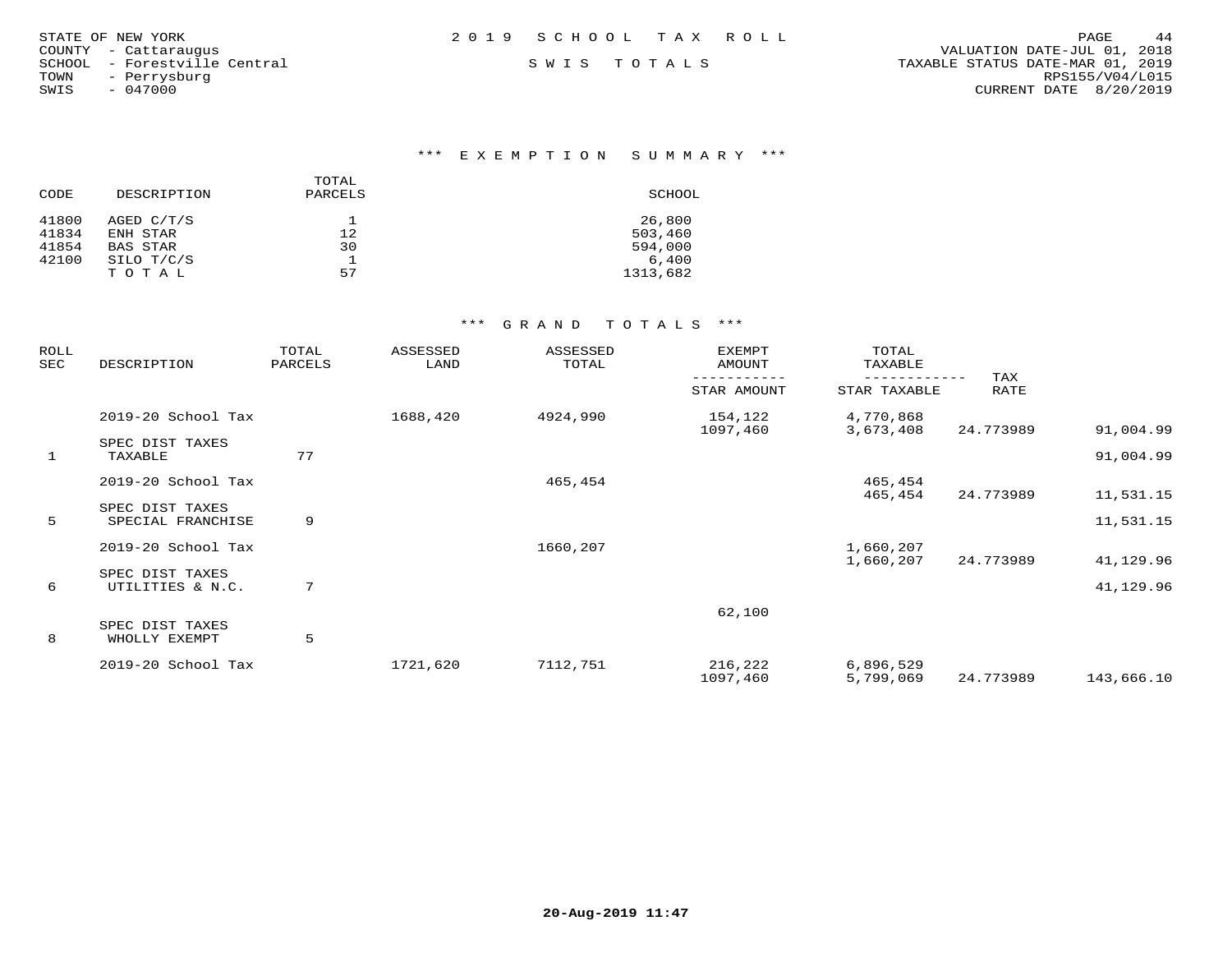STATE OF NEW YORK
COUNTY - Cattaraugus
SCHOOL - Forestville Central
TOWN - Perrysburg
SWIS - 047000

2 0 1 9 S C H O O L T A X R O L L

S W I S T O T A L S

VALUATION DATE-JUL 01, 2018
TAXABLE STATUS DATE-MAR 01, 2019
RPS155/V04/L015
CURRENT DATE 8/20/2019

### *** E X E M P T I O N S U M M A R Y ***

| CODE | DESCRIPTION | TOTAL PARCELS | SCHOOL |
|---|---|---|---|
| 41800 | AGED C/T/S | 1 | 26,800 |
| 41834 | ENH STAR | 12 | 503,460 |
| 41854 | BAS STAR | 30 | 594,000 |
| 42100 | SILO T/C/S | 1 | 6,400 |
| | T O T A L | 57 | 1313,682 |

### *** G R A N D T O T A L S ***

| ROLL SEC | DESCRIPTION | TOTAL PARCELS | ASSESSED LAND | ASSESSED TOTAL | EXEMPT AMOUNT / STAR AMOUNT | TOTAL TAXABLE / STAR TAXABLE | TAX RATE | |
|---|---|---|---|---|---|---|---|---|
| | 2019-20 School Tax | | 1688,420 | 4924,990 | 154,122 | 4,770,868 | | |
| | | | | | 1097,460 | 3,673,408 | 24.773989 | 91,004.99 |
| | SPEC DIST TAXES | | | | | | | |
| 1 | TAXABLE | 77 | | | | | | 91,004.99 |
| | 2019-20 School Tax | | | 465,454 | | 465,454 | | |
| | | | | | | 465,454 | 24.773989 | 11,531.15 |
| | SPEC DIST TAXES | | | | | | | |
| 5 | SPECIAL FRANCHISE | 9 | | | | | | 11,531.15 |
| | 2019-20 School Tax | | | 1660,207 | | 1,660,207 | | |
| | | | | | | 1,660,207 | 24.773989 | 41,129.96 |
| | SPEC DIST TAXES | | | | | | | |
| 6 | UTILITIES & N.C. | 7 | | | | | | 41,129.96 |
| | | | | | 62,100 | | | |
| | SPEC DIST TAXES | | | | | | | |
| 8 | WHOLLY EXEMPT | 5 | | | | | | |
| | 2019-20 School Tax | | 1721,620 | 7112,751 | 216,222 | 6,896,529 | | |
| | | | | | 1097,460 | 5,799,069 | 24.773989 | 143,666.10 |

20-Aug-2019 11:47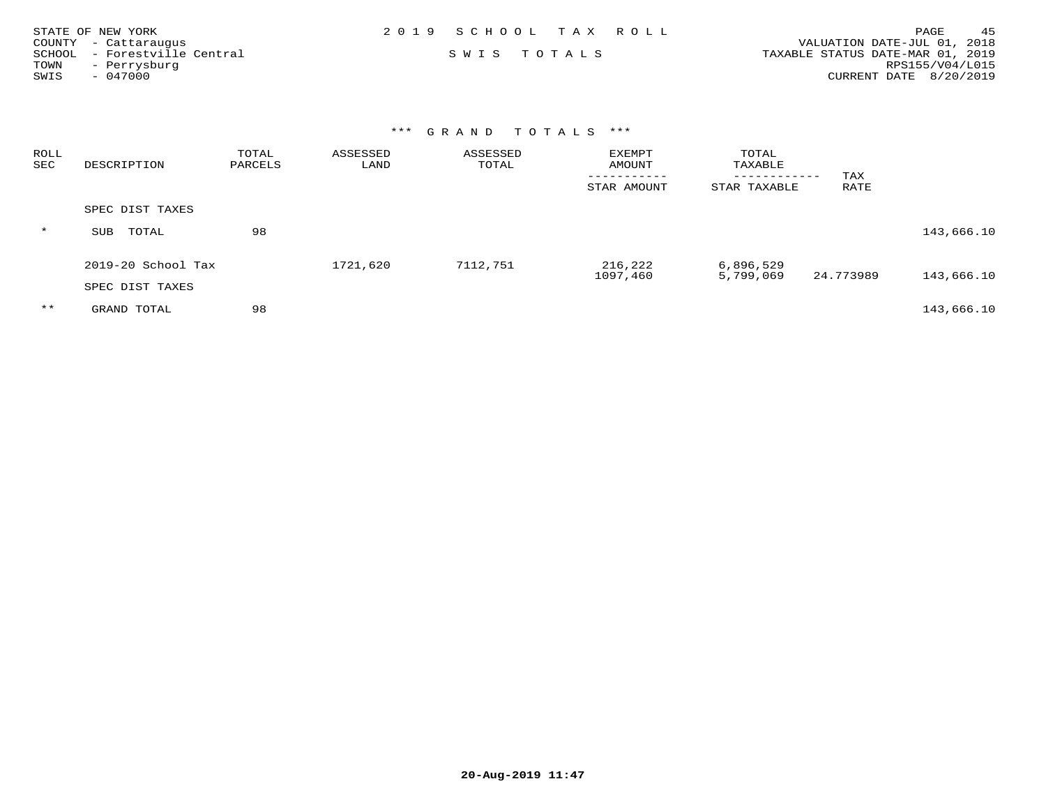STATE OF NEW YORK
COUNTY - Cattaraugus
SCHOOL - Forestville Central
TOWN - Perrysburg
SWIS - 047000

2019 SCHOOL TAX ROLL

SWIS TOTALS

PAGE 45
VALUATION DATE-JUL 01, 2018
TAXABLE STATUS DATE-MAR 01, 2019
RPS155/V04/L015
CURRENT DATE 8/20/2019

### *** GRAND TOTALS ***

| ROLL SEC | DESCRIPTION | TOTAL PARCELS | ASSESSED LAND | ASSESSED TOTAL | EXEMPT AMOUNT / STAR AMOUNT | TOTAL TAXABLE / STAR TAXABLE | TAX RATE | |
|---|---|---|---|---|---|---|---|---|
| | SPEC DIST TAXES | | | | | | | |
| * | SUB TOTAL | 98 | | | | | | 143,666.10 |
| | 2019-20 School Tax | | 1721,620 | 7112,751 | 216,222 | 6,896,529 | | |
| | | | | | 1097,460 | 5,799,069 | 24.773989 | 143,666.10 |
| | SPEC DIST TAXES | | | | | | | |
| ** | GRAND TOTAL | 98 | | | | | | 143,666.10 |

20-Aug-2019 11:47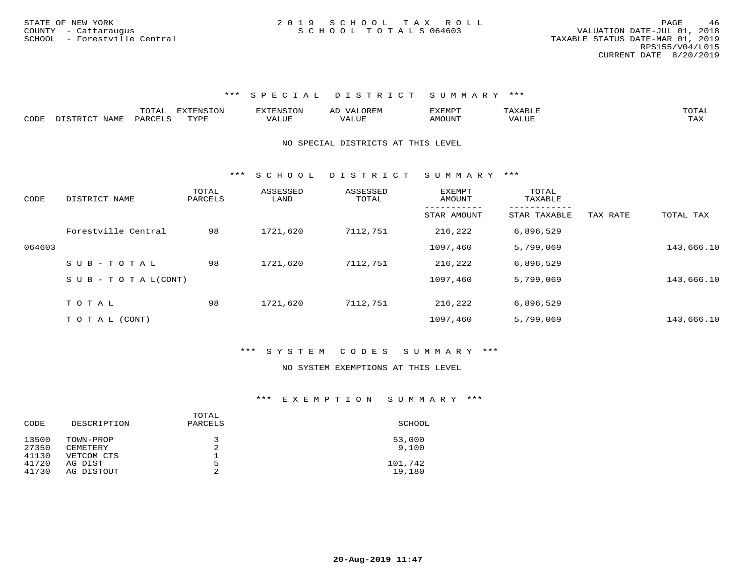STATE OF NEW YORK
COUNTY - Cattaraugus
SCHOOL - Forestville Central

2019 SCHOOL TAX ROLL
SCHOOL TOTALS 064603

VALUATION DATE-JUL 01, 2018
TAXABLE STATUS DATE-MAR 01, 2019
RPS155/V04/L015
CURRENT DATE 8/20/2019

### *** SPECIAL DISTRICT SUMMARY ***

| CODE | DISTRICT NAME | TOTAL PARCELS | EXTENSION TYPE | EXTENSION VALUE | AD VALOREM VALUE | EXEMPT AMOUNT | TAXABLE VALUE | TOTAL TAX |
|---|---|---|---|---|---|---|---|---|

NO SPECIAL DISTRICTS AT THIS LEVEL

### *** SCHOOL DISTRICT SUMMARY ***

| CODE | DISTRICT NAME | TOTAL PARCELS | ASSESSED LAND | ASSESSED TOTAL | EXEMPT AMOUNT / STAR AMOUNT | TOTAL TAXABLE / STAR TAXABLE | TAX RATE | TOTAL TAX |
|---|---|---|---|---|---|---|---|---|
| | Forestville Central | 98 | 1721,620 | 7112,751 | 216,222 | 6,896,529 | | |
| 064603 | | | | | 1097,460 | 5,799,069 | | 143,666.10 |
| | SUB-TOTAL | 98 | 1721,620 | 7112,751 | 216,222 | 6,896,529 | | |
| | SUB-TOTAL(CONT) | | | | 1097,460 | 5,799,069 | | 143,666.10 |
| | TOTAL | 98 | 1721,620 | 7112,751 | 216,222 | 6,896,529 | | |
| | TOTAL (CONT) | | | | 1097,460 | 5,799,069 | | 143,666.10 |

### *** SYSTEM CODES SUMMARY ***

NO SYSTEM EXEMPTIONS AT THIS LEVEL

### *** EXEMPTION SUMMARY ***

| CODE | DESCRIPTION | TOTAL PARCELS | SCHOOL |
|---|---|---|---|
| 13500 | TOWN-PROP | 3 | 53,000 |
| 27350 | CEMETERY | 2 | 9,100 |
| 41130 | VETCOM CTS | 1 | |
| 41720 | AG DIST | 5 | 101,742 |
| 41730 | AG DISTOUT | 2 | 19,180 |

20-Aug-2019 11:47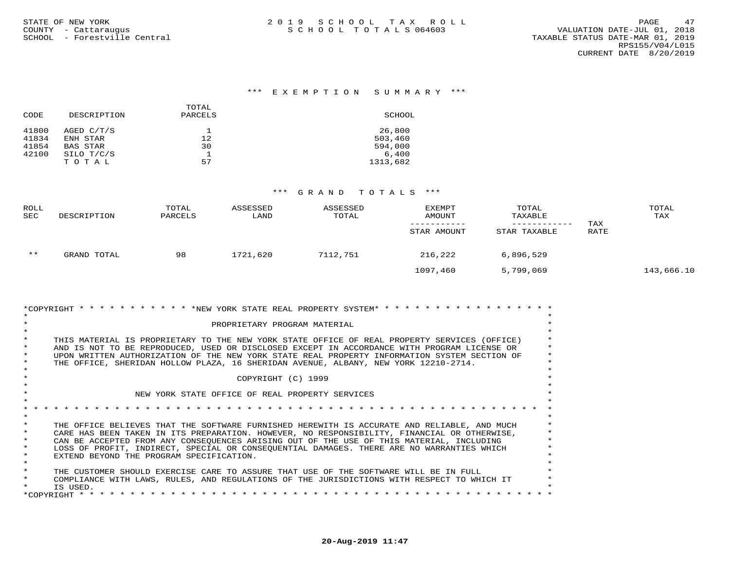STATE OF NEW YORK
COUNTY - Cattaraugus
SCHOOL - Forestville Central

2 0 1 9 S C H O O L T A X R O L L
S C H O O L T O T A L S 064603

VALUATION DATE-JUL 01, 2018
TAXABLE STATUS DATE-MAR 01, 2019
RPS155/V04/L015
CURRENT DATE 8/20/2019

## *** E X E M P T I O N S U M M A R Y ***

| CODE | DESCRIPTION | TOTAL PARCELS | SCHOOL |
|---|---|---|---|
| 41800 | AGED C/T/S | 1 | 26,800 |
| 41834 | ENH STAR | 12 | 503,460 |
| 41854 | BAS STAR | 30 | 594,000 |
| 42100 | SILO T/C/S | 1 | 6,400 |
| | T O T A L | 57 | 1313,682 |

## *** G R A N D T O T A L S ***

| ROLL SEC | DESCRIPTION | TOTAL PARCELS | ASSESSED LAND | ASSESSED TOTAL | EXEMPT AMOUNT / STAR AMOUNT | TOTAL TAXABLE / STAR TAXABLE | TAX RATE | TOTAL TAX |
|---|---|---|---|---|---|---|---|---|
| ** | GRAND TOTAL | 98 | 1721,620 | 7112,751 | 216,222 | 6,896,529 | | |
| | | | | | 1097,460 | 5,799,069 | | 143,666.10 |

```
*COPYRIGHT * * * * * * * * * * * *NEW YORK STATE REAL PROPERTY SYSTEM* * * * * * * * * * * * * * * * * *
*                                                                                                      *
*                                  PROPRIETARY PROGRAM MATERIAL                                         *
*                                                                                                      *
*     THIS MATERIAL IS PROPRIETARY TO THE NEW YORK STATE OFFICE OF REAL PROPERTY SERVICES (OFFICE)     *
*     AND IS NOT TO BE REPRODUCED, USED OR DISCLOSED EXCEPT IN ACCORDANCE WITH PROGRAM LICENSE OR      *
*     UPON WRITTEN AUTHORIZATION OF THE NEW YORK STATE REAL PROPERTY INFORMATION SYSTEM SECTION OF     *
*     THE OFFICE, SHERIDAN HOLLOW PLAZA, 16 SHERIDAN AVENUE, ALBANY, NEW YORK 12210-2714.              *
*                                                                                                      *
*                                       COPYRIGHT (C) 1999                                              *
*                                                                                                      *
*                         NEW YORK STATE OFFICE OF REAL PROPERTY SERVICES                               *
*                                                                                                      *
* * * * * * * * * * * * * * * * * * * * * * * * * * * * * * * * * * * * * * * * * * * * * * * * * * * *
*                                                                                                      *
*     THE OFFICE BELIEVES THAT THE SOFTWARE FURNISHED HEREWITH IS ACCURATE AND RELIABLE, AND MUCH      *
*     CARE HAS BEEN TAKEN IN ITS PREPARATION. HOWEVER, NO RESPONSIBILITY, FINANCIAL OR OTHERWISE,      *
*     CAN BE ACCEPTED FROM ANY CONSEQUENCES ARISING OUT OF THE USE OF THIS MATERIAL, INCLUDING         *
*     LOSS OF PROFIT, INDIRECT, SPECIAL OR CONSEQUENTIAL DAMAGES. THERE ARE NO WARRANTIES WHICH        *
*     EXTEND BEYOND THE PROGRAM SPECIFICATION.                                                         *
*                                                                                                      *
*     THE CUSTOMER SHOULD EXERCISE CARE TO ASSURE THAT USE OF THE SOFTWARE WILL BE IN FULL             *
*     COMPLIANCE WITH LAWS, RULES, AND REGULATIONS OF THE JURISDICTIONS WITH RESPECT TO WHICH IT       *
*     IS USED.                                                                                         *
*COPYRIGHT * * * * * * * * * * * * * * * * * * * * * * * * * * * * * * * * * * * * * * * * * * * * * *
```

20-Aug-2019 11:47